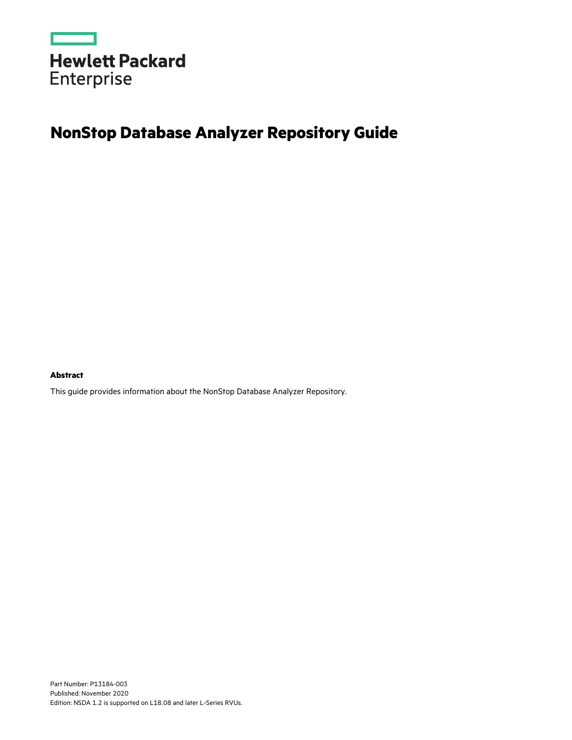Hewlett Packard
Enterprise

# NonStop Database Analyzer Repository Guide

**Abstract**

This guide provides information about the NonStop Database Analyzer Repository.

Part Number: P13184-003
Published: November 2020
Edition: NSDA 1.2 is supported on L18.08 and later L-Series RVUs.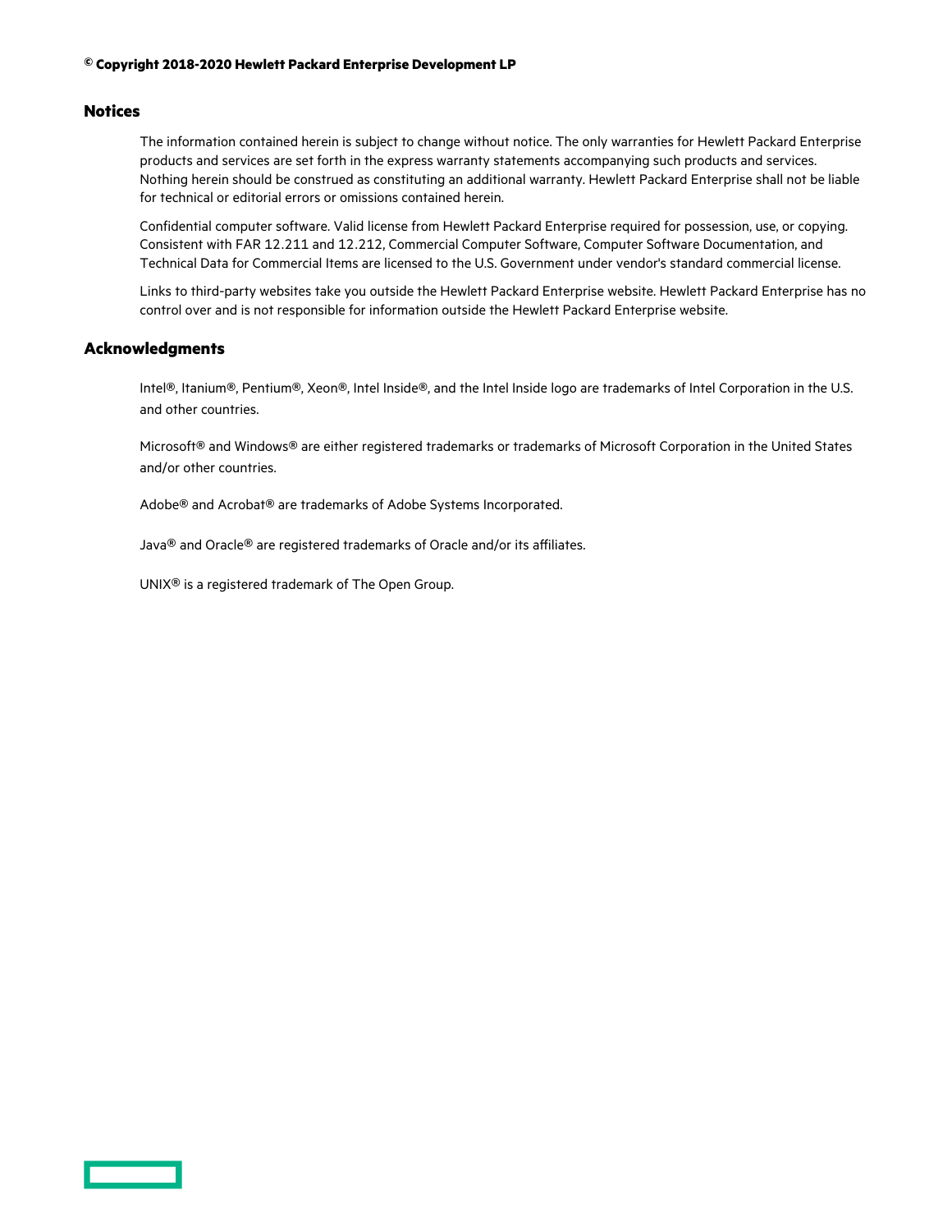**© Copyright 2018-2020 Hewlett Packard Enterprise Development LP**

## Notices

The information contained herein is subject to change without notice. The only warranties for Hewlett Packard Enterprise products and services are set forth in the express warranty statements accompanying such products and services. Nothing herein should be construed as constituting an additional warranty. Hewlett Packard Enterprise shall not be liable for technical or editorial errors or omissions contained herein.

Confidential computer software. Valid license from Hewlett Packard Enterprise required for possession, use, or copying. Consistent with FAR 12.211 and 12.212, Commercial Computer Software, Computer Software Documentation, and Technical Data for Commercial Items are licensed to the U.S. Government under vendor's standard commercial license.

Links to third-party websites take you outside the Hewlett Packard Enterprise website. Hewlett Packard Enterprise has no control over and is not responsible for information outside the Hewlett Packard Enterprise website.

## Acknowledgments

Intel®, Itanium®, Pentium®, Xeon®, Intel Inside®, and the Intel Inside logo are trademarks of Intel Corporation in the U.S. and other countries.

Microsoft® and Windows® are either registered trademarks or trademarks of Microsoft Corporation in the United States and/or other countries.

Adobe® and Acrobat® are trademarks of Adobe Systems Incorporated.

Java® and Oracle® are registered trademarks of Oracle and/or its affiliates.

UNIX® is a registered trademark of The Open Group.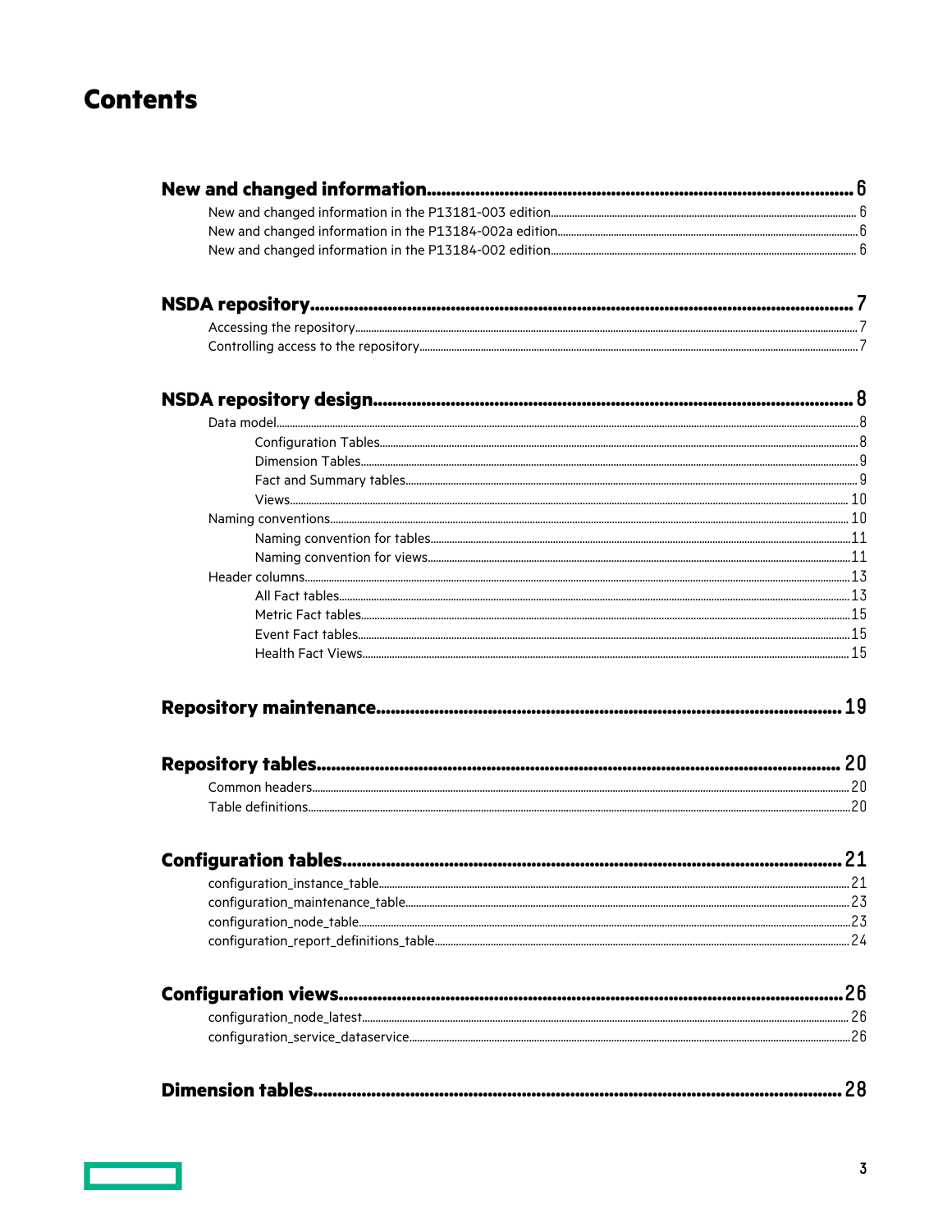# Contents

**New and changed information** ........ 6
- New and changed information in the P13181-003 edition ........ 6
- New and changed information in the P13184-002a edition ........ 6
- New and changed information in the P13184-002 edition ........ 6

**NSDA repository** ........ 7
- Accessing the repository ........ 7
- Controlling access to the repository ........ 7

**NSDA repository design** ........ 8
- Data model ........ 8
  - Configuration Tables ........ 8
  - Dimension Tables ........ 9
  - Fact and Summary tables ........ 9
  - Views ........ 10
- Naming conventions ........ 10
  - Naming convention for tables ........ 11
  - Naming convention for views ........ 11
- Header columns ........ 13
  - All Fact tables ........ 13
  - Metric Fact tables ........ 15
  - Event Fact tables ........ 15
  - Health Fact Views ........ 15

**Repository maintenance** ........ 19

**Repository tables** ........ 20
- Common headers ........ 20
- Table definitions ........ 20

**Configuration tables** ........ 21
- configuration_instance_table ........ 21
- configuration_maintenance_table ........ 23
- configuration_node_table ........ 23
- configuration_report_definitions_table ........ 24

**Configuration views** ........ 26
- configuration_node_latest ........ 26
- configuration_service_dataservice ........ 26

**Dimension tables** ........ 28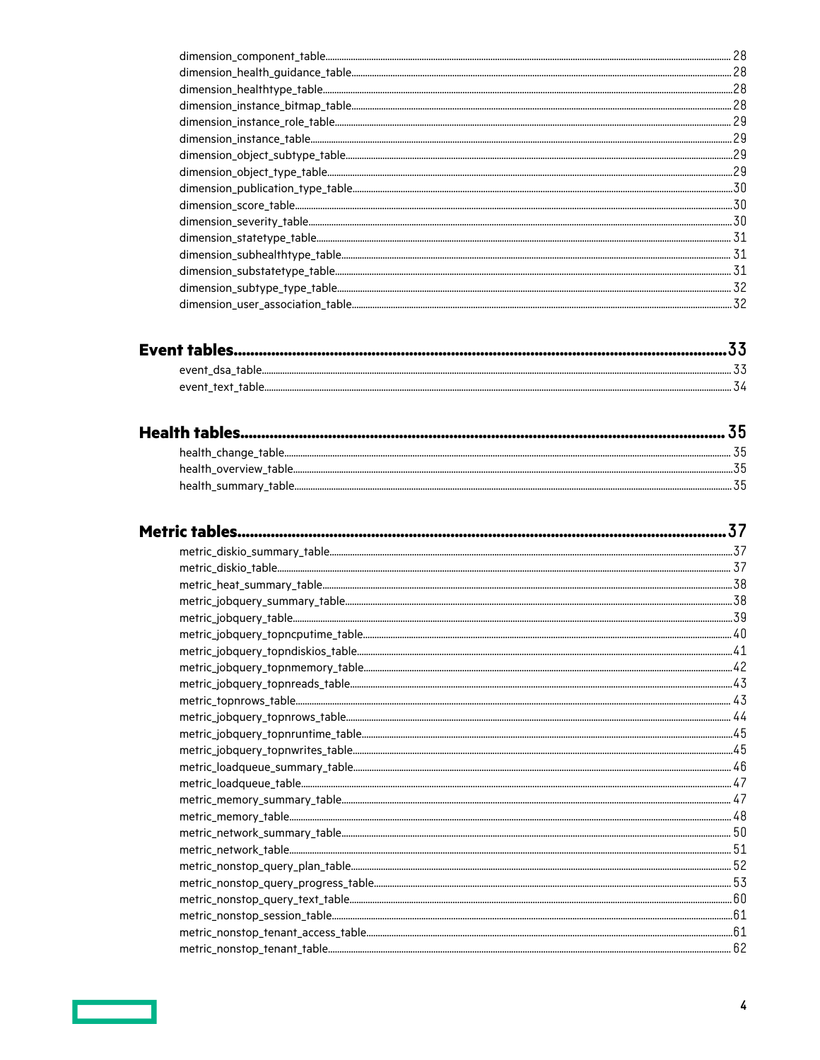dimension_component_table ... 28
dimension_health_guidance_table ... 28
dimension_healthtype_table ... 28
dimension_instance_bitmap_table ... 28
dimension_instance_role_table ... 29
dimension_instance_table ... 29
dimension_object_subtype_table ... 29
dimension_object_type_table ... 29
dimension_publication_type_table ... 30
dimension_score_table ... 30
dimension_severity_table ... 30
dimension_statetype_table ... 31
dimension_subhealthtype_table ... 31
dimension_substatetype_table ... 31
dimension_subtype_type_table ... 32
dimension_user_association_table ... 32

**Event tables ... 33**

event_dsa_table ... 33
event_text_table ... 34

**Health tables ... 35**

health_change_table ... 35
health_overview_table ... 35
health_summary_table ... 35

**Metric tables ... 37**

metric_diskio_summary_table ... 37
metric_diskio_table ... 37
metric_heat_summary_table ... 38
metric_jobquery_summary_table ... 38
metric_jobquery_table ... 39
metric_jobquery_topncputime_table ... 40
metric_jobquery_topndiskios_table ... 41
metric_jobquery_topnmemory_table ... 42
metric_jobquery_topnreads_table ... 43
metric_topnrows_table ... 43
metric_jobquery_topnrows_table ... 44
metric_jobquery_topnruntime_table ... 45
metric_jobquery_topnwrites_table ... 45
metric_loadqueue_summary_table ... 46
metric_loadqueue_table ... 47
metric_memory_summary_table ... 47
metric_memory_table ... 48
metric_network_summary_table ... 50
metric_network_table ... 51
metric_nonstop_query_plan_table ... 52
metric_nonstop_query_progress_table ... 53
metric_nonstop_query_text_table ... 60
metric_nonstop_session_table ... 61
metric_nonstop_tenant_access_table ... 61
metric_nonstop_tenant_table ... 62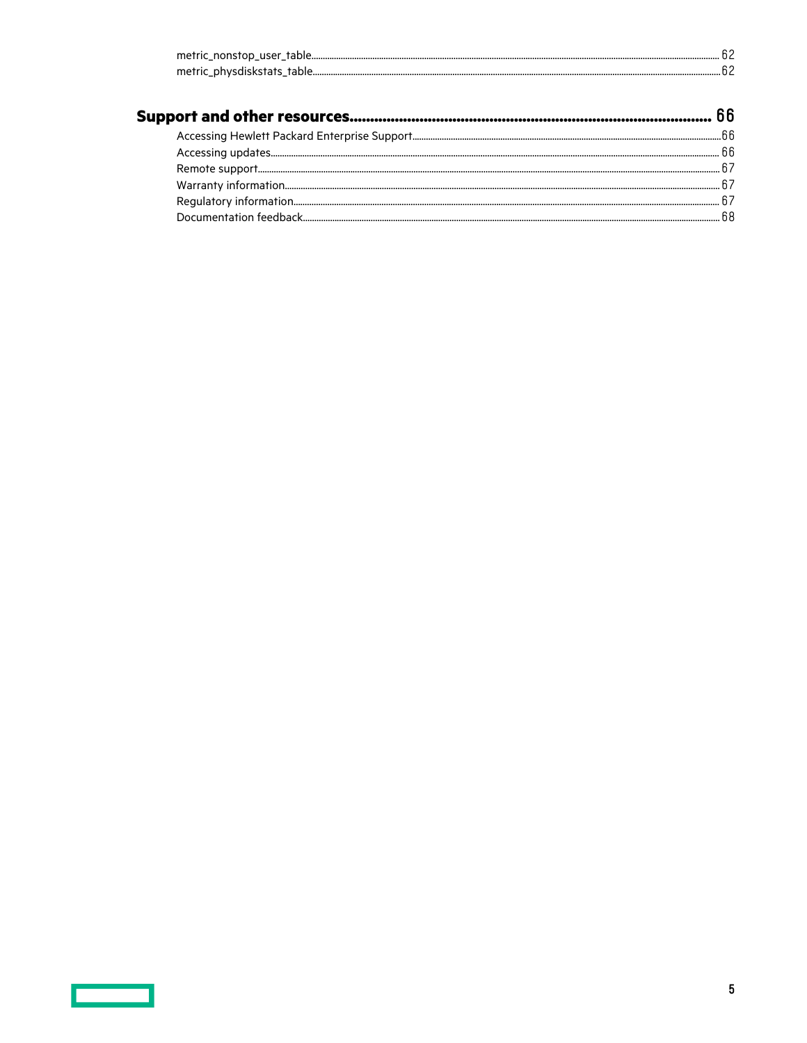- metric_nonstop_user_table ... 62
- metric_physdiskstats_table ... 62

**Support and other resources ... 66**

- Accessing Hewlett Packard Enterprise Support ... 66
- Accessing updates ... 66
- Remote support ... 67
- Warranty information ... 67
- Regulatory information ... 67
- Documentation feedback ... 68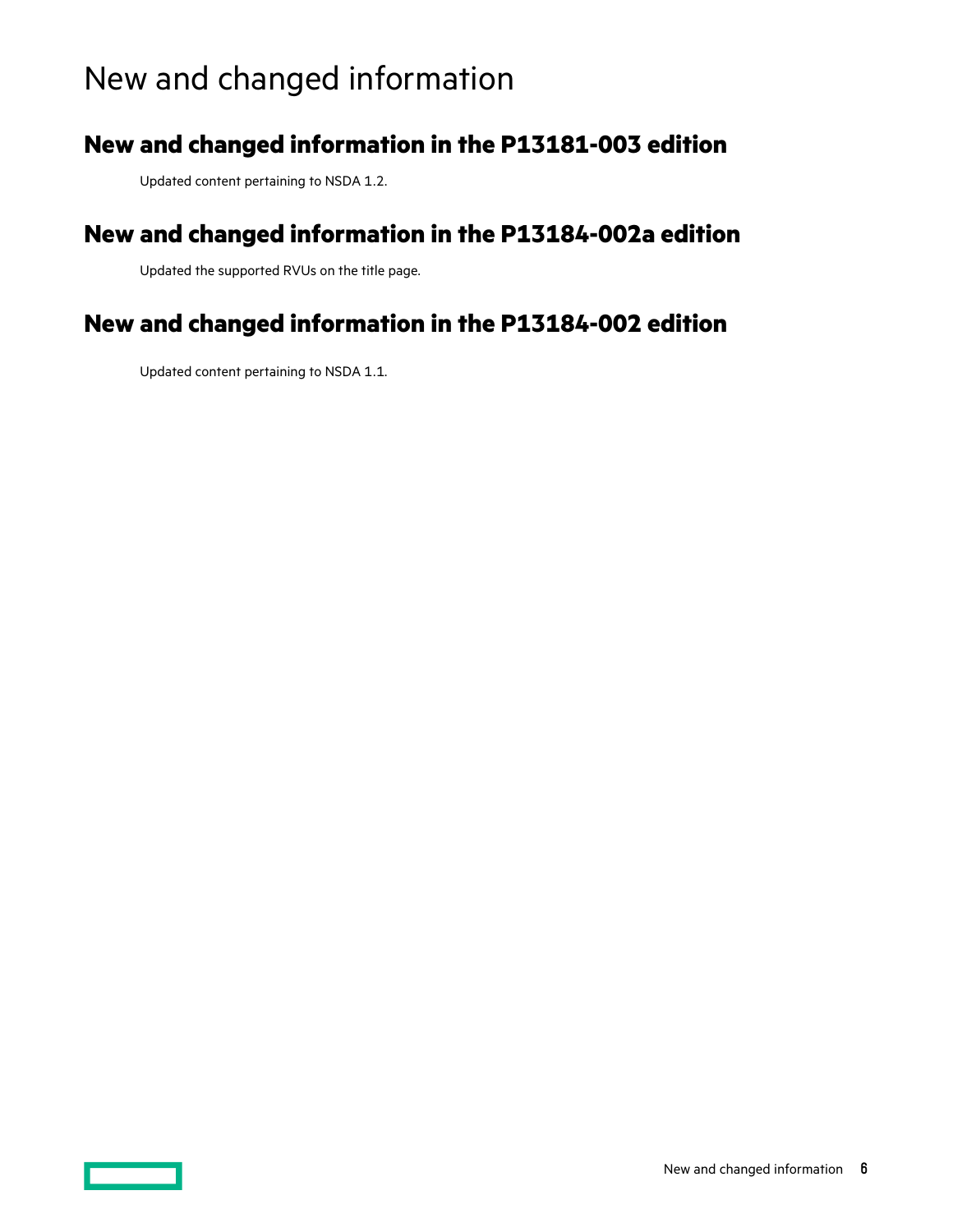# New and changed information

## New and changed information in the P13181-003 edition

Updated content pertaining to NSDA 1.2.

## New and changed information in the P13184-002a edition

Updated the supported RVUs on the title page.

## New and changed information in the P13184-002 edition

Updated content pertaining to NSDA 1.1.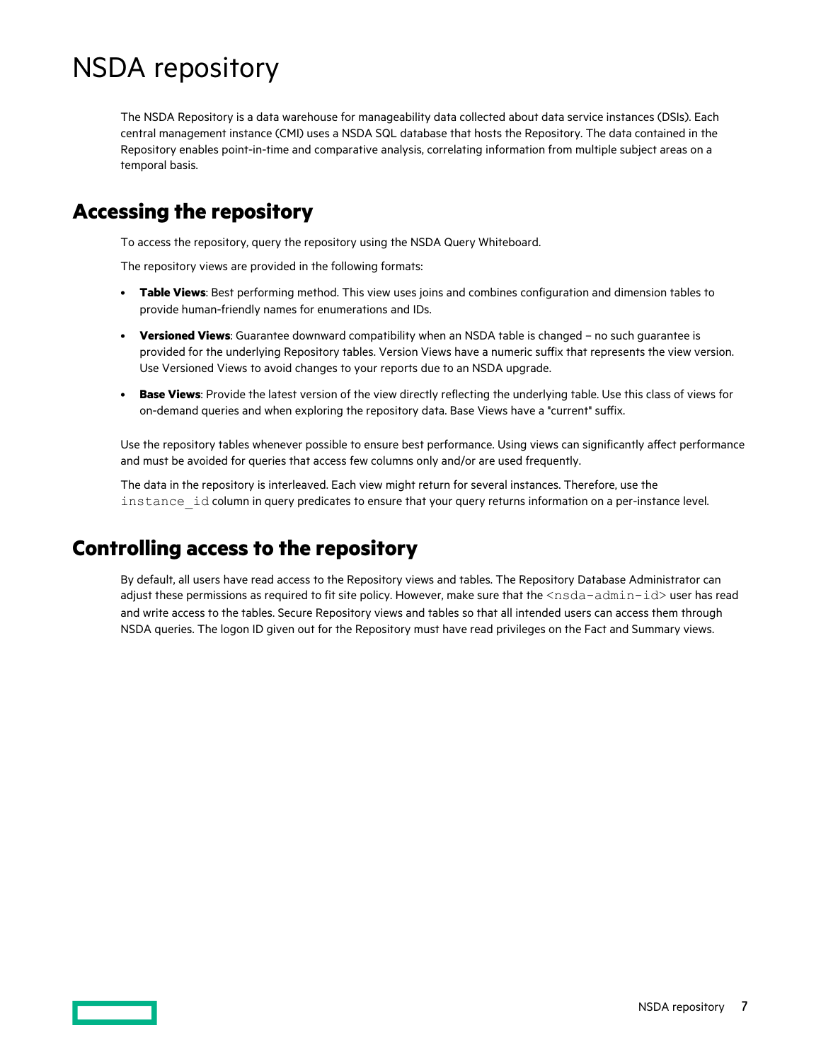# NSDA repository

The NSDA Repository is a data warehouse for manageability data collected about data service instances (DSIs). Each central management instance (CMI) uses a NSDA SQL database that hosts the Repository. The data contained in the Repository enables point-in-time and comparative analysis, correlating information from multiple subject areas on a temporal basis.

## Accessing the repository

To access the repository, query the repository using the NSDA Query Whiteboard.

The repository views are provided in the following formats:

- **Table Views**: Best performing method. This view uses joins and combines configuration and dimension tables to provide human-friendly names for enumerations and IDs.
- **Versioned Views**: Guarantee downward compatibility when an NSDA table is changed – no such guarantee is provided for the underlying Repository tables. Version Views have a numeric suffix that represents the view version. Use Versioned Views to avoid changes to your reports due to an NSDA upgrade.
- **Base Views**: Provide the latest version of the view directly reflecting the underlying table. Use this class of views for on-demand queries and when exploring the repository data. Base Views have a "current" suffix.

Use the repository tables whenever possible to ensure best performance. Using views can significantly affect performance and must be avoided for queries that access few columns only and/or are used frequently.

The data in the repository is interleaved. Each view might return for several instances. Therefore, use the `instance_id` column in query predicates to ensure that your query returns information on a per-instance level.

## Controlling access to the repository

By default, all users have read access to the Repository views and tables. The Repository Database Administrator can adjust these permissions as required to fit site policy. However, make sure that the `<nsda-admin-id>` user has read and write access to the tables. Secure Repository views and tables so that all intended users can access them through NSDA queries. The logon ID given out for the Repository must have read privileges on the Fact and Summary views.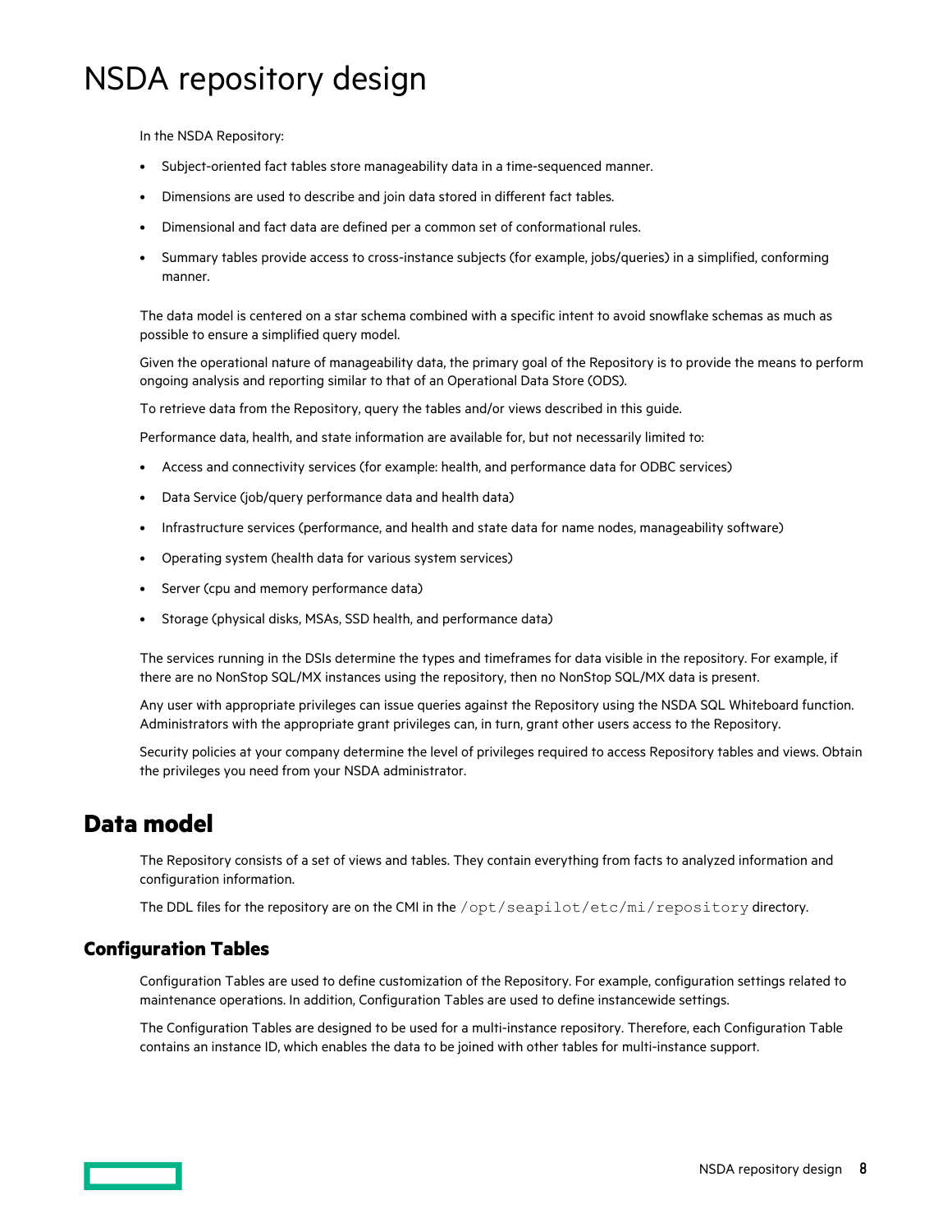# NSDA repository design

In the NSDA Repository:

- Subject-oriented fact tables store manageability data in a time-sequenced manner.
- Dimensions are used to describe and join data stored in different fact tables.
- Dimensional and fact data are defined per a common set of conformational rules.
- Summary tables provide access to cross-instance subjects (for example, jobs/queries) in a simplified, conforming manner.

The data model is centered on a star schema combined with a specific intent to avoid snowflake schemas as much as possible to ensure a simplified query model.

Given the operational nature of manageability data, the primary goal of the Repository is to provide the means to perform ongoing analysis and reporting similar to that of an Operational Data Store (ODS).

To retrieve data from the Repository, query the tables and/or views described in this guide.

Performance data, health, and state information are available for, but not necessarily limited to:

- Access and connectivity services (for example: health, and performance data for ODBC services)
- Data Service (job/query performance data and health data)
- Infrastructure services (performance, and health and state data for name nodes, manageability software)
- Operating system (health data for various system services)
- Server (cpu and memory performance data)
- Storage (physical disks, MSAs, SSD health, and performance data)

The services running in the DSIs determine the types and timeframes for data visible in the repository. For example, if there are no NonStop SQL/MX instances using the repository, then no NonStop SQL/MX data is present.

Any user with appropriate privileges can issue queries against the Repository using the NSDA SQL Whiteboard function. Administrators with the appropriate grant privileges can, in turn, grant other users access to the Repository.

Security policies at your company determine the level of privileges required to access Repository tables and views. Obtain the privileges you need from your NSDA administrator.

## Data model

The Repository consists of a set of views and tables. They contain everything from facts to analyzed information and configuration information.

The DDL files for the repository are on the CMI in the `/opt/seapilot/etc/mi/repository` directory.

### Configuration Tables

Configuration Tables are used to define customization of the Repository. For example, configuration settings related to maintenance operations. In addition, Configuration Tables are used to define instancewide settings.

The Configuration Tables are designed to be used for a multi-instance repository. Therefore, each Configuration Table contains an instance ID, which enables the data to be joined with other tables for multi-instance support.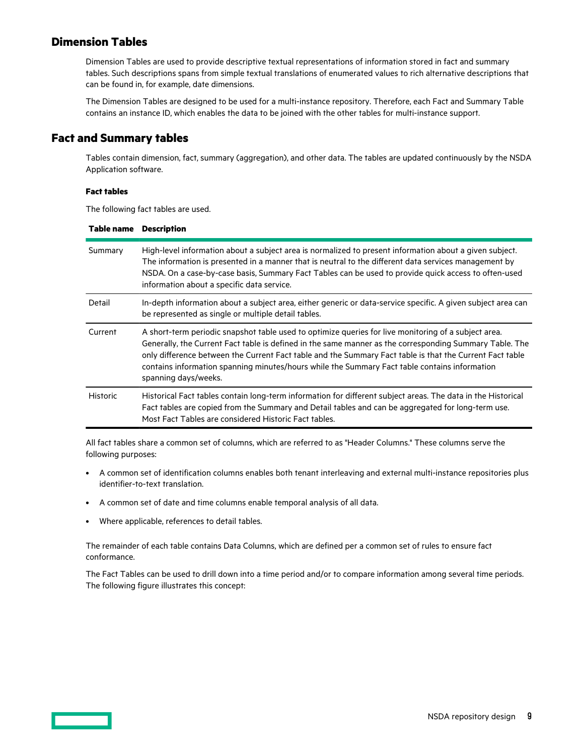## Dimension Tables

Dimension Tables are used to provide descriptive textual representations of information stored in fact and summary tables. Such descriptions spans from simple textual translations of enumerated values to rich alternative descriptions that can be found in, for example, date dimensions.

The Dimension Tables are designed to be used for a multi-instance repository. Therefore, each Fact and Summary Table contains an instance ID, which enables the data to be joined with the other tables for multi-instance support.

## Fact and Summary tables

Tables contain dimension, fact, summary (aggregation), and other data. The tables are updated continuously by the NSDA Application software.

**Fact tables**

The following fact tables are used.

| Table name | Description |
|---|---|
| Summary | High-level information about a subject area is normalized to present information about a given subject. The information is presented in a manner that is neutral to the different data services management by NSDA. On a case-by-case basis, Summary Fact Tables can be used to provide quick access to often-used information about a specific data service. |
| Detail | In-depth information about a subject area, either generic or data-service specific. A given subject area can be represented as single or multiple detail tables. |
| Current | A short-term periodic snapshot table used to optimize queries for live monitoring of a subject area. Generally, the Current Fact table is defined in the same manner as the corresponding Summary Table. The only difference between the Current Fact table and the Summary Fact table is that the Current Fact table contains information spanning minutes/hours while the Summary Fact table contains information spanning days/weeks. |
| Historic | Historical Fact tables contain long-term information for different subject areas. The data in the Historical Fact tables are copied from the Summary and Detail tables and can be aggregated for long-term use. Most Fact Tables are considered Historic Fact tables. |

All fact tables share a common set of columns, which are referred to as "Header Columns." These columns serve the following purposes:

- A common set of identification columns enables both tenant interleaving and external multi-instance repositories plus identifier-to-text translation.
- A common set of date and time columns enable temporal analysis of all data.
- Where applicable, references to detail tables.

The remainder of each table contains Data Columns, which are defined per a common set of rules to ensure fact conformance.

The Fact Tables can be used to drill down into a time period and/or to compare information among several time periods. The following figure illustrates this concept: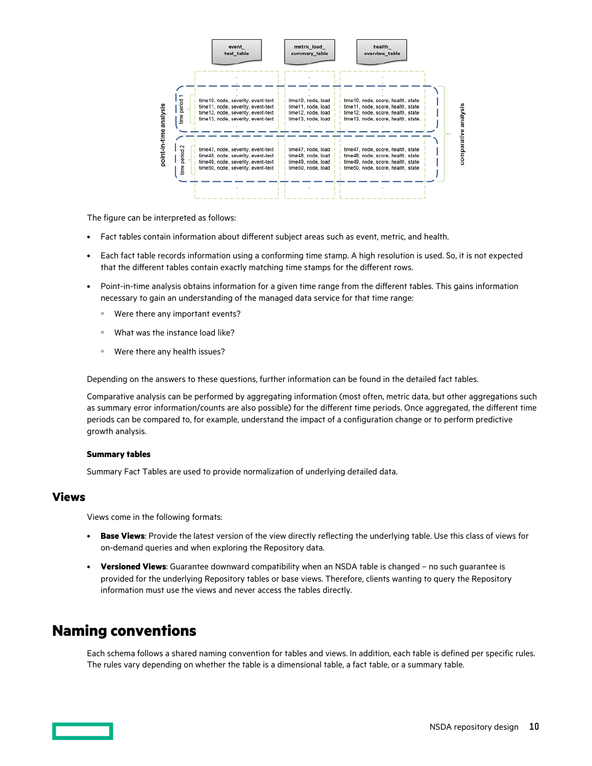The figure can be interpreted as follows:

- Fact tables contain information about different subject areas such as event, metric, and health.
- Each fact table records information using a conforming time stamp. A high resolution is used. So, it is not expected that the different tables contain exactly matching time stamps for the different rows.
- Point-in-time analysis obtains information for a given time range from the different tables. This gains information necessary to gain an understanding of the managed data service for that time range:
  - Were there any important events?
  - What was the instance load like?
  - Were there any health issues?

Depending on the answers to these questions, further information can be found in the detailed fact tables.

Comparative analysis can be performed by aggregating information (most often, metric data, but other aggregations such as summary error information/counts are also possible) for the different time periods. Once aggregated, the different time periods can be compared to, for example, understand the impact of a configuration change or to perform predictive growth analysis.

#### Summary tables

Summary Fact Tables are used to provide normalization of underlying detailed data.

## Views

Views come in the following formats:

- **Base Views**: Provide the latest version of the view directly reflecting the underlying table. Use this class of views for on-demand queries and when exploring the Repository data.
- **Versioned Views**: Guarantee downward compatibility when an NSDA table is changed – no such guarantee is provided for the underlying Repository tables or base views. Therefore, clients wanting to query the Repository information must use the views and never access the tables directly.

# Naming conventions

Each schema follows a shared naming convention for tables and views. In addition, each table is defined per specific rules. The rules vary depending on whether the table is a dimensional table, a fact table, or a summary table.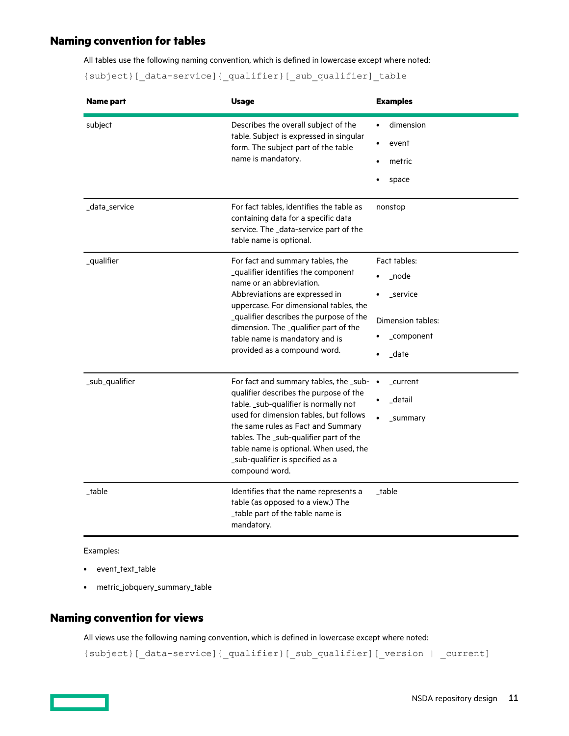## Naming convention for tables

All tables use the following naming convention, which is defined in lowercase except where noted:

```
{subject}[_data-service]{_qualifier}[_sub_qualifier]_table
```

| Name part | Usage | Examples |
|---|---|---|
| subject | Describes the overall subject of the table. Subject is expressed in singular form. The subject part of the table name is mandatory. | • dimension<br>• event<br>• metric<br>• space |
| _data_service | For fact tables, identifies the table as containing data for a specific data service. The _data-service part of the table name is optional. | nonstop |
| _qualifier | For fact and summary tables, the _qualifier identifies the component name or an abbreviation. Abbreviations are expressed in uppercase. For dimensional tables, the _qualifier describes the purpose of the dimension. The _qualifier part of the table name is mandatory and is provided as a compound word. | Fact tables:<br>• _node<br>• _service<br>Dimension tables:<br>• _component<br>• _date |
| _sub_qualifier | For fact and summary tables, the _sub-qualifier describes the purpose of the table. _sub-qualifier is normally not used for dimension tables, but follows the same rules as Fact and Summary tables. The _sub-qualifier part of the table name is optional. When used, the _sub-qualifier is specified as a compound word. | • _current<br>• _detail<br>• _summary |
| _table | Identifies that the name represents a table (as opposed to a view.) The _table part of the table name is mandatory. | _table |

Examples:

- event_text_table
- metric_jobquery_summary_table

## Naming convention for views

All views use the following naming convention, which is defined in lowercase except where noted:

```
{subject}[_data-service]{_qualifier}[_sub_qualifier][_version | _current]
```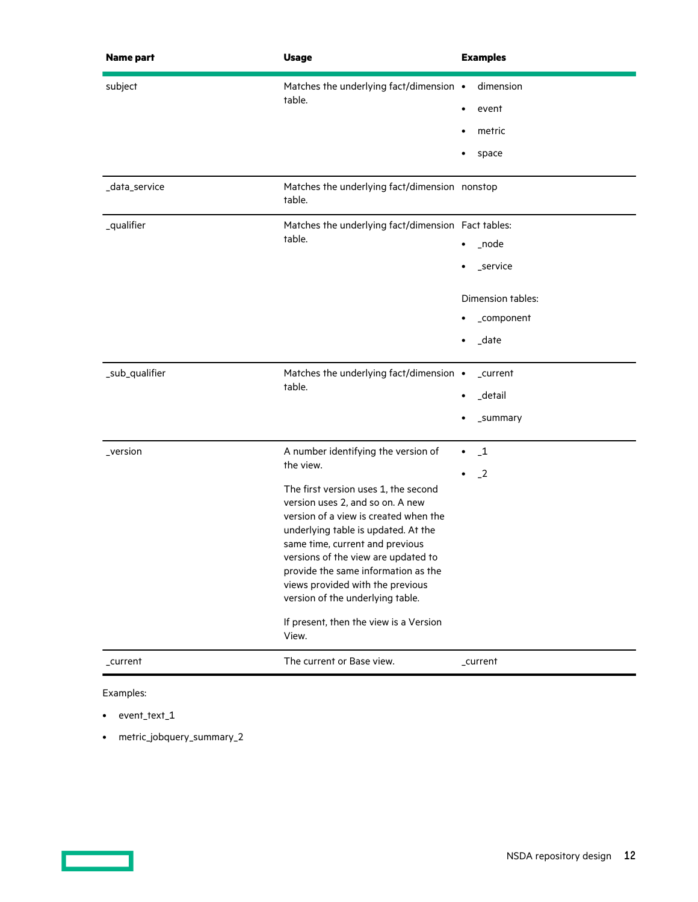| Name part | Usage | Examples |
|---|---|---|
| subject | Matches the underlying fact/dimension table. | • dimension<br>• event<br>• metric<br>• space |
| _data_service | Matches the underlying fact/dimension table. | nonstop |
| _qualifier | Matches the underlying fact/dimension table. | Fact tables:<br>• _node<br>• _service<br><br>Dimension tables:<br>• _component<br>• _date |
| _sub_qualifier | Matches the underlying fact/dimension table. | • _current<br>• _detail<br>• _summary |
| _version | A number identifying the version of the view.<br><br>The first version uses 1, the second version uses 2, and so on. A new version of a view is created when the underlying table is updated. At the same time, current and previous versions of the view are updated to provide the same information as the views provided with the previous version of the underlying table.<br><br>If present, then the view is a Version View. | • _1<br>• _2 |
| _current | The current or Base view. | _current |

Examples:

- event_text_1
- metric_jobquery_summary_2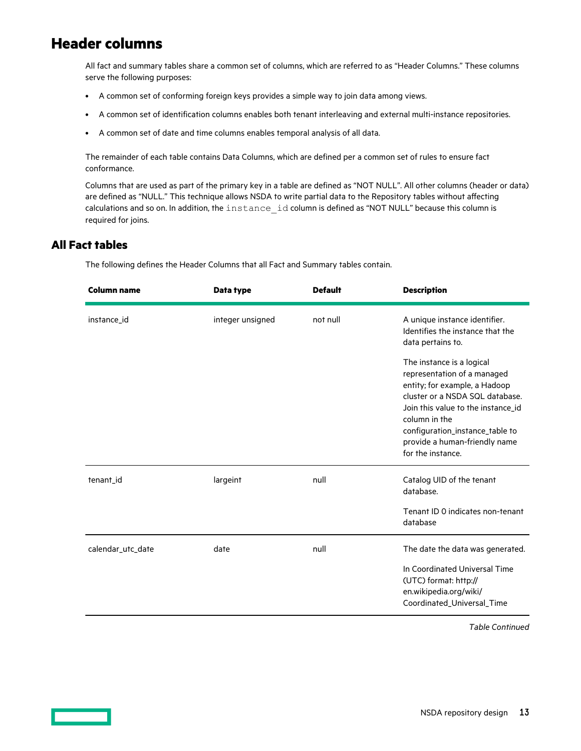# Header columns

All fact and summary tables share a common set of columns, which are referred to as "Header Columns." These columns serve the following purposes:

- A common set of conforming foreign keys provides a simple way to join data among views.
- A common set of identification columns enables both tenant interleaving and external multi-instance repositories.
- A common set of date and time columns enables temporal analysis of all data.

The remainder of each table contains Data Columns, which are defined per a common set of rules to ensure fact conformance.

Columns that are used as part of the primary key in a table are defined as "NOT NULL". All other columns (header or data) are defined as "NULL." This technique allows NSDA to write partial data to the Repository tables without affecting calculations and so on. In addition, the `instance_id` column is defined as "NOT NULL" because this column is required for joins.

## All Fact tables

The following defines the Header Columns that all Fact and Summary tables contain.

| Column name | Data type | Default | Description |
|---|---|---|---|
| instance_id | integer unsigned | not null | A unique instance identifier. Identifies the instance that the data pertains to.<br><br>The instance is a logical representation of a managed entity; for example, a Hadoop cluster or a NSDA SQL database. Join this value to the instance_id column in the configuration_instance_table to provide a human-friendly name for the instance. |
| tenant_id | largeint | null | Catalog UID of the tenant database.<br><br>Tenant ID 0 indicates non-tenant database |
| calendar_utc_date | date | null | The date the data was generated.<br><br>In Coordinated Universal Time (UTC) format: http://en.wikipedia.org/wiki/Coordinated_Universal_Time |

*Table Continued*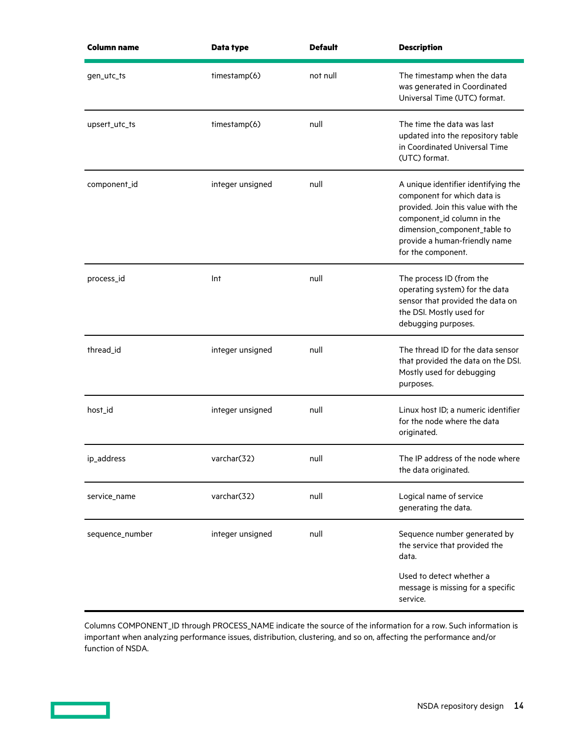| Column name | Data type | Default | Description |
| --- | --- | --- | --- |
| gen_utc_ts | timestamp(6) | not null | The timestamp when the data was generated in Coordinated Universal Time (UTC) format. |
| upsert_utc_ts | timestamp(6) | null | The time the data was last updated into the repository table in Coordinated Universal Time (UTC) format. |
| component_id | integer unsigned | null | A unique identifier identifying the component for which data is provided. Join this value with the component_id column in the dimension_component_table to provide a human-friendly name for the component. |
| process_id | Int | null | The process ID (from the operating system) for the data sensor that provided the data on the DSI. Mostly used for debugging purposes. |
| thread_id | integer unsigned | null | The thread ID for the data sensor that provided the data on the DSI. Mostly used for debugging purposes. |
| host_id | integer unsigned | null | Linux host ID; a numeric identifier for the node where the data originated. |
| ip_address | varchar(32) | null | The IP address of the node where the data originated. |
| service_name | varchar(32) | null | Logical name of service generating the data. |
| sequence_number | integer unsigned | null | Sequence number generated by the service that provided the data.<br><br>Used to detect whether a message is missing for a specific service. |

Columns COMPONENT_ID through PROCESS_NAME indicate the source of the information for a row. Such information is important when analyzing performance issues, distribution, clustering, and so on, affecting the performance and/or function of NSDA.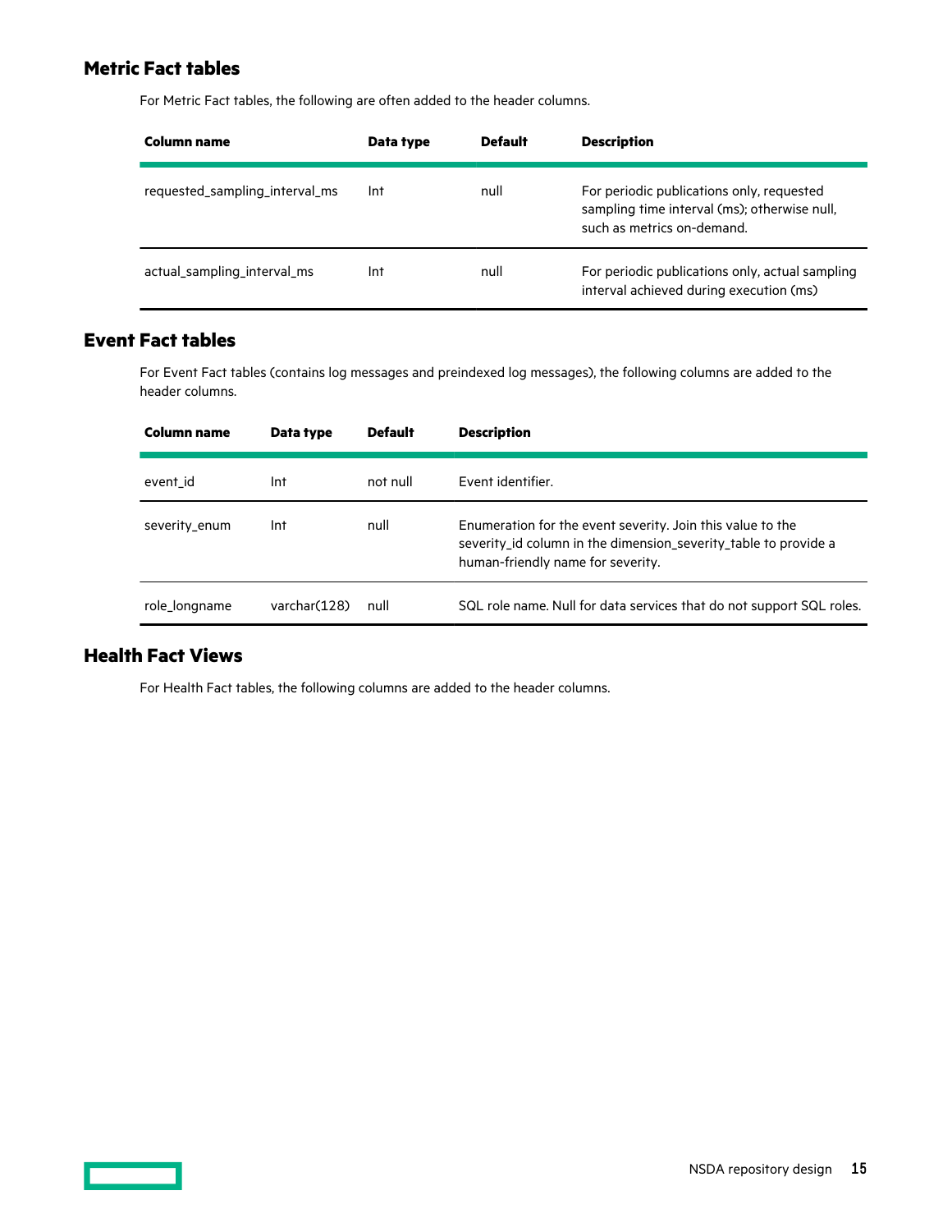## Metric Fact tables

For Metric Fact tables, the following are often added to the header columns.

| Column name | Data type | Default | Description |
|---|---|---|---|
| requested_sampling_interval_ms | Int | null | For periodic publications only, requested sampling time interval (ms); otherwise null, such as metrics on-demand. |
| actual_sampling_interval_ms | Int | null | For periodic publications only, actual sampling interval achieved during execution (ms) |

## Event Fact tables

For Event Fact tables (contains log messages and preindexed log messages), the following columns are added to the header columns.

| Column name | Data type | Default | Description |
|---|---|---|---|
| event_id | Int | not null | Event identifier. |
| severity_enum | Int | null | Enumeration for the event severity. Join this value to the severity_id column in the dimension_severity_table to provide a human-friendly name for severity. |
| role_longname | varchar(128) | null | SQL role name. Null for data services that do not support SQL roles. |

## Health Fact Views

For Health Fact tables, the following columns are added to the header columns.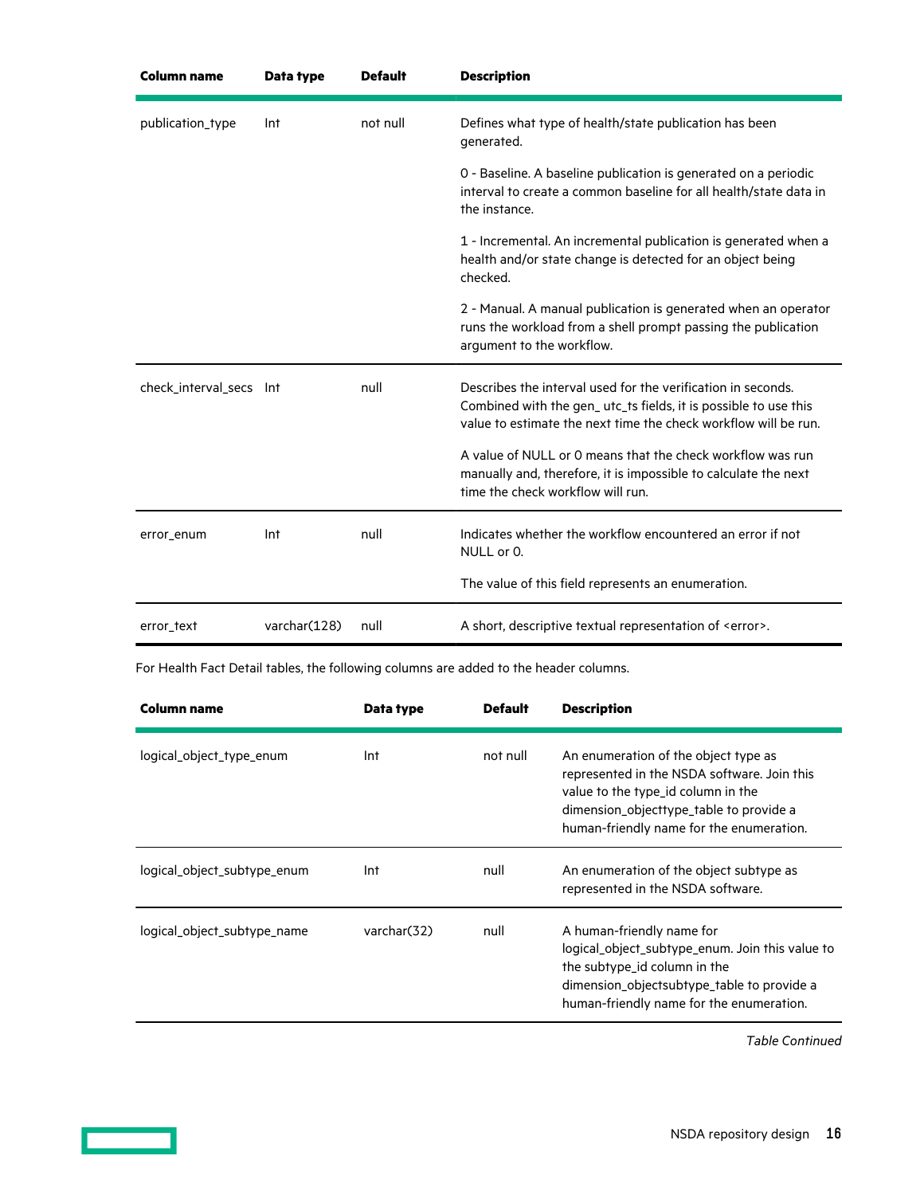| Column name | Data type | Default | Description |
|---|---|---|---|
| publication_type | Int | not null | Defines what type of health/state publication has been generated.<br><br>0 - Baseline. A baseline publication is generated on a periodic interval to create a common baseline for all health/state data in the instance.<br><br>1 - Incremental. An incremental publication is generated when a health and/or state change is detected for an object being checked.<br><br>2 - Manual. A manual publication is generated when an operator runs the workload from a shell prompt passing the publication argument to the workflow. |
| check_interval_secs | Int | null | Describes the interval used for the verification in seconds. Combined with the gen_ utc_ts fields, it is possible to use this value to estimate the next time the check workflow will be run.<br><br>A value of NULL or 0 means that the check workflow was run manually and, therefore, it is impossible to calculate the next time the check workflow will run. |
| error_enum | Int | null | Indicates whether the workflow encountered an error if not NULL or 0.<br><br>The value of this field represents an enumeration. |
| error_text | varchar(128) | null | A short, descriptive textual representation of <error>. |

For Health Fact Detail tables, the following columns are added to the header columns.

| Column name | Data type | Default | Description |
|---|---|---|---|
| logical_object_type_enum | Int | not null | An enumeration of the object type as represented in the NSDA software. Join this value to the type_id column in the dimension_objecttype_table to provide a human-friendly name for the enumeration. |
| logical_object_subtype_enum | Int | null | An enumeration of the object subtype as represented in the NSDA software. |
| logical_object_subtype_name | varchar(32) | null | A human-friendly name for logical_object_subtype_enum. Join this value to the subtype_id column in the dimension_objectsubtype_table to provide a human-friendly name for the enumeration. |

*Table Continued*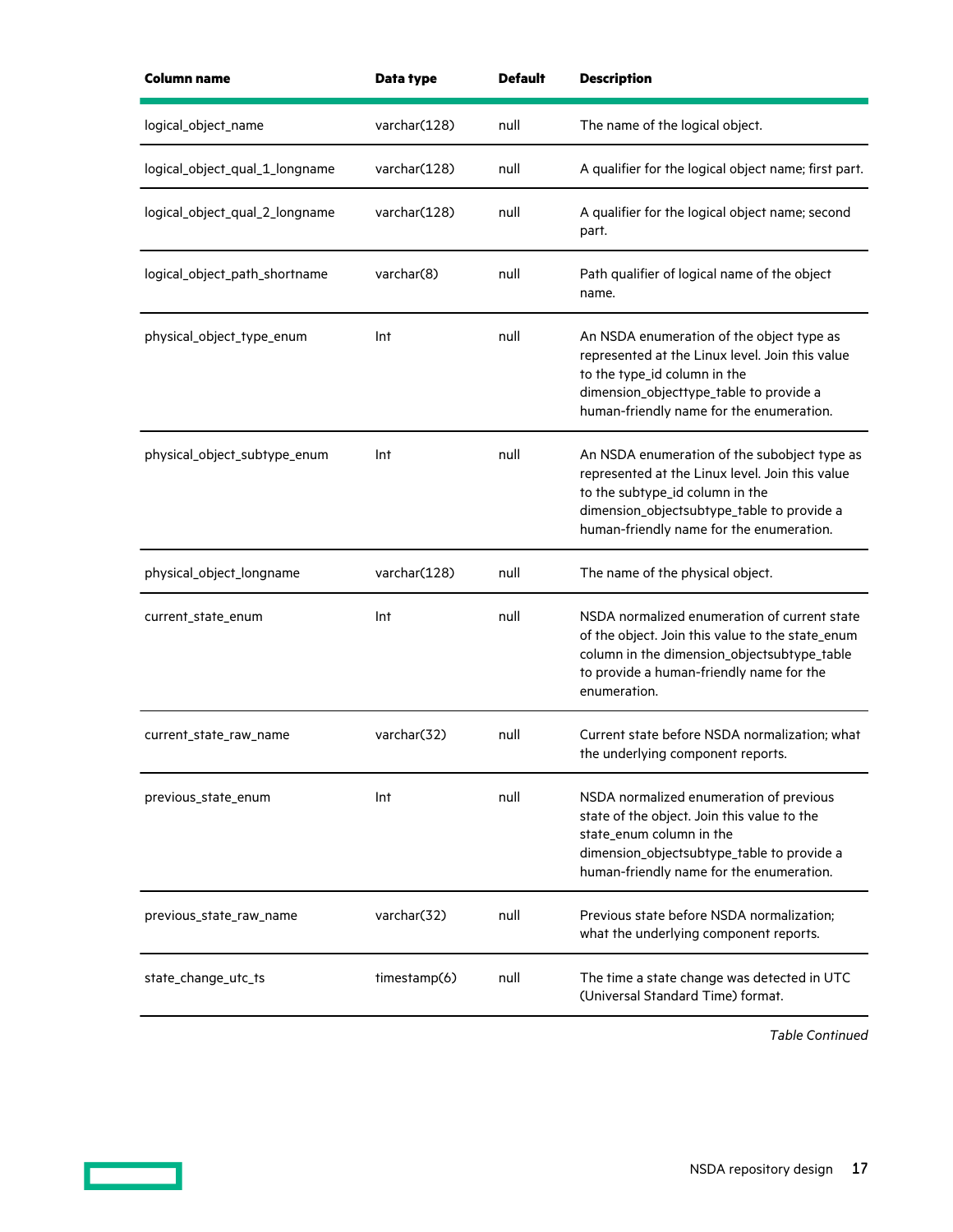| Column name | Data type | Default | Description |
|---|---|---|---|
| logical_object_name | varchar(128) | null | The name of the logical object. |
| logical_object_qual_1_longname | varchar(128) | null | A qualifier for the logical object name; first part. |
| logical_object_qual_2_longname | varchar(128) | null | A qualifier for the logical object name; second part. |
| logical_object_path_shortname | varchar(8) | null | Path qualifier of logical name of the object name. |
| physical_object_type_enum | Int | null | An NSDA enumeration of the object type as represented at the Linux level. Join this value to the type_id column in the dimension_objecttype_table to provide a human-friendly name for the enumeration. |
| physical_object_subtype_enum | Int | null | An NSDA enumeration of the subobject type as represented at the Linux level. Join this value to the subtype_id column in the dimension_objectsubtype_table to provide a human-friendly name for the enumeration. |
| physical_object_longname | varchar(128) | null | The name of the physical object. |
| current_state_enum | Int | null | NSDA normalized enumeration of current state of the object. Join this value to the state_enum column in the dimension_objectsubtype_table to provide a human-friendly name for the enumeration. |
| current_state_raw_name | varchar(32) | null | Current state before NSDA normalization; what the underlying component reports. |
| previous_state_enum | Int | null | NSDA normalized enumeration of previous state of the object. Join this value to the state_enum column in the dimension_objectsubtype_table to provide a human-friendly name for the enumeration. |
| previous_state_raw_name | varchar(32) | null | Previous state before NSDA normalization; what the underlying component reports. |
| state_change_utc_ts | timestamp(6) | null | The time a state change was detected in UTC (Universal Standard Time) format. |

*Table Continued*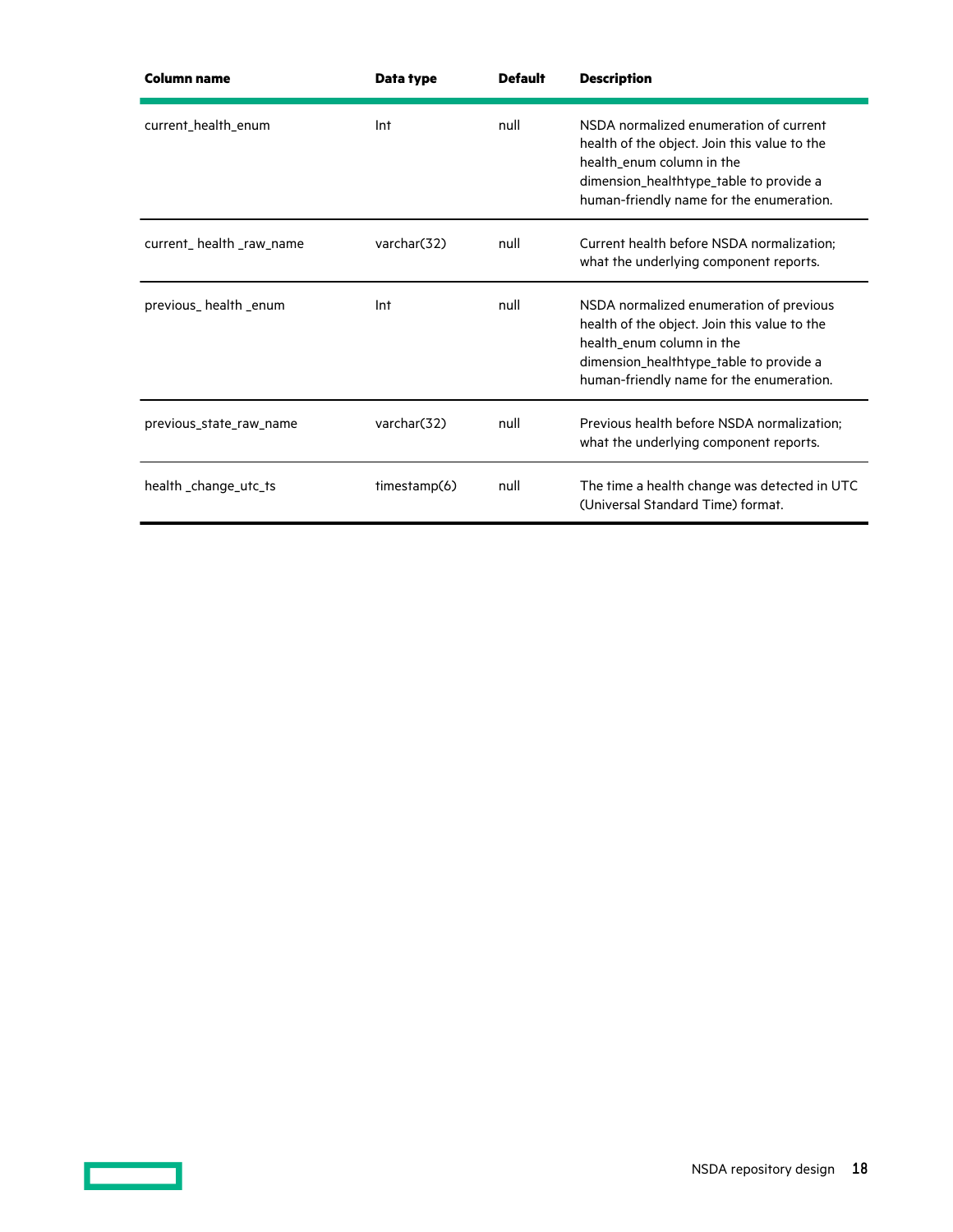| Column name | Data type | Default | Description |
|---|---|---|---|
| current_health_enum | Int | null | NSDA normalized enumeration of current health of the object. Join this value to the health_enum column in the dimension_healthtype_table to provide a human-friendly name for the enumeration. |
| current_ health _raw_name | varchar(32) | null | Current health before NSDA normalization; what the underlying component reports. |
| previous_ health _enum | Int | null | NSDA normalized enumeration of previous health of the object. Join this value to the health_enum column in the dimension_healthtype_table to provide a human-friendly name for the enumeration. |
| previous_state_raw_name | varchar(32) | null | Previous health before NSDA normalization; what the underlying component reports. |
| health _change_utc_ts | timestamp(6) | null | The time a health change was detected in UTC (Universal Standard Time) format. |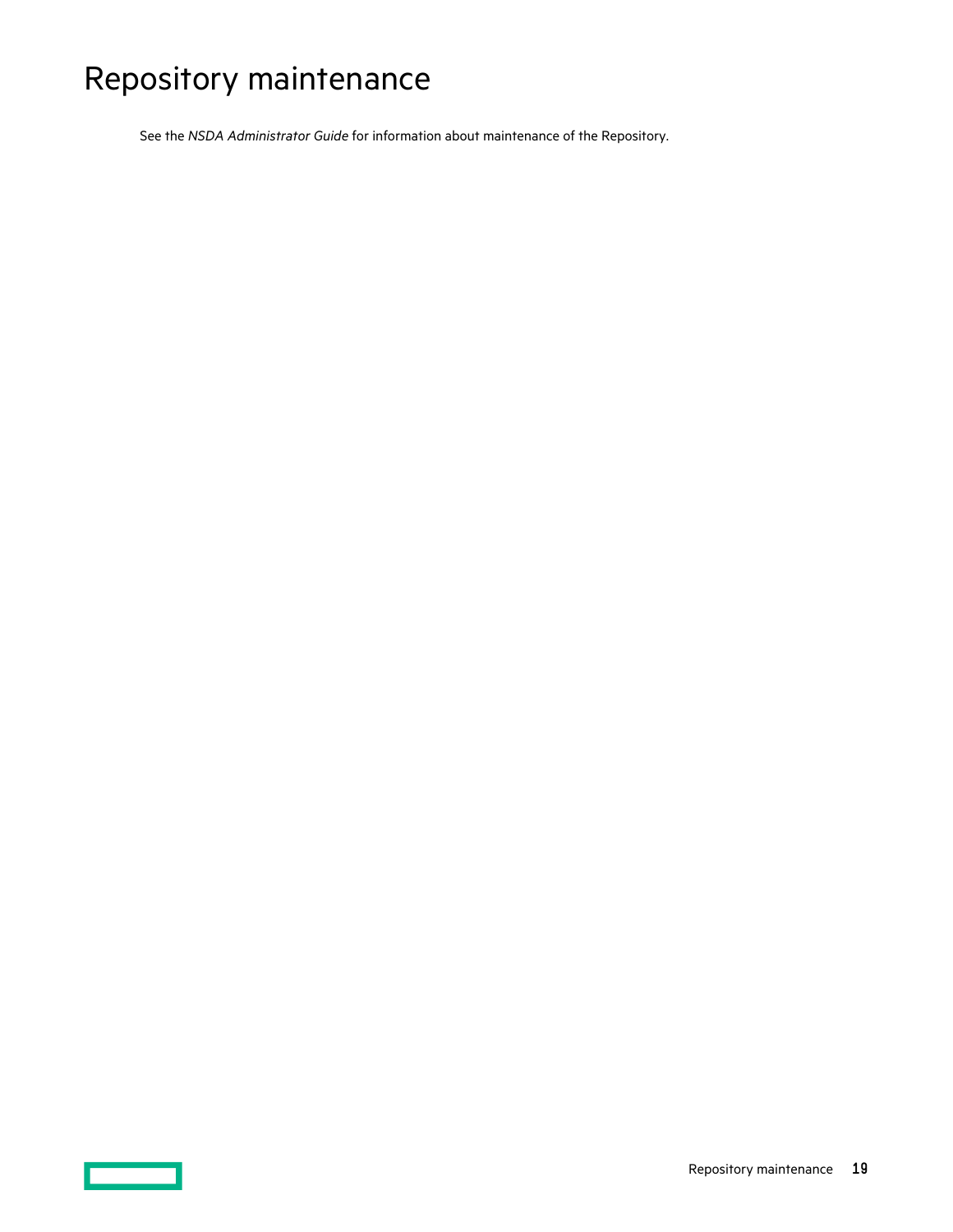# Repository maintenance

See the *NSDA Administrator Guide* for information about maintenance of the Repository.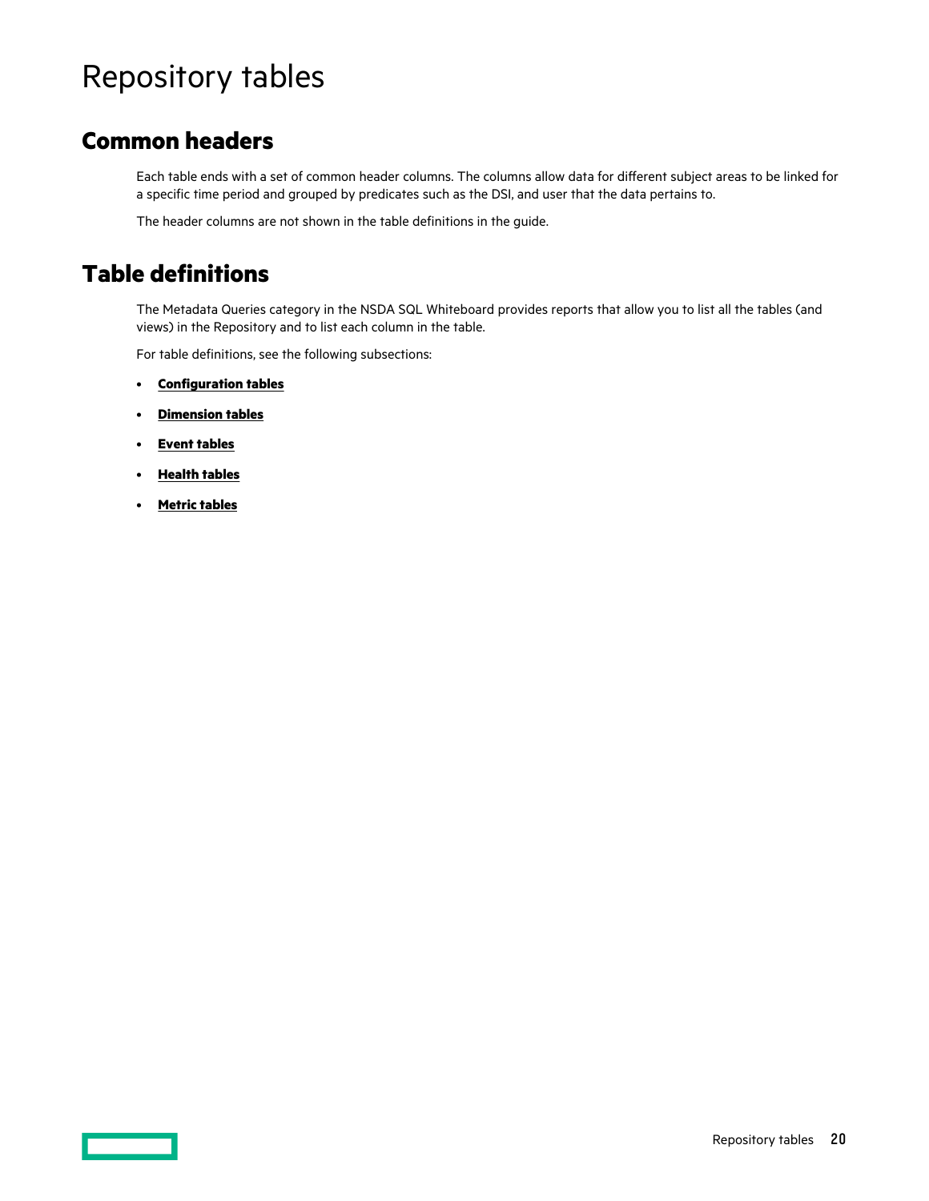# Repository tables

## Common headers

Each table ends with a set of common header columns. The columns allow data for different subject areas to be linked for a specific time period and grouped by predicates such as the DSI, and user that the data pertains to.

The header columns are not shown in the table definitions in the guide.

## Table definitions

The Metadata Queries category in the NSDA SQL Whiteboard provides reports that allow you to list all the tables (and views) in the Repository and to list each column in the table.

For table definitions, see the following subsections:

- **Configuration tables**
- **Dimension tables**
- **Event tables**
- **Health tables**
- **Metric tables**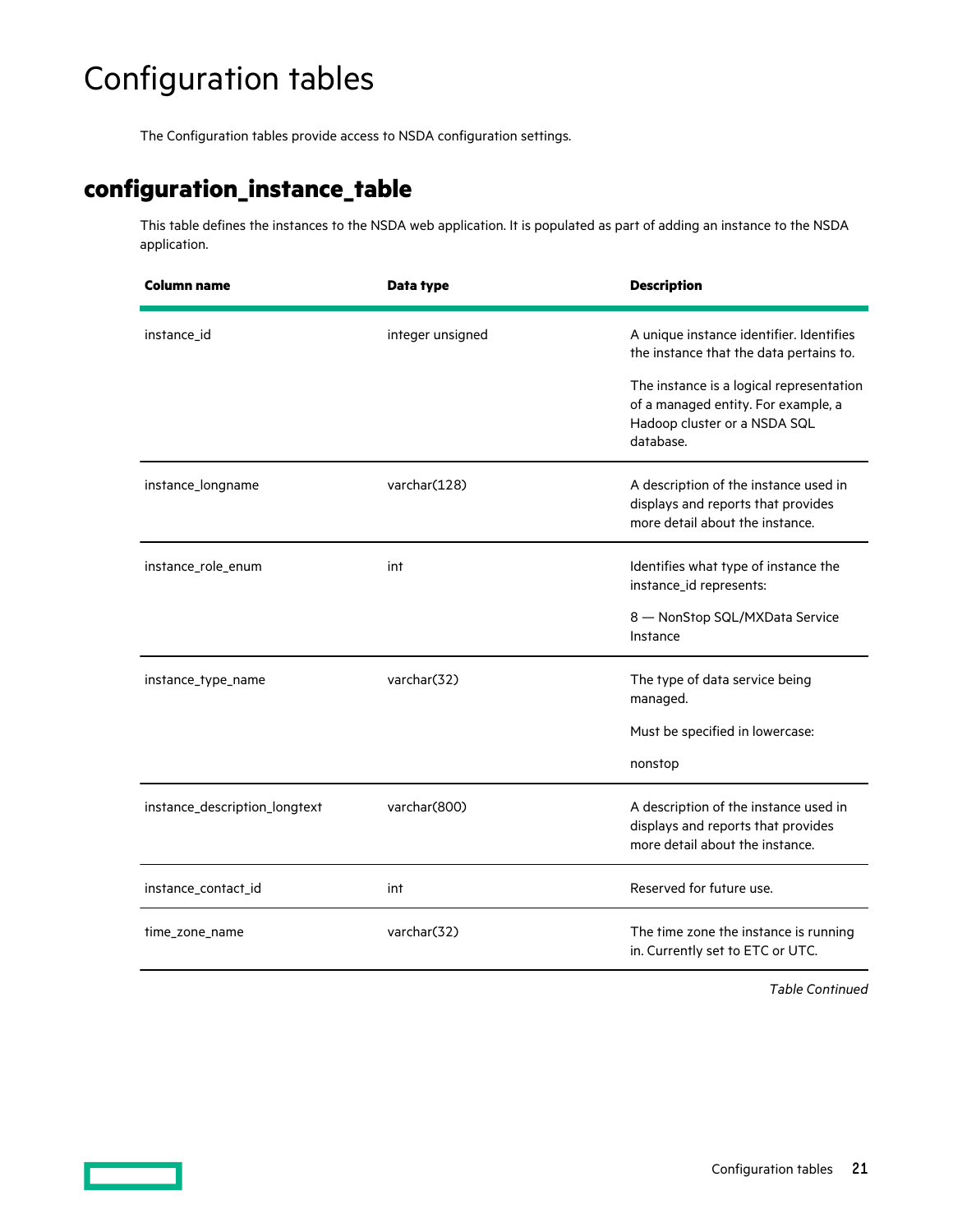# Configuration tables

The Configuration tables provide access to NSDA configuration settings.

## configuration_instance_table

This table defines the instances to the NSDA web application. It is populated as part of adding an instance to the NSDA application.

| Column name | Data type | Description |
|---|---|---|
| instance_id | integer unsigned | A unique instance identifier. Identifies the instance that the data pertains to.<br><br>The instance is a logical representation of a managed entity. For example, a Hadoop cluster or a NSDA SQL database. |
| instance_longname | varchar(128) | A description of the instance used in displays and reports that provides more detail about the instance. |
| instance_role_enum | int | Identifies what type of instance the instance_id represents:<br><br>8 — NonStop SQL/MXData Service Instance |
| instance_type_name | varchar(32) | The type of data service being managed.<br><br>Must be specified in lowercase:<br><br>nonstop |
| instance_description_longtext | varchar(800) | A description of the instance used in displays and reports that provides more detail about the instance. |
| instance_contact_id | int | Reserved for future use. |
| time_zone_name | varchar(32) | The time zone the instance is running in. Currently set to ETC or UTC. |

*Table Continued*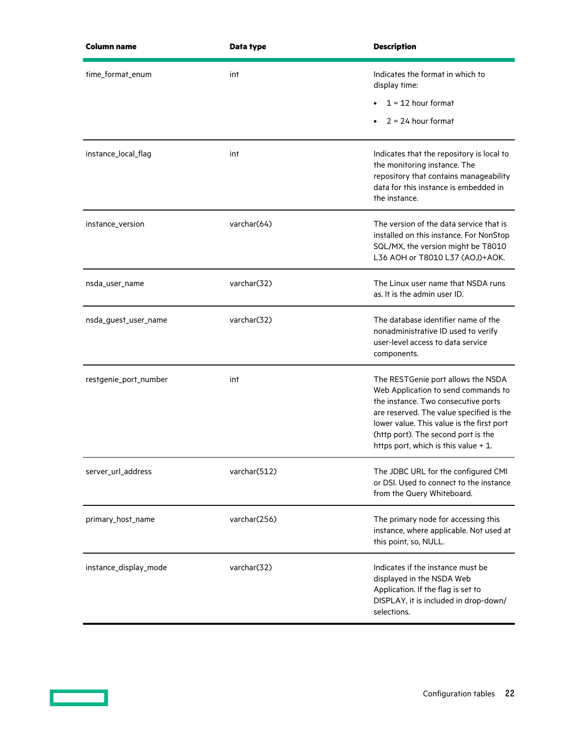| Column name | Data type | Description |
|---|---|---|
| time_format_enum | int | Indicates the format in which to display time:<br>• 1 = 12 hour format<br>• 2 = 24 hour format |
| instance_local_flag | int | Indicates that the repository is local to the monitoring instance. The repository that contains manageability data for this instance is embedded in the instance. |
| instance_version | varchar(64) | The version of the data service that is installed on this instance. For NonStop SQL/MX, the version might be T8010 L36 AOH or T8010 L37 (AOJ)+AOK. |
| nsda_user_name | varchar(32) | The Linux user name that NSDA runs as. It is the admin user ID. |
| nsda_guest_user_name | varchar(32) | The database identifier name of the nonadministrative ID used to verify user-level access to data service components. |
| restgenie_port_number | int | The RESTGenie port allows the NSDA Web Application to send commands to the instance. Two consecutive ports are reserved. The value specified is the lower value. This value is the first port (http port). The second port is the https port, which is this value + 1. |
| server_url_address | varchar(512) | The JDBC URL for the configured CMI or DSI. Used to connect to the instance from the Query Whiteboard. |
| primary_host_name | varchar(256) | The primary node for accessing this instance, where applicable. Not used at this point, so, NULL. |
| instance_display_mode | varchar(32) | Indicates if the instance must be displayed in the NSDA Web Application. If the flag is set to DISPLAY, it is included in drop-down/ selections. |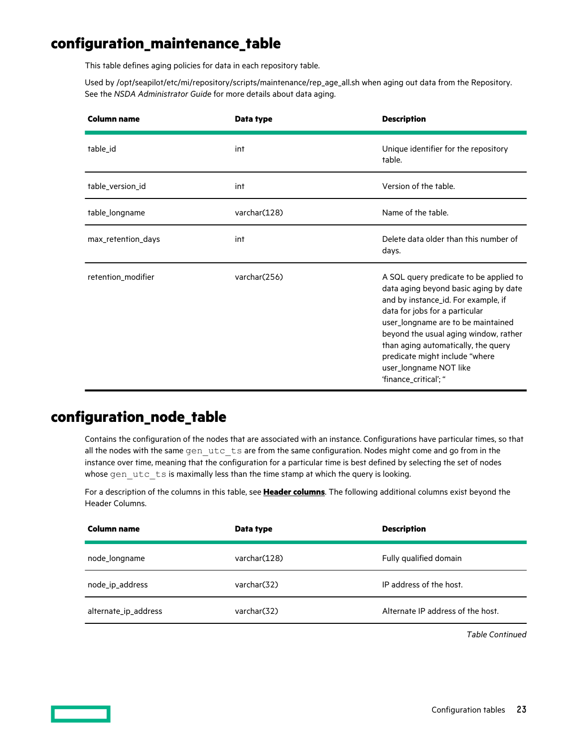# configuration_maintenance_table

This table defines aging policies for data in each repository table.

Used by /opt/seapilot/etc/mi/repository/scripts/maintenance/rep_age_all.sh when aging out data from the Repository. See the *NSDA Administrator Guide* for more details about data aging.

| Column name | Data type | Description |
|---|---|---|
| table_id | int | Unique identifier for the repository table. |
| table_version_id | int | Version of the table. |
| table_longname | varchar(128) | Name of the table. |
| max_retention_days | int | Delete data older than this number of days. |
| retention_modifier | varchar(256) | A SQL query predicate to be applied to data aging beyond basic aging by date and by instance_id. For example, if data for jobs for a particular user_longname are to be maintained beyond the usual aging window, rather than aging automatically, the query predicate might include "where user_longname NOT like 'finance_critical'; " |

# configuration_node_table

Contains the configuration of the nodes that are associated with an instance. Configurations have particular times, so that all the nodes with the same `gen_utc_ts` are from the same configuration. Nodes might come and go from in the instance over time, meaning that the configuration for a particular time is best defined by selecting the set of nodes whose `gen_utc_ts` is maximally less than the time stamp at which the query is looking.

For a description of the columns in this table, see **Header columns**. The following additional columns exist beyond the Header Columns.

| Column name | Data type | Description |
|---|---|---|
| node_longname | varchar(128) | Fully qualified domain |
| node_ip_address | varchar(32) | IP address of the host. |
| alternate_ip_address | varchar(32) | Alternate IP address of the host. |

*Table Continued*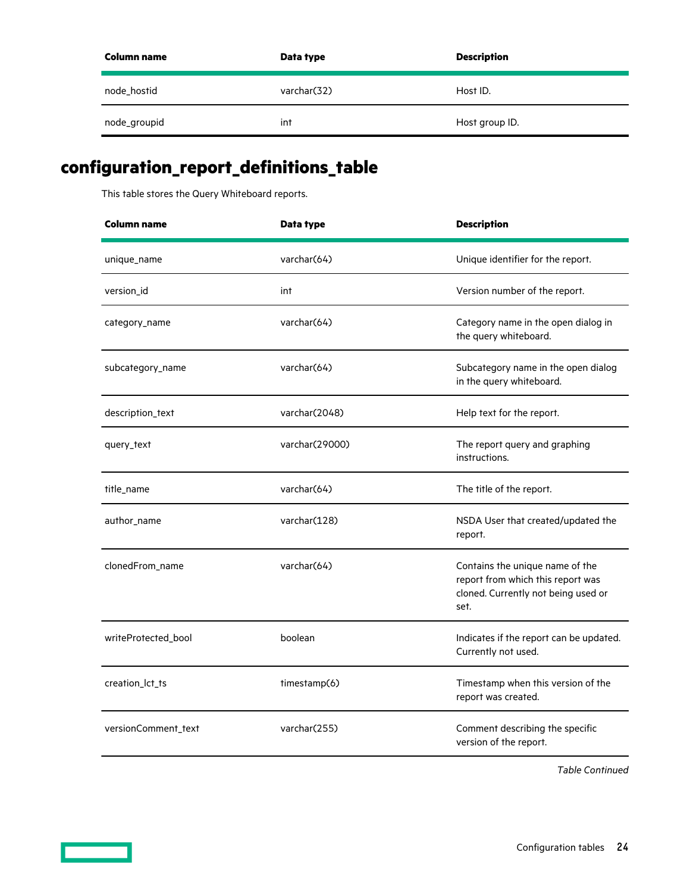| Column name | Data type | Description |
| --- | --- | --- |
| node_hostid | varchar(32) | Host ID. |
| node_groupid | int | Host group ID. |

## configuration_report_definitions_table

This table stores the Query Whiteboard reports.

| Column name | Data type | Description |
| --- | --- | --- |
| unique_name | varchar(64) | Unique identifier for the report. |
| version_id | int | Version number of the report. |
| category_name | varchar(64) | Category name in the open dialog in the query whiteboard. |
| subcategory_name | varchar(64) | Subcategory name in the open dialog in the query whiteboard. |
| description_text | varchar(2048) | Help text for the report. |
| query_text | varchar(29000) | The report query and graphing instructions. |
| title_name | varchar(64) | The title of the report. |
| author_name | varchar(128) | NSDA User that created/updated the report. |
| clonedFrom_name | varchar(64) | Contains the unique name of the report from which this report was cloned. Currently not being used or set. |
| writeProtected_bool | boolean | Indicates if the report can be updated. Currently not used. |
| creation_lct_ts | timestamp(6) | Timestamp when this version of the report was created. |
| versionComment_text | varchar(255) | Comment describing the specific version of the report. |

*Table Continued*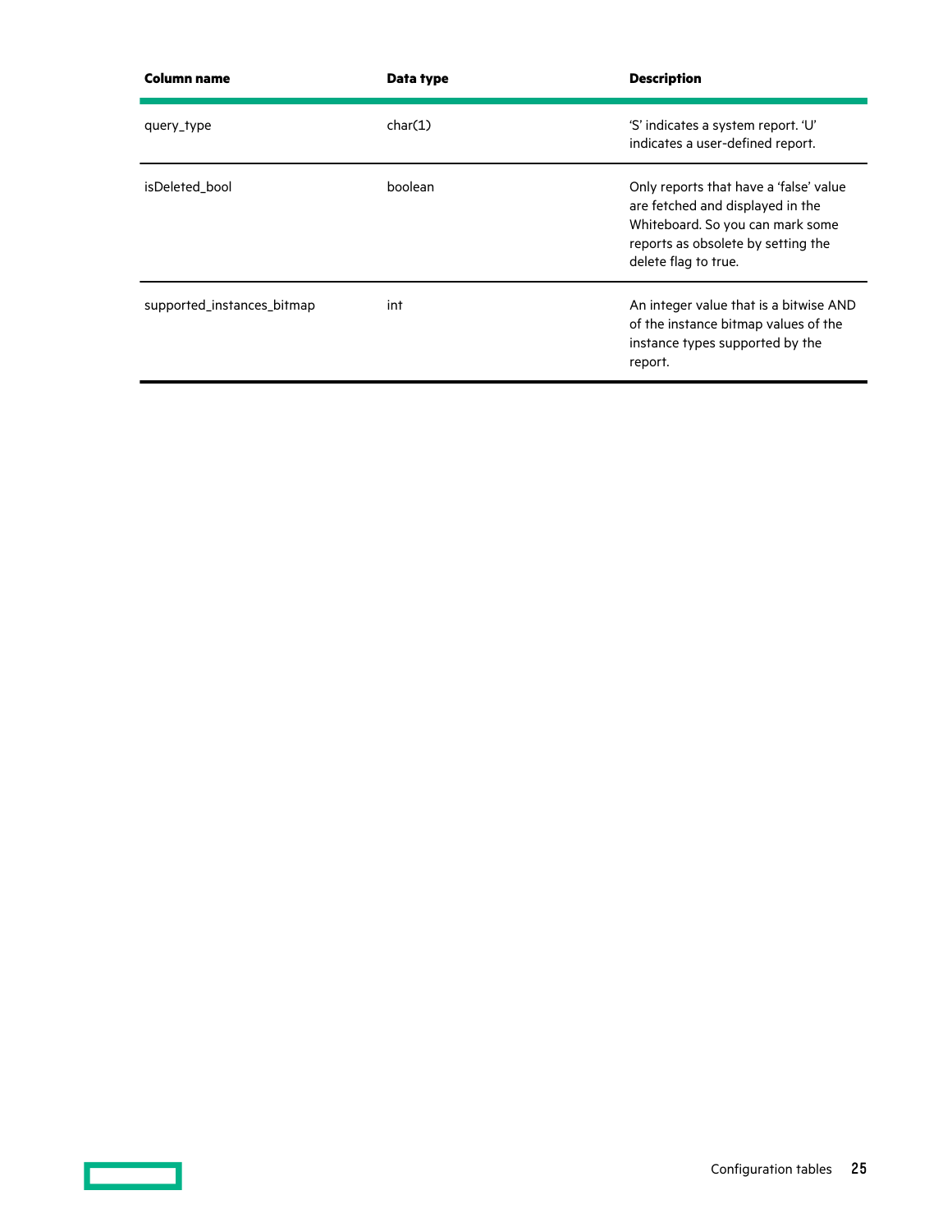| Column name | Data type | Description |
| --- | --- | --- |
| query_type | char(1) | 'S' indicates a system report. 'U' indicates a user-defined report. |
| isDeleted_bool | boolean | Only reports that have a 'false' value are fetched and displayed in the Whiteboard. So you can mark some reports as obsolete by setting the delete flag to true. |
| supported_instances_bitmap | int | An integer value that is a bitwise AND of the instance bitmap values of the instance types supported by the report. |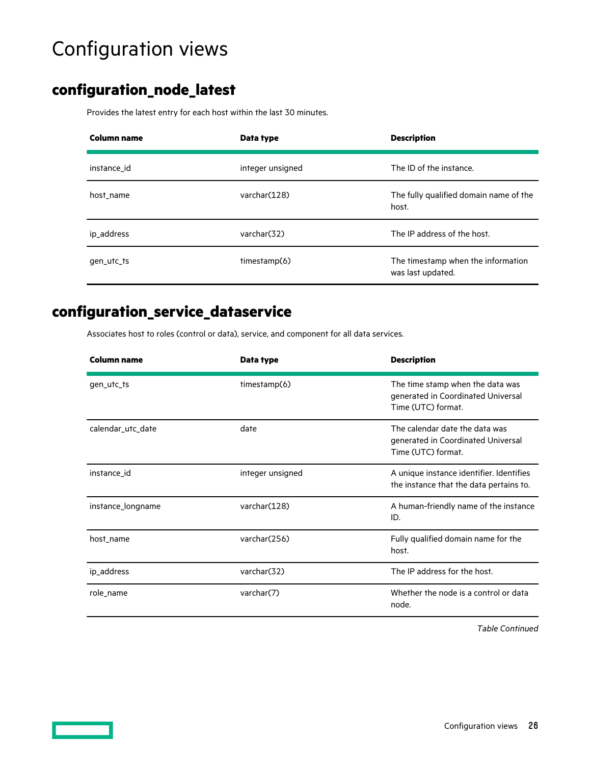# Configuration views

## configuration_node_latest

Provides the latest entry for each host within the last 30 minutes.

| Column name | Data type | Description |
|---|---|---|
| instance_id | integer unsigned | The ID of the instance. |
| host_name | varchar(128) | The fully qualified domain name of the host. |
| ip_address | varchar(32) | The IP address of the host. |
| gen_utc_ts | timestamp(6) | The timestamp when the information was last updated. |

## configuration_service_dataservice

Associates host to roles (control or data), service, and component for all data services.

| Column name | Data type | Description |
|---|---|---|
| gen_utc_ts | timestamp(6) | The time stamp when the data was generated in Coordinated Universal Time (UTC) format. |
| calendar_utc_date | date | The calendar date the data was generated in Coordinated Universal Time (UTC) format. |
| instance_id | integer unsigned | A unique instance identifier. Identifies the instance that the data pertains to. |
| instance_longname | varchar(128) | A human-friendly name of the instance ID. |
| host_name | varchar(256) | Fully qualified domain name for the host. |
| ip_address | varchar(32) | The IP address for the host. |
| role_name | varchar(7) | Whether the node is a control or data node. |

*Table Continued*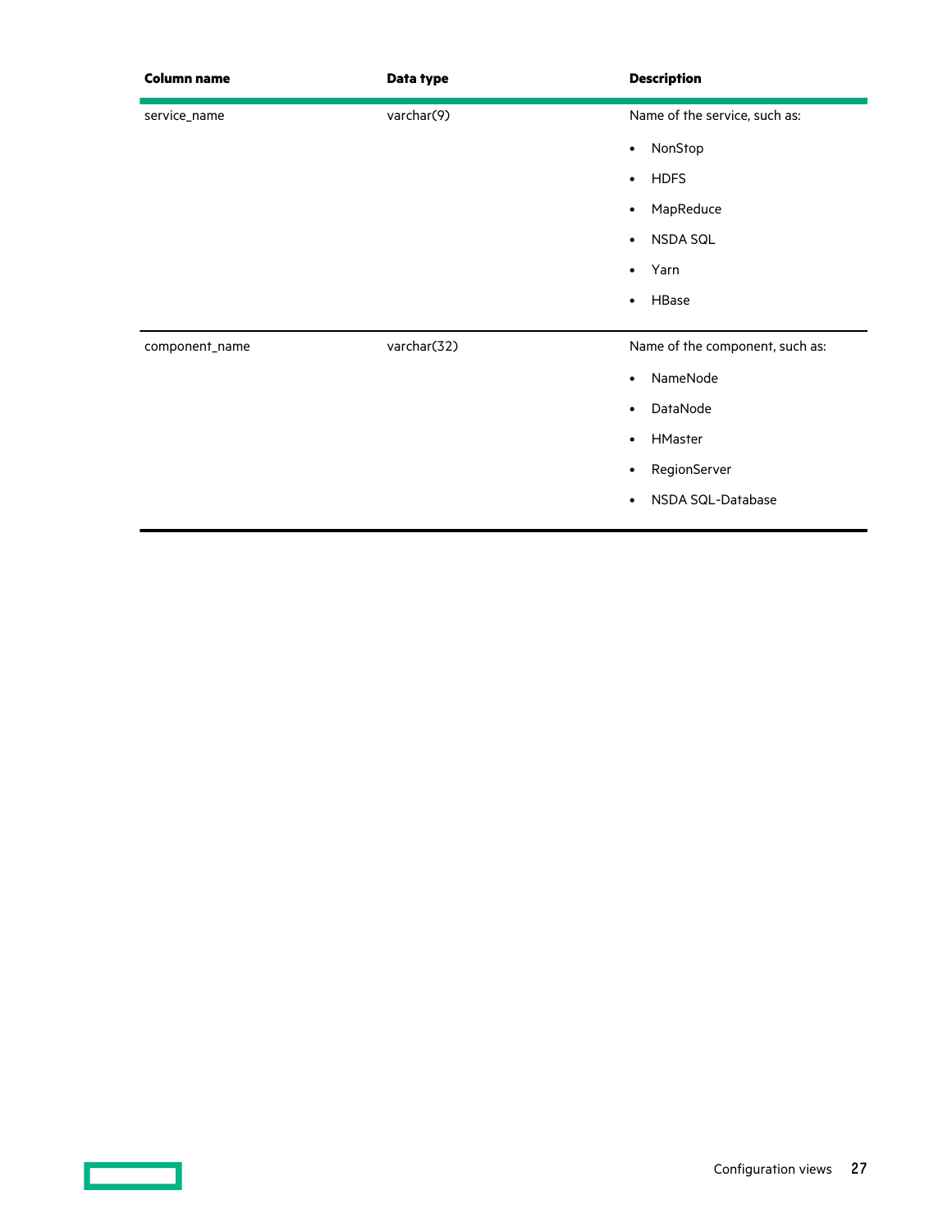| Column name | Data type | Description |
|---|---|---|
| service_name | varchar(9) | Name of the service, such as:<br>• NonStop<br>• HDFS<br>• MapReduce<br>• NSDA SQL<br>• Yarn<br>• HBase |
| component_name | varchar(32) | Name of the component, such as:<br>• NameNode<br>• DataNode<br>• HMaster<br>• RegionServer<br>• NSDA SQL-Database |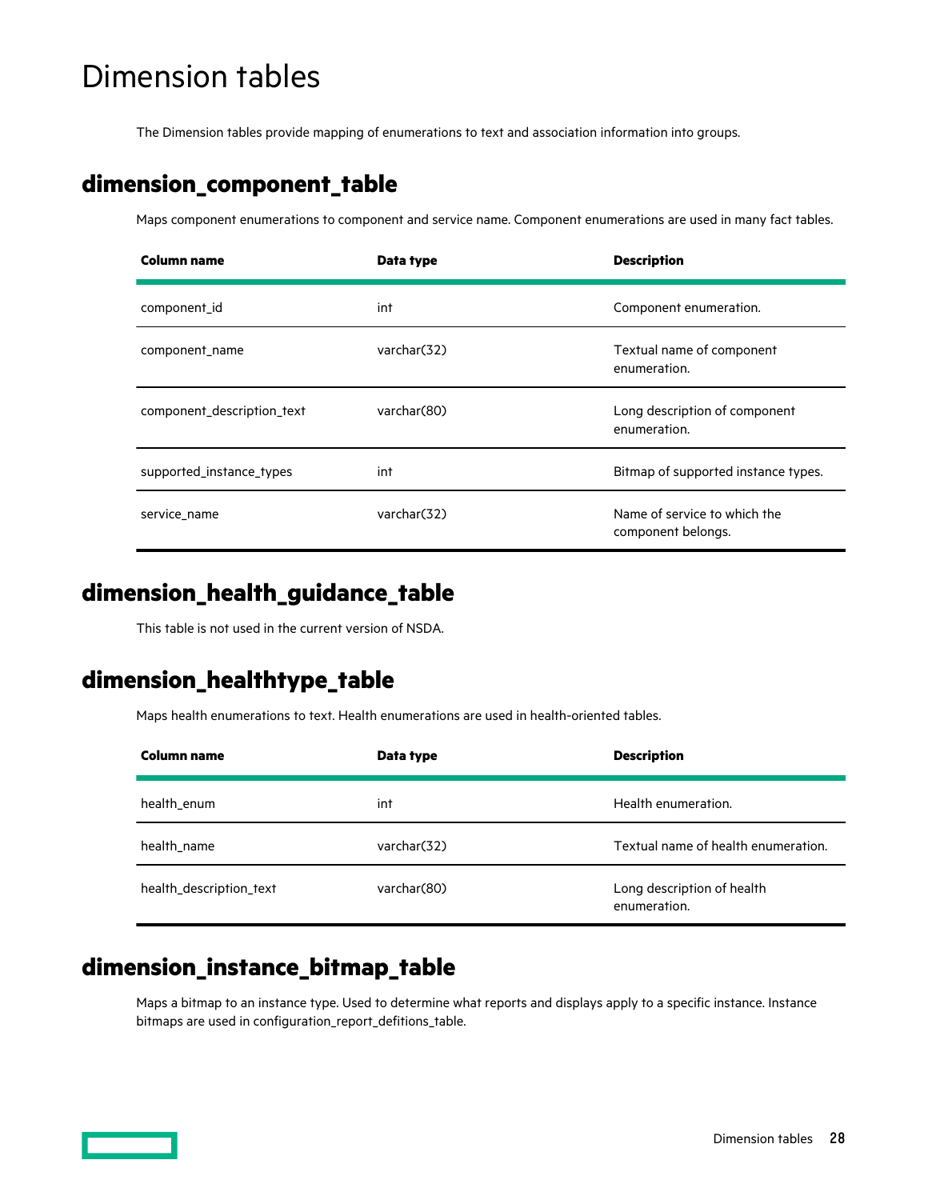# Dimension tables

The Dimension tables provide mapping of enumerations to text and association information into groups.

## dimension_component_table

Maps component enumerations to component and service name. Component enumerations are used in many fact tables.

| Column name | Data type | Description |
|---|---|---|
| component_id | int | Component enumeration. |
| component_name | varchar(32) | Textual name of component enumeration. |
| component_description_text | varchar(80) | Long description of component enumeration. |
| supported_instance_types | int | Bitmap of supported instance types. |
| service_name | varchar(32) | Name of service to which the component belongs. |

## dimension_health_guidance_table

This table is not used in the current version of NSDA.

## dimension_healthtype_table

Maps health enumerations to text. Health enumerations are used in health-oriented tables.

| Column name | Data type | Description |
|---|---|---|
| health_enum | int | Health enumeration. |
| health_name | varchar(32) | Textual name of health enumeration. |
| health_description_text | varchar(80) | Long description of health enumeration. |

## dimension_instance_bitmap_table

Maps a bitmap to an instance type. Used to determine what reports and displays apply to a specific instance. Instance bitmaps are used in configuration_report_defitions_table.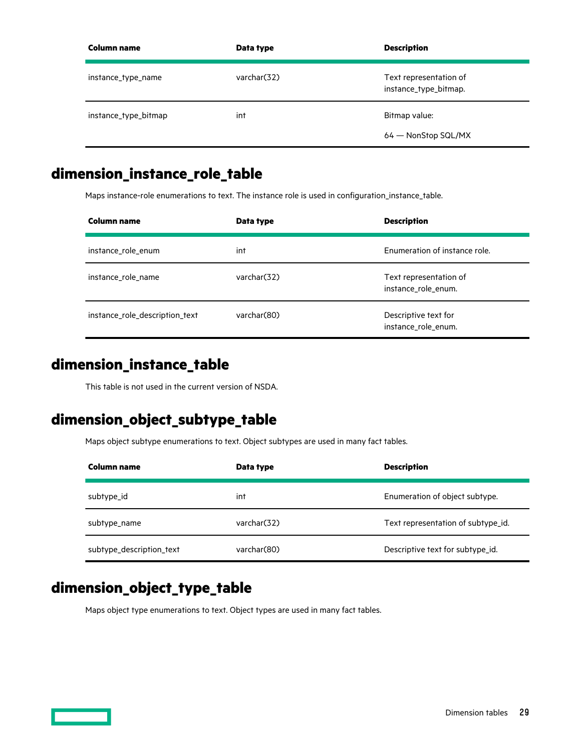| Column name | Data type | Description |
|---|---|---|
| instance_type_name | varchar(32) | Text representation of instance_type_bitmap. |
| instance_type_bitmap | int | Bitmap value:<br><br>64 — NonStop SQL/MX |

## dimension_instance_role_table

Maps instance-role enumerations to text. The instance role is used in configuration_instance_table.

| Column name | Data type | Description |
|---|---|---|
| instance_role_enum | int | Enumeration of instance role. |
| instance_role_name | varchar(32) | Text representation of instance_role_enum. |
| instance_role_description_text | varchar(80) | Descriptive text for instance_role_enum. |

## dimension_instance_table

This table is not used in the current version of NSDA.

## dimension_object_subtype_table

Maps object subtype enumerations to text. Object subtypes are used in many fact tables.

| Column name | Data type | Description |
|---|---|---|
| subtype_id | int | Enumeration of object subtype. |
| subtype_name | varchar(32) | Text representation of subtype_id. |
| subtype_description_text | varchar(80) | Descriptive text for subtype_id. |

## dimension_object_type_table

Maps object type enumerations to text. Object types are used in many fact tables.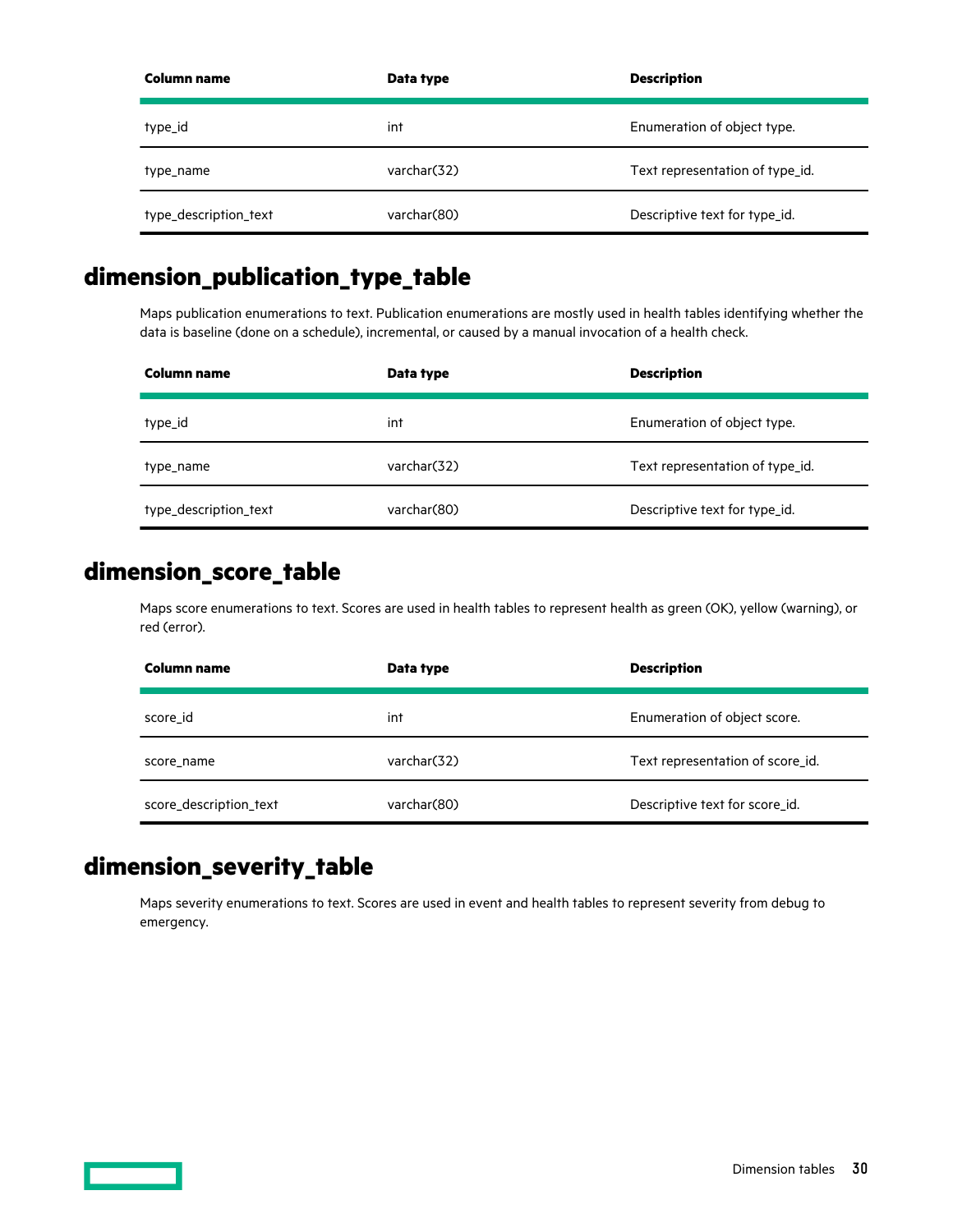| Column name | Data type | Description |
| --- | --- | --- |
| type_id | int | Enumeration of object type. |
| type_name | varchar(32) | Text representation of type_id. |
| type_description_text | varchar(80) | Descriptive text for type_id. |

## dimension_publication_type_table

Maps publication enumerations to text. Publication enumerations are mostly used in health tables identifying whether the data is baseline (done on a schedule), incremental, or caused by a manual invocation of a health check.

| Column name | Data type | Description |
| --- | --- | --- |
| type_id | int | Enumeration of object type. |
| type_name | varchar(32) | Text representation of type_id. |
| type_description_text | varchar(80) | Descriptive text for type_id. |

## dimension_score_table

Maps score enumerations to text. Scores are used in health tables to represent health as green (OK), yellow (warning), or red (error).

| Column name | Data type | Description |
| --- | --- | --- |
| score_id | int | Enumeration of object score. |
| score_name | varchar(32) | Text representation of score_id. |
| score_description_text | varchar(80) | Descriptive text for score_id. |

## dimension_severity_table

Maps severity enumerations to text. Scores are used in event and health tables to represent severity from debug to emergency.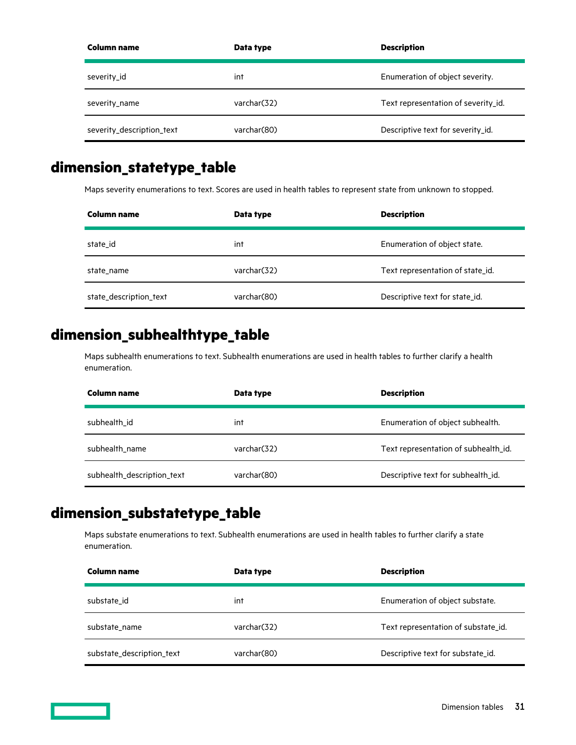| Column name | Data type | Description |
|---|---|---|
| severity_id | int | Enumeration of object severity. |
| severity_name | varchar(32) | Text representation of severity_id. |
| severity_description_text | varchar(80) | Descriptive text for severity_id. |

# dimension_statetype_table

Maps severity enumerations to text. Scores are used in health tables to represent state from unknown to stopped.

| Column name | Data type | Description |
|---|---|---|
| state_id | int | Enumeration of object state. |
| state_name | varchar(32) | Text representation of state_id. |
| state_description_text | varchar(80) | Descriptive text for state_id. |

# dimension_subhealthtype_table

Maps subhealth enumerations to text. Subhealth enumerations are used in health tables to further clarify a health enumeration.

| Column name | Data type | Description |
|---|---|---|
| subhealth_id | int | Enumeration of object subhealth. |
| subhealth_name | varchar(32) | Text representation of subhealth_id. |
| subhealth_description_text | varchar(80) | Descriptive text for subhealth_id. |

# dimension_substatetype_table

Maps substate enumerations to text. Subhealth enumerations are used in health tables to further clarify a state enumeration.

| Column name | Data type | Description |
|---|---|---|
| substate_id | int | Enumeration of object substate. |
| substate_name | varchar(32) | Text representation of substate_id. |
| substate_description_text | varchar(80) | Descriptive text for substate_id. |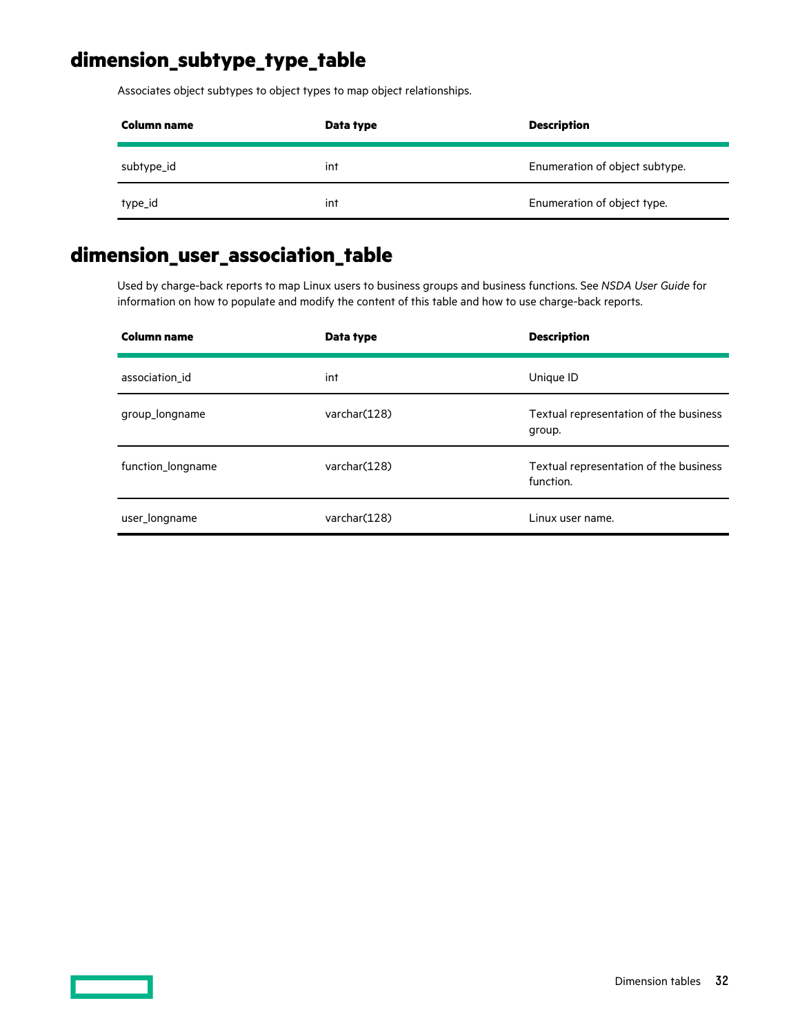## dimension_subtype_type_table

Associates object subtypes to object types to map object relationships.

| Column name | Data type | Description |
|---|---|---|
| subtype_id | int | Enumeration of object subtype. |
| type_id | int | Enumeration of object type. |

## dimension_user_association_table

Used by charge-back reports to map Linux users to business groups and business functions. See *NSDA User Guide* for information on how to populate and modify the content of this table and how to use charge-back reports.

| Column name | Data type | Description |
|---|---|---|
| association_id | int | Unique ID |
| group_longname | varchar(128) | Textual representation of the business group. |
| function_longname | varchar(128) | Textual representation of the business function. |
| user_longname | varchar(128) | Linux user name. |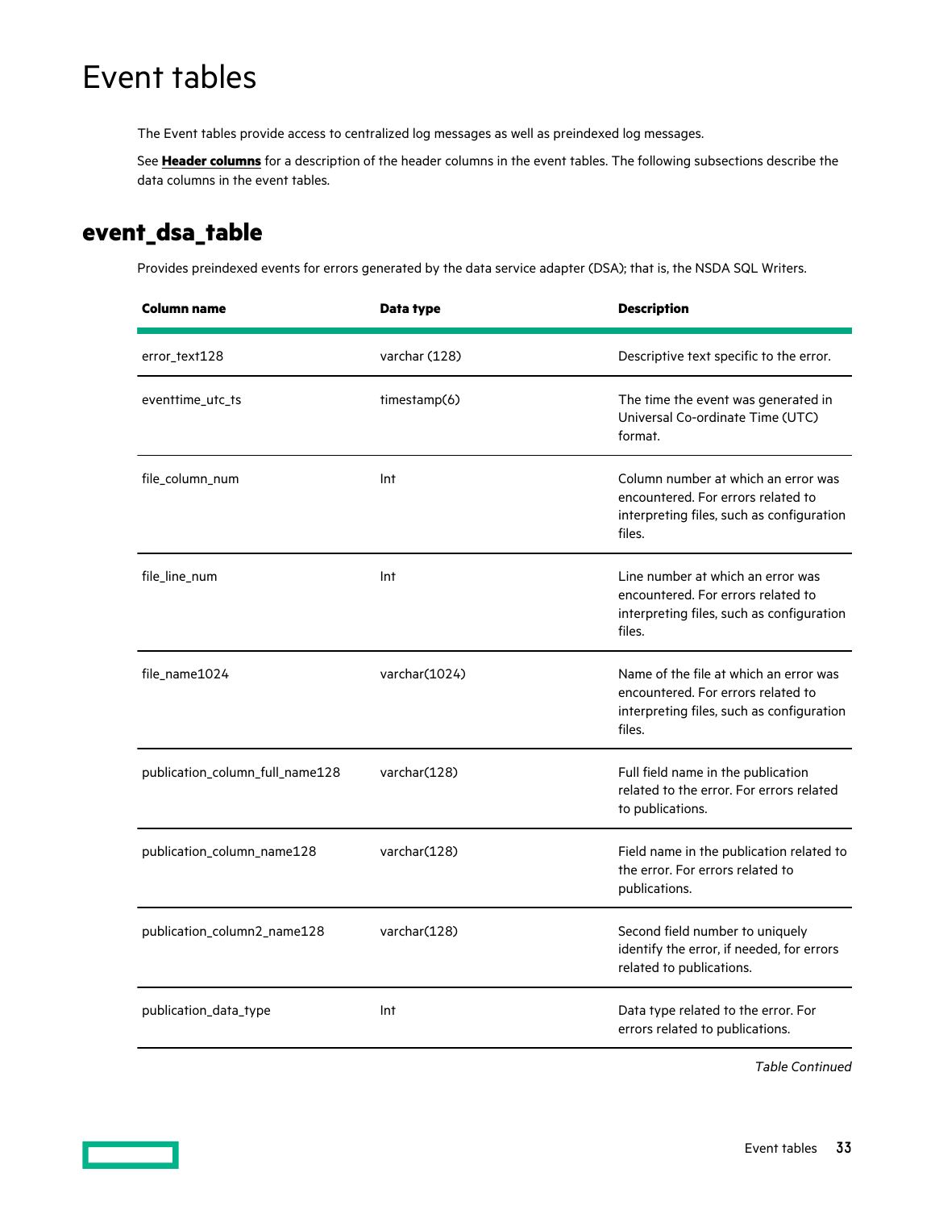# Event tables

The Event tables provide access to centralized log messages as well as preindexed log messages.

See **Header columns** for a description of the header columns in the event tables. The following subsections describe the data columns in the event tables.

## event_dsa_table

Provides preindexed events for errors generated by the data service adapter (DSA); that is, the NSDA SQL Writers.

| Column name | Data type | Description |
|---|---|---|
| error_text128 | varchar (128) | Descriptive text specific to the error. |
| eventtime_utc_ts | timestamp(6) | The time the event was generated in Universal Co-ordinate Time (UTC) format. |
| file_column_num | Int | Column number at which an error was encountered. For errors related to interpreting files, such as configuration files. |
| file_line_num | Int | Line number at which an error was encountered. For errors related to interpreting files, such as configuration files. |
| file_name1024 | varchar(1024) | Name of the file at which an error was encountered. For errors related to interpreting files, such as configuration files. |
| publication_column_full_name128 | varchar(128) | Full field name in the publication related to the error. For errors related to publications. |
| publication_column_name128 | varchar(128) | Field name in the publication related to the error. For errors related to publications. |
| publication_column2_name128 | varchar(128) | Second field number to uniquely identify the error, if needed, for errors related to publications. |
| publication_data_type | Int | Data type related to the error. For errors related to publications. |

*Table Continued*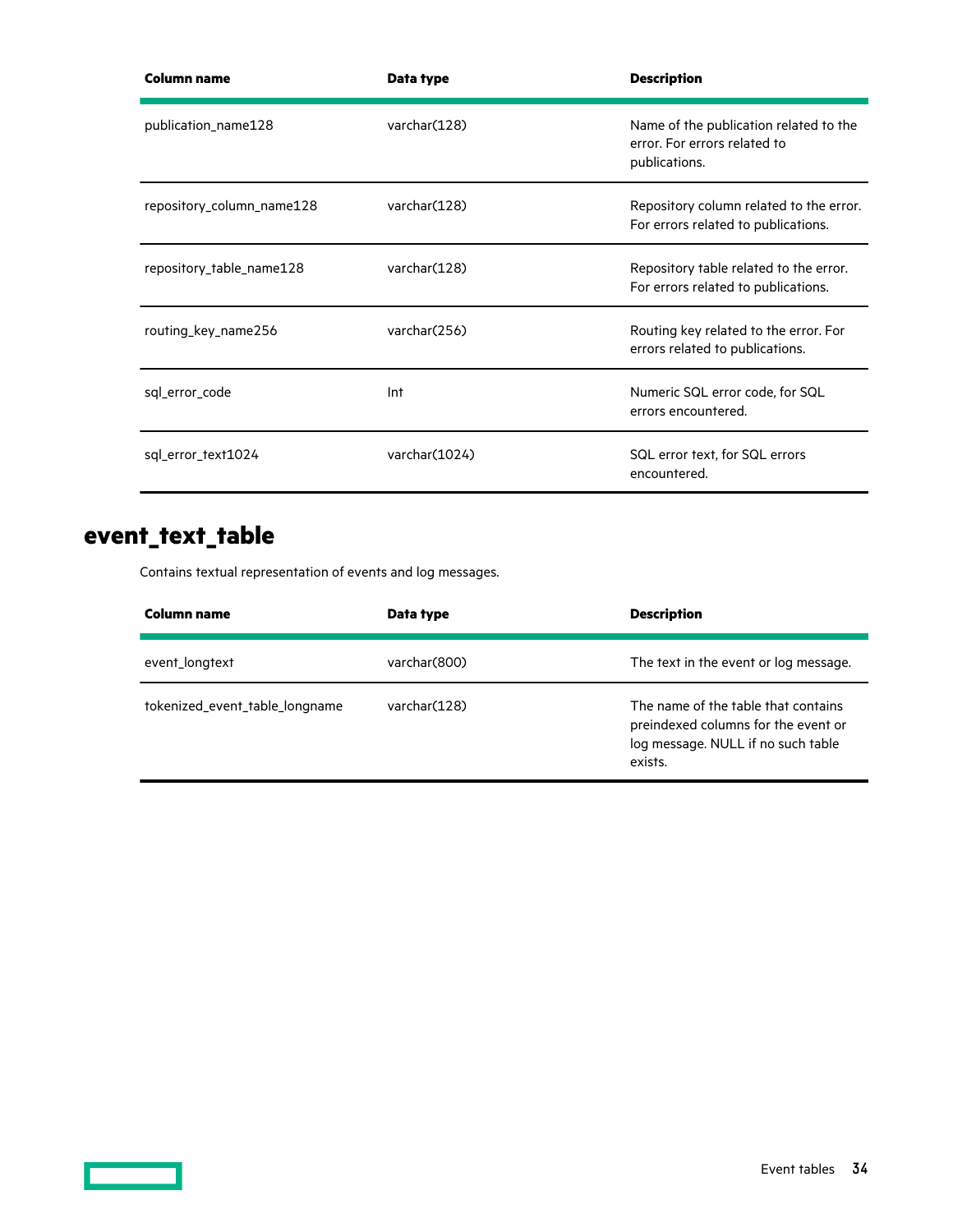| Column name | Data type | Description |
|---|---|---|
| publication_name128 | varchar(128) | Name of the publication related to the error. For errors related to publications. |
| repository_column_name128 | varchar(128) | Repository column related to the error. For errors related to publications. |
| repository_table_name128 | varchar(128) | Repository table related to the error. For errors related to publications. |
| routing_key_name256 | varchar(256) | Routing key related to the error. For errors related to publications. |
| sql_error_code | Int | Numeric SQL error code, for SQL errors encountered. |
| sql_error_text1024 | varchar(1024) | SQL error text, for SQL errors encountered. |

## event_text_table

Contains textual representation of events and log messages.

| Column name | Data type | Description |
|---|---|---|
| event_longtext | varchar(800) | The text in the event or log message. |
| tokenized_event_table_longname | varchar(128) | The name of the table that contains preindexed columns for the event or log message. NULL if no such table exists. |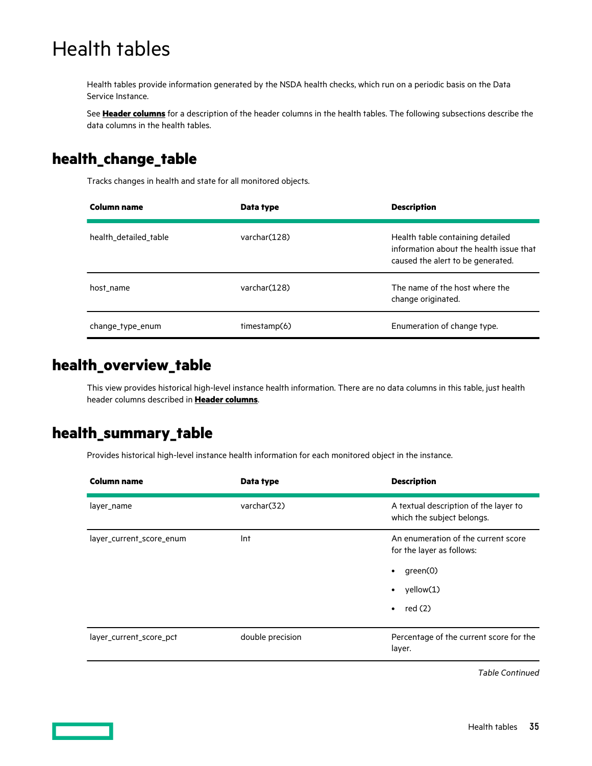# Health tables

Health tables provide information generated by the NSDA health checks, which run on a periodic basis on the Data Service Instance.

See **Header columns** for a description of the header columns in the health tables. The following subsections describe the data columns in the health tables.

## health_change_table

Tracks changes in health and state for all monitored objects.

| Column name | Data type | Description |
| --- | --- | --- |
| health_detailed_table | varchar(128) | Health table containing detailed information about the health issue that caused the alert to be generated. |
| host_name | varchar(128) | The name of the host where the change originated. |
| change_type_enum | timestamp(6) | Enumeration of change type. |

## health_overview_table

This view provides historical high-level instance health information. There are no data columns in this table, just health header columns described in **Header columns**.

## health_summary_table

Provides historical high-level instance health information for each monitored object in the instance.

| Column name | Data type | Description |
| --- | --- | --- |
| layer_name | varchar(32) | A textual description of the layer to which the subject belongs. |
| layer_current_score_enum | Int | An enumeration of the current score for the layer as follows:<br>• green(0)<br>• yellow(1)<br>• red (2) |
| layer_current_score_pct | double precision | Percentage of the current score for the layer. |

*Table Continued*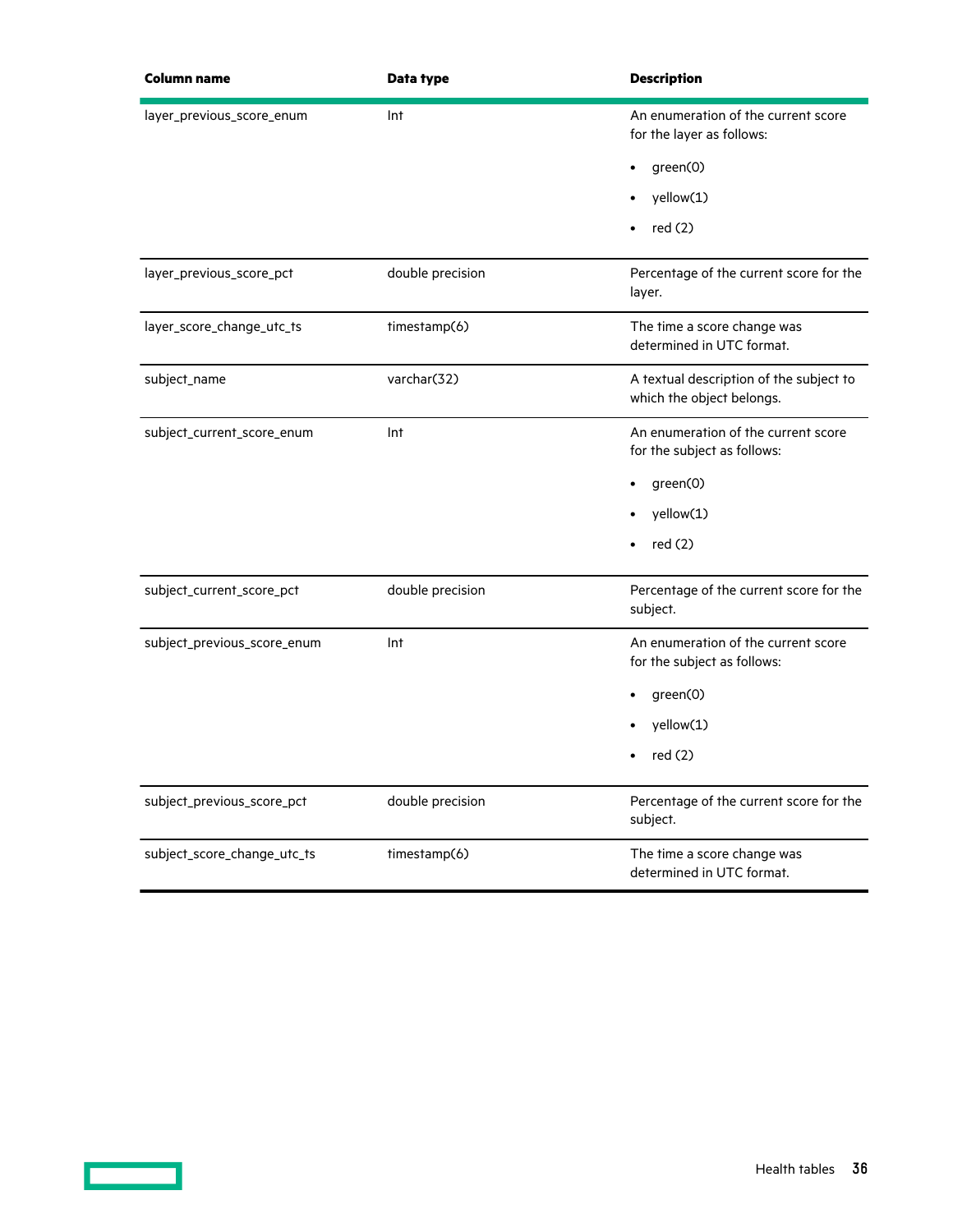| Column name | Data type | Description |
|---|---|---|
| layer_previous_score_enum | Int | An enumeration of the current score for the layer as follows:<br>• green(0)<br>• yellow(1)<br>• red (2) |
| layer_previous_score_pct | double precision | Percentage of the current score for the layer. |
| layer_score_change_utc_ts | timestamp(6) | The time a score change was determined in UTC format. |
| subject_name | varchar(32) | A textual description of the subject to which the object belongs. |
| subject_current_score_enum | Int | An enumeration of the current score for the subject as follows:<br>• green(0)<br>• yellow(1)<br>• red (2) |
| subject_current_score_pct | double precision | Percentage of the current score for the subject. |
| subject_previous_score_enum | Int | An enumeration of the current score for the subject as follows:<br>• green(0)<br>• yellow(1)<br>• red (2) |
| subject_previous_score_pct | double precision | Percentage of the current score for the subject. |
| subject_score_change_utc_ts | timestamp(6) | The time a score change was determined in UTC format. |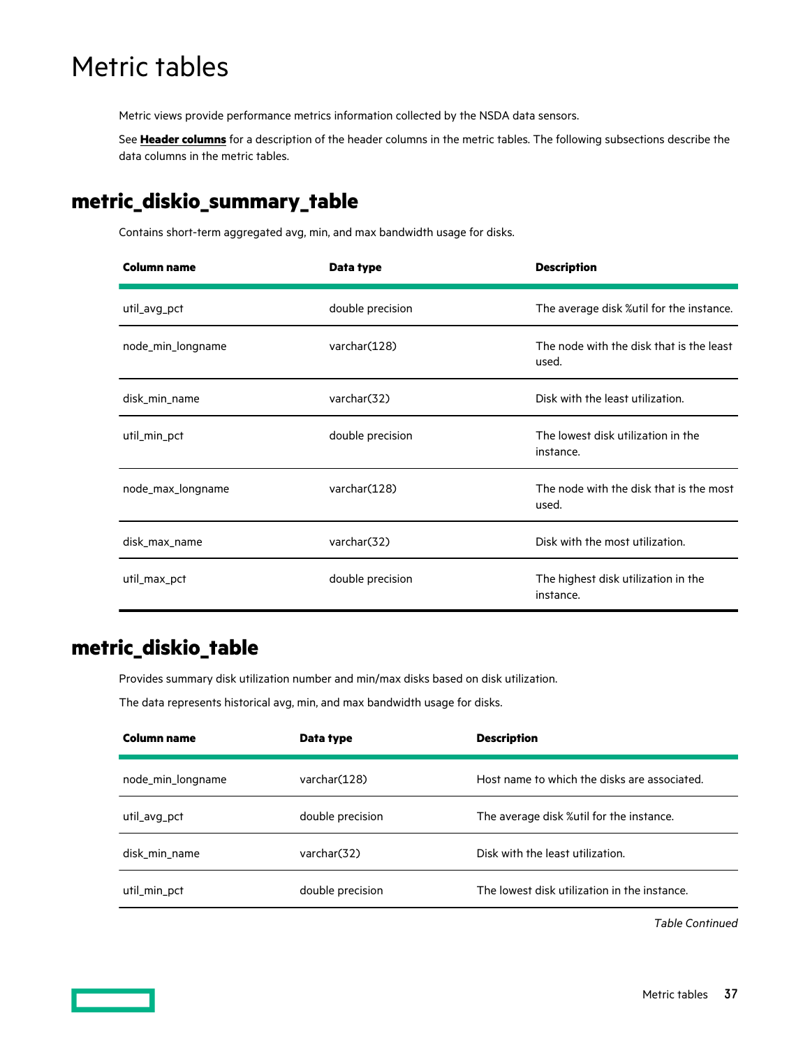# Metric tables

Metric views provide performance metrics information collected by the NSDA data sensors.

See **Header columns** for a description of the header columns in the metric tables. The following subsections describe the data columns in the metric tables.

## metric_diskio_summary_table

Contains short-term aggregated avg, min, and max bandwidth usage for disks.

| Column name | Data type | Description |
|---|---|---|
| util_avg_pct | double precision | The average disk %util for the instance. |
| node_min_longname | varchar(128) | The node with the disk that is the least used. |
| disk_min_name | varchar(32) | Disk with the least utilization. |
| util_min_pct | double precision | The lowest disk utilization in the instance. |
| node_max_longname | varchar(128) | The node with the disk that is the most used. |
| disk_max_name | varchar(32) | Disk with the most utilization. |
| util_max_pct | double precision | The highest disk utilization in the instance. |

## metric_diskio_table

Provides summary disk utilization number and min/max disks based on disk utilization.

The data represents historical avg, min, and max bandwidth usage for disks.

| Column name | Data type | Description |
|---|---|---|
| node_min_longname | varchar(128) | Host name to which the disks are associated. |
| util_avg_pct | double precision | The average disk %util for the instance. |
| disk_min_name | varchar(32) | Disk with the least utilization. |
| util_min_pct | double precision | The lowest disk utilization in the instance. |

*Table Continued*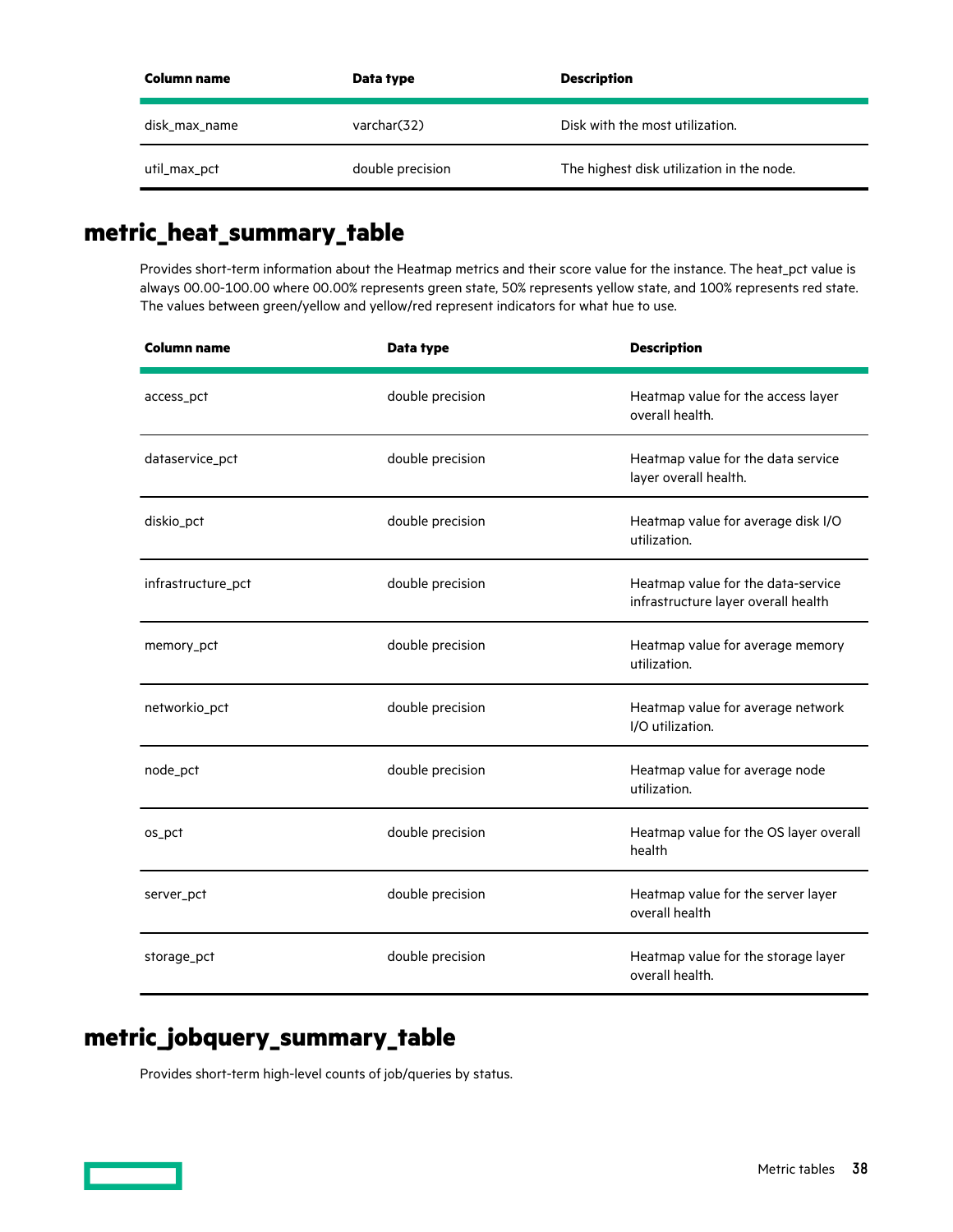| Column name | Data type | Description |
| --- | --- | --- |
| disk_max_name | varchar(32) | Disk with the most utilization. |
| util_max_pct | double precision | The highest disk utilization in the node. |

## metric_heat_summary_table

Provides short-term information about the Heatmap metrics and their score value for the instance. The heat_pct value is always 00.00-100.00 where 00.00% represents green state, 50% represents yellow state, and 100% represents red state. The values between green/yellow and yellow/red represent indicators for what hue to use.

| Column name | Data type | Description |
| --- | --- | --- |
| access_pct | double precision | Heatmap value for the access layer overall health. |
| dataservice_pct | double precision | Heatmap value for the data service layer overall health. |
| diskio_pct | double precision | Heatmap value for average disk I/O utilization. |
| infrastructure_pct | double precision | Heatmap value for the data-service infrastructure layer overall health |
| memory_pct | double precision | Heatmap value for average memory utilization. |
| networkio_pct | double precision | Heatmap value for average network I/O utilization. |
| node_pct | double precision | Heatmap value for average node utilization. |
| os_pct | double precision | Heatmap value for the OS layer overall health |
| server_pct | double precision | Heatmap value for the server layer overall health |
| storage_pct | double precision | Heatmap value for the storage layer overall health. |

## metric_jobquery_summary_table

Provides short-term high-level counts of job/queries by status.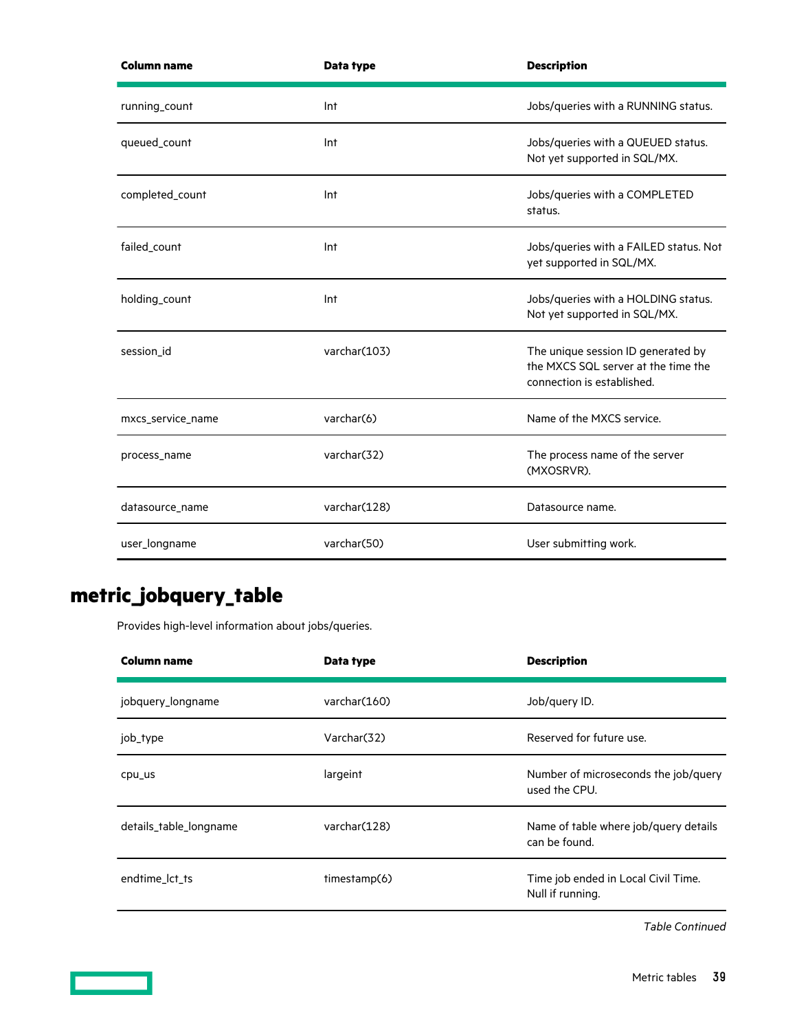| Column name | Data type | Description |
|---|---|---|
| running_count | Int | Jobs/queries with a RUNNING status. |
| queued_count | Int | Jobs/queries with a QUEUED status. Not yet supported in SQL/MX. |
| completed_count | Int | Jobs/queries with a COMPLETED status. |
| failed_count | Int | Jobs/queries with a FAILED status. Not yet supported in SQL/MX. |
| holding_count | Int | Jobs/queries with a HOLDING status. Not yet supported in SQL/MX. |
| session_id | varchar(103) | The unique session ID generated by the MXCS SQL server at the time the connection is established. |
| mxcs_service_name | varchar(6) | Name of the MXCS service. |
| process_name | varchar(32) | The process name of the server (MXOSRVR). |
| datasource_name | varchar(128) | Datasource name. |
| user_longname | varchar(50) | User submitting work. |

## metric_jobquery_table

Provides high-level information about jobs/queries.

| Column name | Data type | Description |
|---|---|---|
| jobquery_longname | varchar(160) | Job/query ID. |
| job_type | Varchar(32) | Reserved for future use. |
| cpu_us | largeint | Number of microseconds the job/query used the CPU. |
| details_table_longname | varchar(128) | Name of table where job/query details can be found. |
| endtime_lct_ts | timestamp(6) | Time job ended in Local Civil Time. Null if running. |

*Table Continued*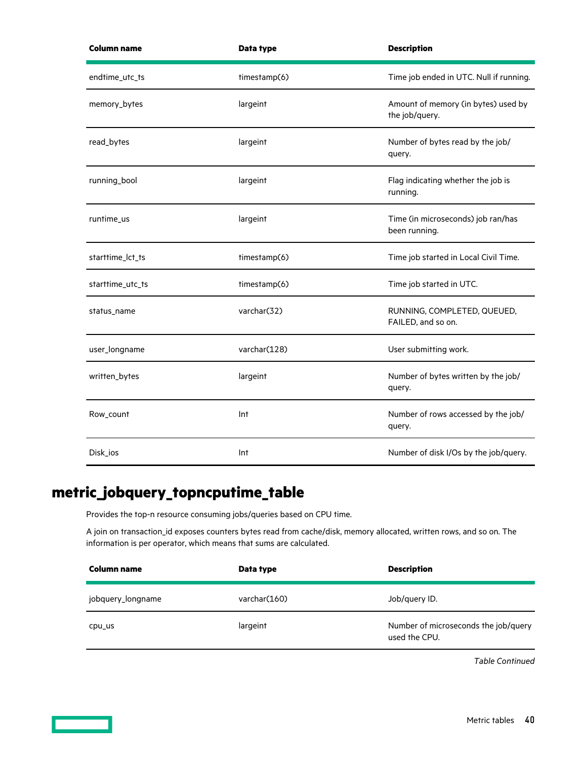| Column name | Data type | Description |
|---|---|---|
| endtime_utc_ts | timestamp(6) | Time job ended in UTC. Null if running. |
| memory_bytes | largeint | Amount of memory (in bytes) used by the job/query. |
| read_bytes | largeint | Number of bytes read by the job/ query. |
| running_bool | largeint | Flag indicating whether the job is running. |
| runtime_us | largeint | Time (in microseconds) job ran/has been running. |
| starttime_lct_ts | timestamp(6) | Time job started in Local Civil Time. |
| starttime_utc_ts | timestamp(6) | Time job started in UTC. |
| status_name | varchar(32) | RUNNING, COMPLETED, QUEUED, FAILED, and so on. |
| user_longname | varchar(128) | User submitting work. |
| written_bytes | largeint | Number of bytes written by the job/ query. |
| Row_count | Int | Number of rows accessed by the job/ query. |
| Disk_ios | Int | Number of disk I/Os by the job/query. |

## metric_jobquery_topncputime_table

Provides the top-n resource consuming jobs/queries based on CPU time.

A join on transaction_id exposes counters bytes read from cache/disk, memory allocated, written rows, and so on. The information is per operator, which means that sums are calculated.

| Column name | Data type | Description |
|---|---|---|
| jobquery_longname | varchar(160) | Job/query ID. |
| cpu_us | largeint | Number of microseconds the job/query used the CPU. |

*Table Continued*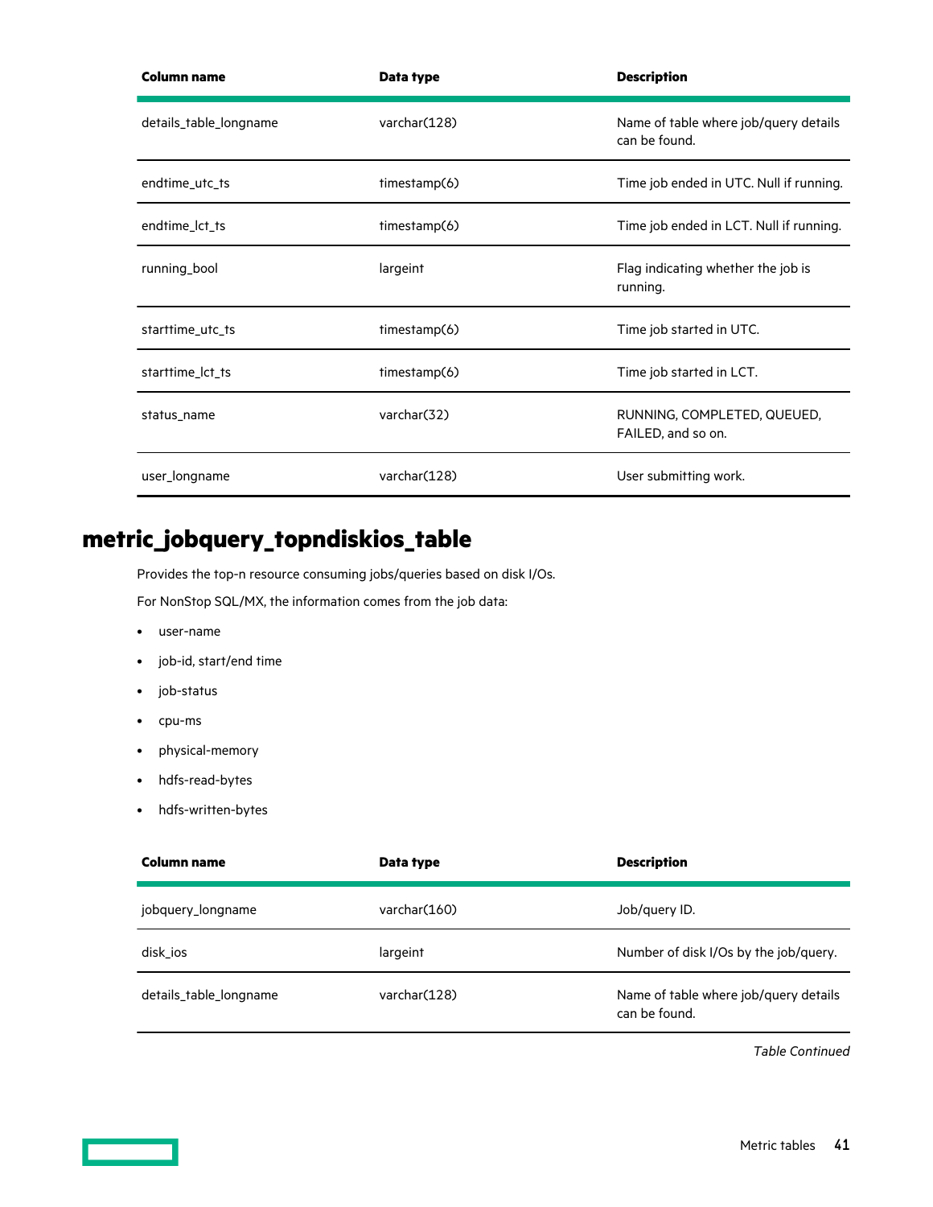| Column name | Data type | Description |
|---|---|---|
| details_table_longname | varchar(128) | Name of table where job/query details can be found. |
| endtime_utc_ts | timestamp(6) | Time job ended in UTC. Null if running. |
| endtime_lct_ts | timestamp(6) | Time job ended in LCT. Null if running. |
| running_bool | largeint | Flag indicating whether the job is running. |
| starttime_utc_ts | timestamp(6) | Time job started in UTC. |
| starttime_lct_ts | timestamp(6) | Time job started in LCT. |
| status_name | varchar(32) | RUNNING, COMPLETED, QUEUED, FAILED, and so on. |
| user_longname | varchar(128) | User submitting work. |

## metric_jobquery_topndiskios_table

Provides the top-n resource consuming jobs/queries based on disk I/Os.

For NonStop SQL/MX, the information comes from the job data:

- user-name
- job-id, start/end time
- job-status
- cpu-ms
- physical-memory
- hdfs-read-bytes
- hdfs-written-bytes

| Column name | Data type | Description |
|---|---|---|
| jobquery_longname | varchar(160) | Job/query ID. |
| disk_ios | largeint | Number of disk I/Os by the job/query. |
| details_table_longname | varchar(128) | Name of table where job/query details can be found. |

*Table Continued*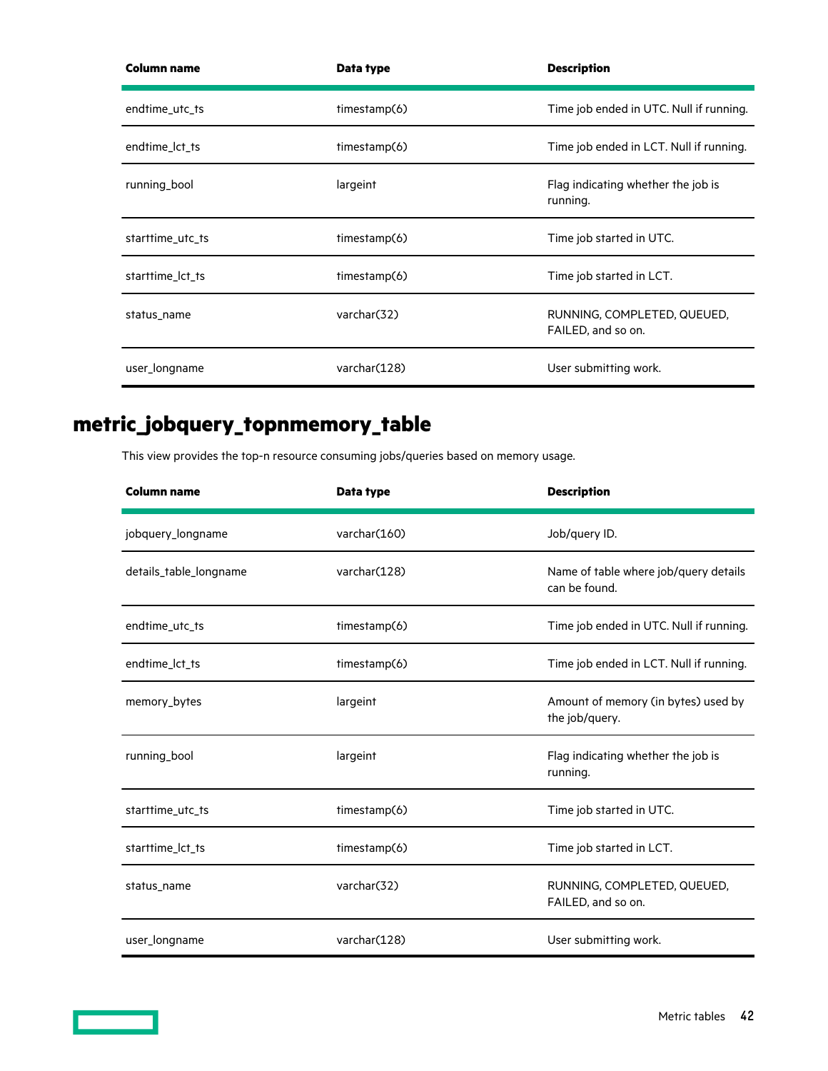| Column name | Data type | Description |
| --- | --- | --- |
| endtime_utc_ts | timestamp(6) | Time job ended in UTC. Null if running. |
| endtime_lct_ts | timestamp(6) | Time job ended in LCT. Null if running. |
| running_bool | largeint | Flag indicating whether the job is running. |
| starttime_utc_ts | timestamp(6) | Time job started in UTC. |
| starttime_lct_ts | timestamp(6) | Time job started in LCT. |
| status_name | varchar(32) | RUNNING, COMPLETED, QUEUED, FAILED, and so on. |
| user_longname | varchar(128) | User submitting work. |

## metric_jobquery_topnmemory_table

This view provides the top-n resource consuming jobs/queries based on memory usage.

| Column name | Data type | Description |
| --- | --- | --- |
| jobquery_longname | varchar(160) | Job/query ID. |
| details_table_longname | varchar(128) | Name of table where job/query details can be found. |
| endtime_utc_ts | timestamp(6) | Time job ended in UTC. Null if running. |
| endtime_lct_ts | timestamp(6) | Time job ended in LCT. Null if running. |
| memory_bytes | largeint | Amount of memory (in bytes) used by the job/query. |
| running_bool | largeint | Flag indicating whether the job is running. |
| starttime_utc_ts | timestamp(6) | Time job started in UTC. |
| starttime_lct_ts | timestamp(6) | Time job started in LCT. |
| status_name | varchar(32) | RUNNING, COMPLETED, QUEUED, FAILED, and so on. |
| user_longname | varchar(128) | User submitting work. |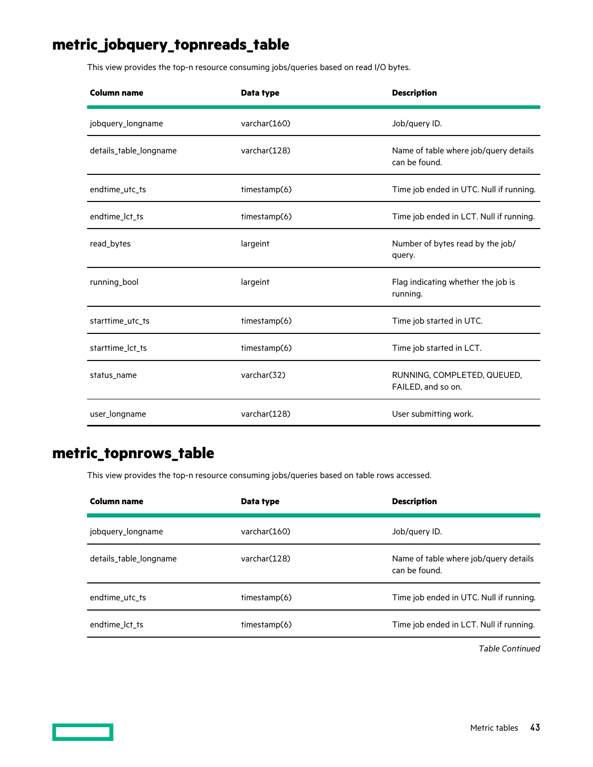## metric_jobquery_topnreads_table

This view provides the top-n resource consuming jobs/queries based on read I/O bytes.

| Column name | Data type | Description |
|---|---|---|
| jobquery_longname | varchar(160) | Job/query ID. |
| details_table_longname | varchar(128) | Name of table where job/query details can be found. |
| endtime_utc_ts | timestamp(6) | Time job ended in UTC. Null if running. |
| endtime_lct_ts | timestamp(6) | Time job ended in LCT. Null if running. |
| read_bytes | largeint | Number of bytes read by the job/ query. |
| running_bool | largeint | Flag indicating whether the job is running. |
| starttime_utc_ts | timestamp(6) | Time job started in UTC. |
| starttime_lct_ts | timestamp(6) | Time job started in LCT. |
| status_name | varchar(32) | RUNNING, COMPLETED, QUEUED, FAILED, and so on. |
| user_longname | varchar(128) | User submitting work. |

## metric_topnrows_table

This view provides the top-n resource consuming jobs/queries based on table rows accessed.

| Column name | Data type | Description |
|---|---|---|
| jobquery_longname | varchar(160) | Job/query ID. |
| details_table_longname | varchar(128) | Name of table where job/query details can be found. |
| endtime_utc_ts | timestamp(6) | Time job ended in UTC. Null if running. |
| endtime_lct_ts | timestamp(6) | Time job ended in LCT. Null if running. |

*Table Continued*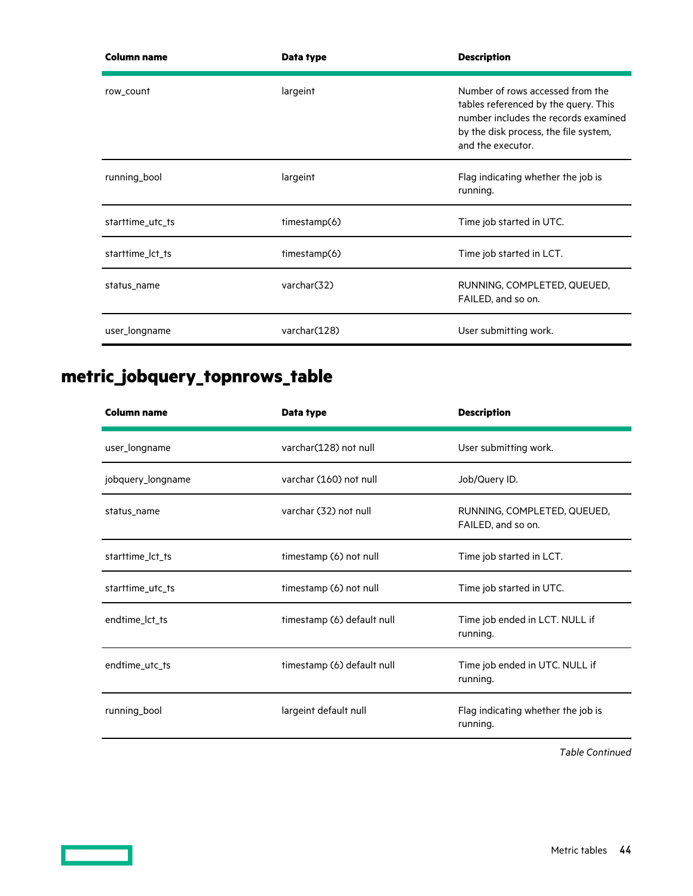| Column name | Data type | Description |
|---|---|---|
| row_count | largeint | Number of rows accessed from the tables referenced by the query. This number includes the records examined by the disk process, the file system, and the executor. |
| running_bool | largeint | Flag indicating whether the job is running. |
| starttime_utc_ts | timestamp(6) | Time job started in UTC. |
| starttime_lct_ts | timestamp(6) | Time job started in LCT. |
| status_name | varchar(32) | RUNNING, COMPLETED, QUEUED, FAILED, and so on. |
| user_longname | varchar(128) | User submitting work. |

# metric_jobquery_topnrows_table

| Column name | Data type | Description |
|---|---|---|
| user_longname | varchar(128) not null | User submitting work. |
| jobquery_longname | varchar (160) not null | Job/Query ID. |
| status_name | varchar (32) not null | RUNNING, COMPLETED, QUEUED, FAILED, and so on. |
| starttime_lct_ts | timestamp (6) not null | Time job started in LCT. |
| starttime_utc_ts | timestamp (6) not null | Time job started in UTC. |
| endtime_lct_ts | timestamp (6) default null | Time job ended in LCT. NULL if running. |
| endtime_utc_ts | timestamp (6) default null | Time job ended in UTC. NULL if running. |
| running_bool | largeint default null | Flag indicating whether the job is running. |

*Table Continued*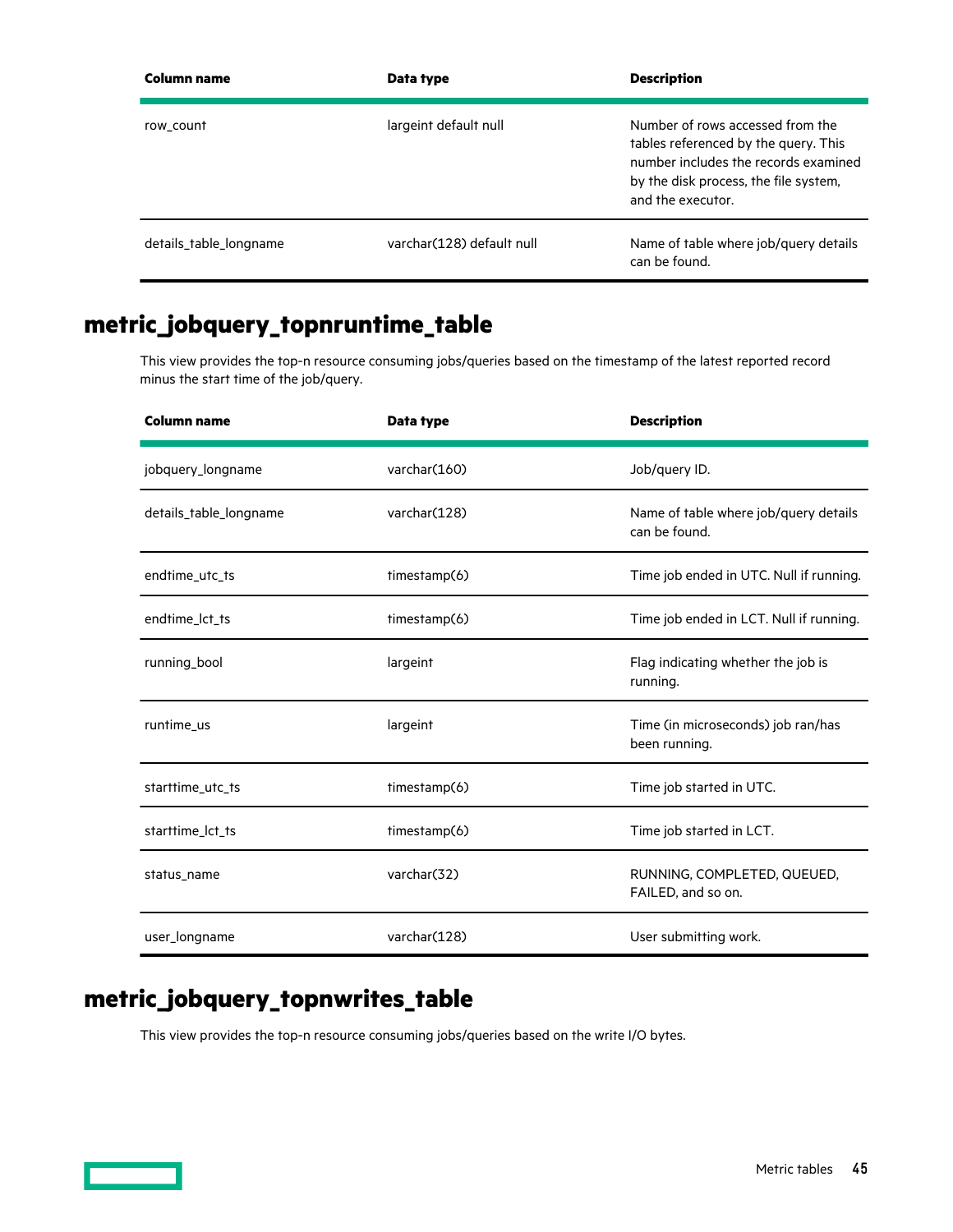| Column name | Data type | Description |
|---|---|---|
| row_count | largeint default null | Number of rows accessed from the tables referenced by the query. This number includes the records examined by the disk process, the file system, and the executor. |
| details_table_longname | varchar(128) default null | Name of table where job/query details can be found. |

## metric_jobquery_topnruntime_table

This view provides the top-n resource consuming jobs/queries based on the timestamp of the latest reported record minus the start time of the job/query.

| Column name | Data type | Description |
|---|---|---|
| jobquery_longname | varchar(160) | Job/query ID. |
| details_table_longname | varchar(128) | Name of table where job/query details can be found. |
| endtime_utc_ts | timestamp(6) | Time job ended in UTC. Null if running. |
| endtime_lct_ts | timestamp(6) | Time job ended in LCT. Null if running. |
| running_bool | largeint | Flag indicating whether the job is running. |
| runtime_us | largeint | Time (in microseconds) job ran/has been running. |
| starttime_utc_ts | timestamp(6) | Time job started in UTC. |
| starttime_lct_ts | timestamp(6) | Time job started in LCT. |
| status_name | varchar(32) | RUNNING, COMPLETED, QUEUED, FAILED, and so on. |
| user_longname | varchar(128) | User submitting work. |

## metric_jobquery_topnwrites_table

This view provides the top-n resource consuming jobs/queries based on the write I/O bytes.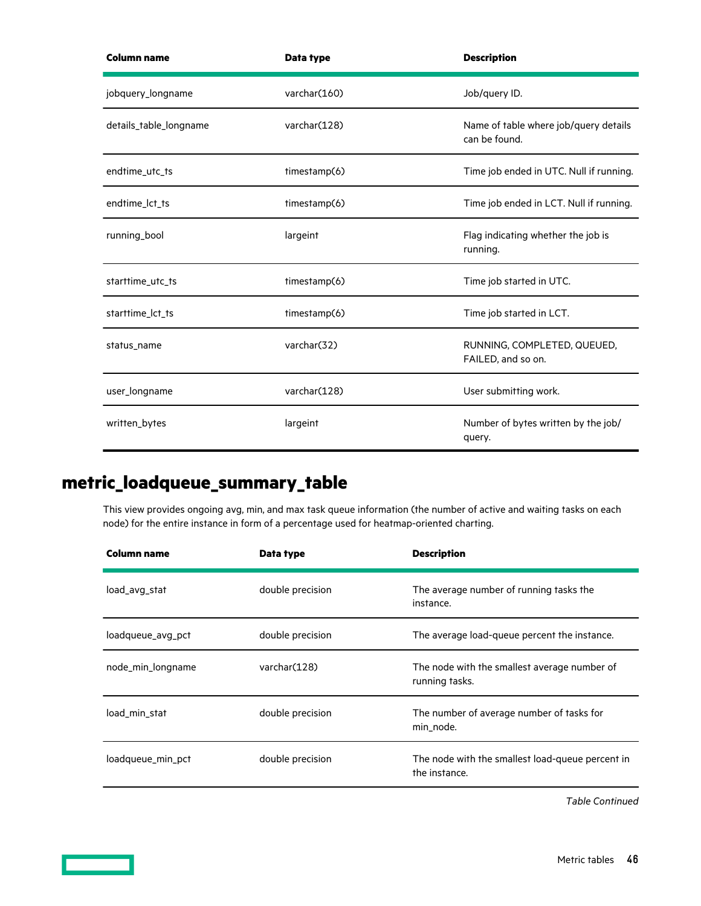| Column name | Data type | Description |
| --- | --- | --- |
| jobquery_longname | varchar(160) | Job/query ID. |
| details_table_longname | varchar(128) | Name of table where job/query details can be found. |
| endtime_utc_ts | timestamp(6) | Time job ended in UTC. Null if running. |
| endtime_lct_ts | timestamp(6) | Time job ended in LCT. Null if running. |
| running_bool | largeint | Flag indicating whether the job is running. |
| starttime_utc_ts | timestamp(6) | Time job started in UTC. |
| starttime_lct_ts | timestamp(6) | Time job started in LCT. |
| status_name | varchar(32) | RUNNING, COMPLETED, QUEUED, FAILED, and so on. |
| user_longname | varchar(128) | User submitting work. |
| written_bytes | largeint | Number of bytes written by the job/query. |

## metric_loadqueue_summary_table

This view provides ongoing avg, min, and max task queue information (the number of active and waiting tasks on each node) for the entire instance in form of a percentage used for heatmap-oriented charting.

| Column name | Data type | Description |
| --- | --- | --- |
| load_avg_stat | double precision | The average number of running tasks the instance. |
| loadqueue_avg_pct | double precision | The average load-queue percent the instance. |
| node_min_longname | varchar(128) | The node with the smallest average number of running tasks. |
| load_min_stat | double precision | The number of average number of tasks for min_node. |
| loadqueue_min_pct | double precision | The node with the smallest load-queue percent in the instance. |

*Table Continued*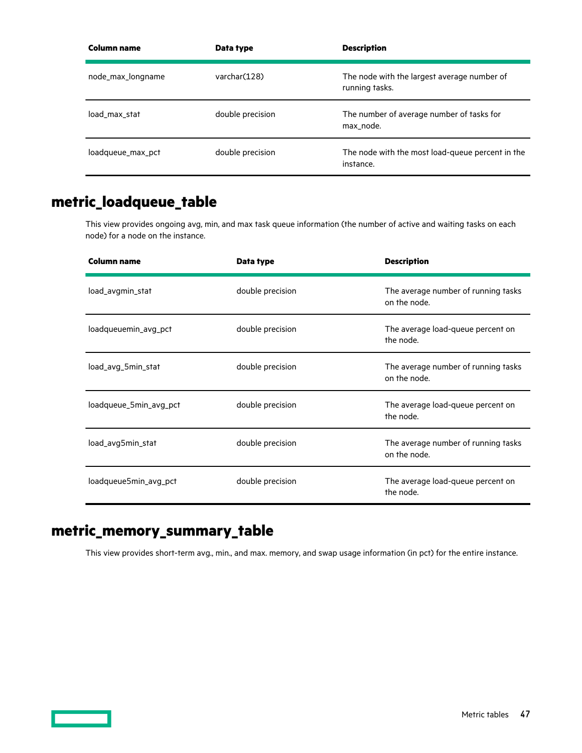| Column name | Data type | Description |
| --- | --- | --- |
| node_max_longname | varchar(128) | The node with the largest average number of running tasks. |
| load_max_stat | double precision | The number of average number of tasks for max_node. |
| loadqueue_max_pct | double precision | The node with the most load-queue percent in the instance. |

## metric_loadqueue_table

This view provides ongoing avg, min, and max task queue information (the number of active and waiting tasks on each node) for a node on the instance.

| Column name | Data type | Description |
| --- | --- | --- |
| load_avgmin_stat | double precision | The average number of running tasks on the node. |
| loadqueuemin_avg_pct | double precision | The average load-queue percent on the node. |
| load_avg_5min_stat | double precision | The average number of running tasks on the node. |
| loadqueue_5min_avg_pct | double precision | The average load-queue percent on the node. |
| load_avg5min_stat | double precision | The average number of running tasks on the node. |
| loadqueue5min_avg_pct | double precision | The average load-queue percent on the node. |

## metric_memory_summary_table

This view provides short-term avg., min., and max. memory, and swap usage information (in pct) for the entire instance.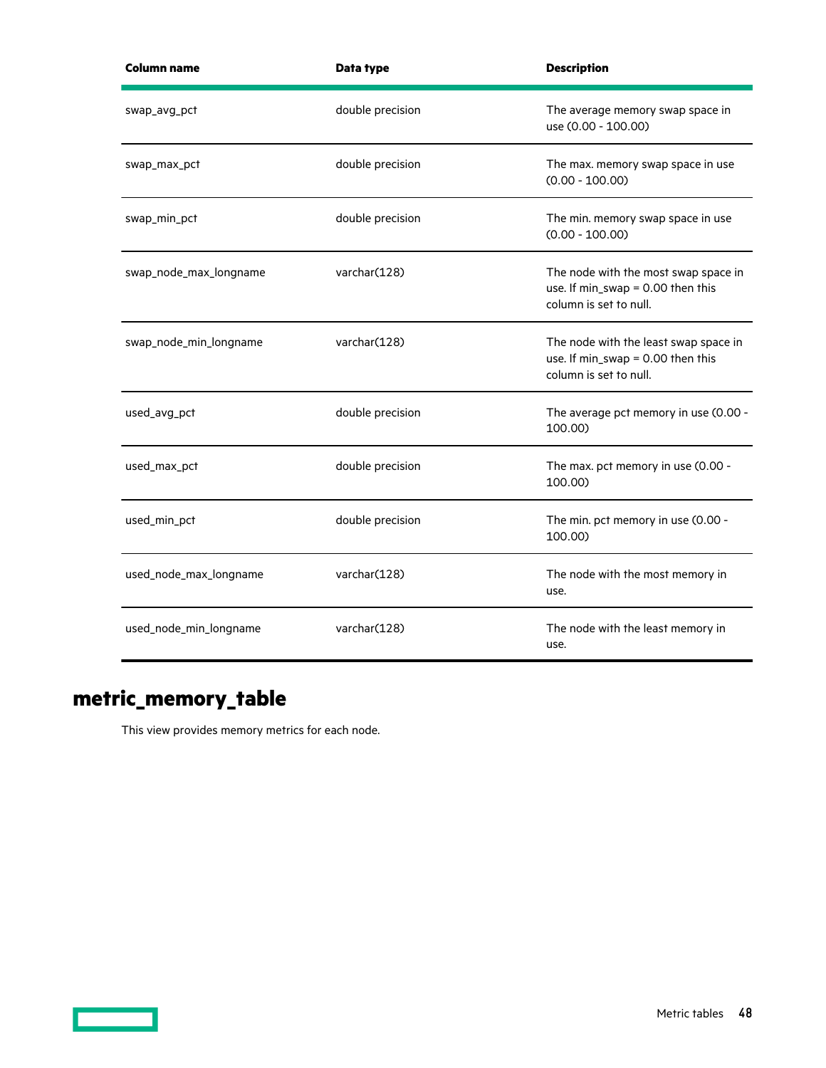| Column name | Data type | Description |
|---|---|---|
| swap_avg_pct | double precision | The average memory swap space in use (0.00 - 100.00) |
| swap_max_pct | double precision | The max. memory swap space in use (0.00 - 100.00) |
| swap_min_pct | double precision | The min. memory swap space in use (0.00 - 100.00) |
| swap_node_max_longname | varchar(128) | The node with the most swap space in use. If min_swap = 0.00 then this column is set to null. |
| swap_node_min_longname | varchar(128) | The node with the least swap space in use. If min_swap = 0.00 then this column is set to null. |
| used_avg_pct | double precision | The average pct memory in use (0.00 - 100.00) |
| used_max_pct | double precision | The max. pct memory in use (0.00 - 100.00) |
| used_min_pct | double precision | The min. pct memory in use (0.00 - 100.00) |
| used_node_max_longname | varchar(128) | The node with the most memory in use. |
| used_node_min_longname | varchar(128) | The node with the least memory in use. |

## metric_memory_table

This view provides memory metrics for each node.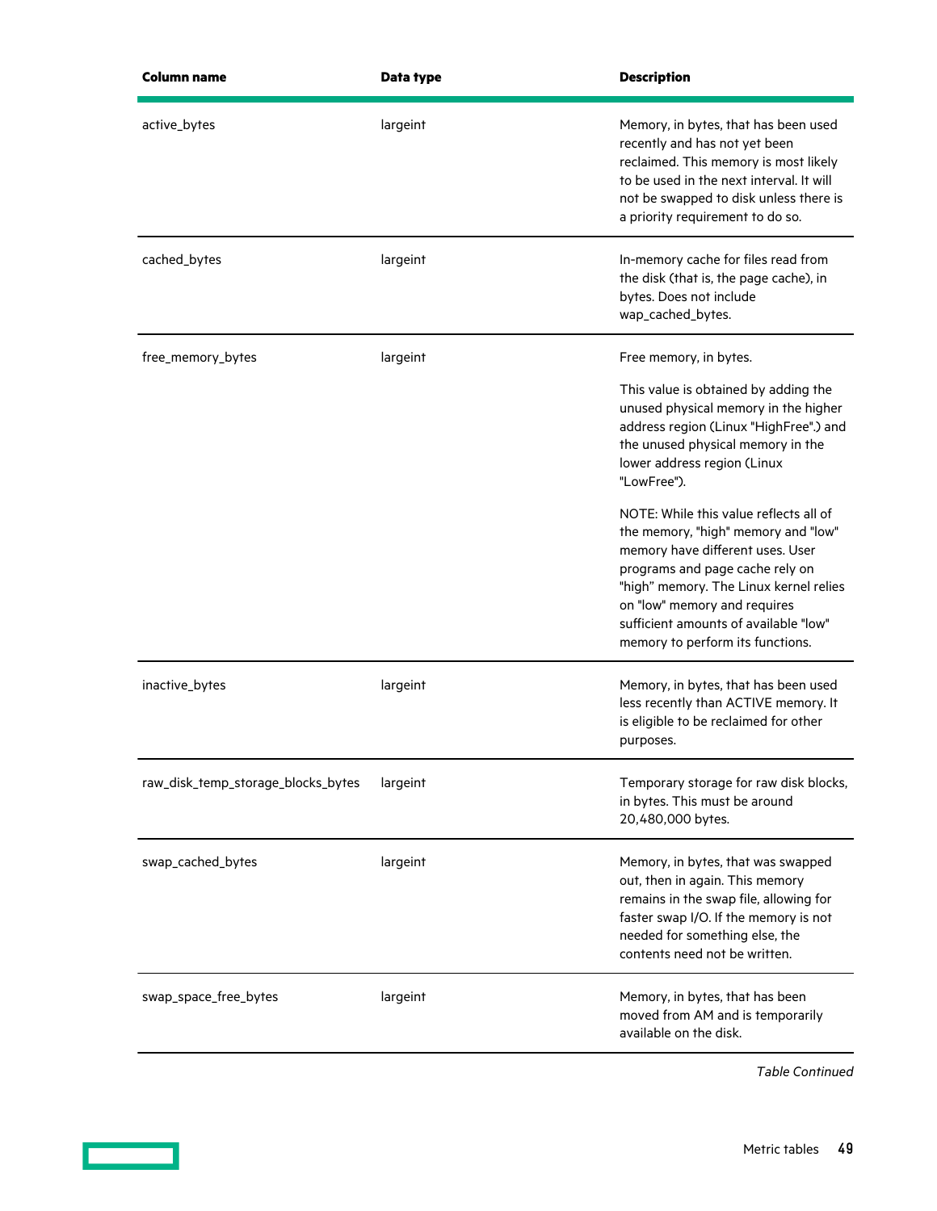| Column name | Data type | Description |
|---|---|---|
| active_bytes | largeint | Memory, in bytes, that has been used recently and has not yet been reclaimed. This memory is most likely to be used in the next interval. It will not be swapped to disk unless there is a priority requirement to do so. |
| cached_bytes | largeint | In-memory cache for files read from the disk (that is, the page cache), in bytes. Does not include wap_cached_bytes. |
| free_memory_bytes | largeint | Free memory, in bytes.<br><br>This value is obtained by adding the unused physical memory in the higher address region (Linux "HighFree".) and the unused physical memory in the lower address region (Linux "LowFree").<br><br>NOTE: While this value reflects all of the memory, "high" memory and "low" memory have different uses. User programs and page cache rely on "high" memory. The Linux kernel relies on "low" memory and requires sufficient amounts of available "low" memory to perform its functions. |
| inactive_bytes | largeint | Memory, in bytes, that has been used less recently than ACTIVE memory. It is eligible to be reclaimed for other purposes. |
| raw_disk_temp_storage_blocks_bytes | largeint | Temporary storage for raw disk blocks, in bytes. This must be around 20,480,000 bytes. |
| swap_cached_bytes | largeint | Memory, in bytes, that was swapped out, then in again. This memory remains in the swap file, allowing for faster swap I/O. If the memory is not needed for something else, the contents need not be written. |
| swap_space_free_bytes | largeint | Memory, in bytes, that has been moved from AM and is temporarily available on the disk. |

*Table Continued*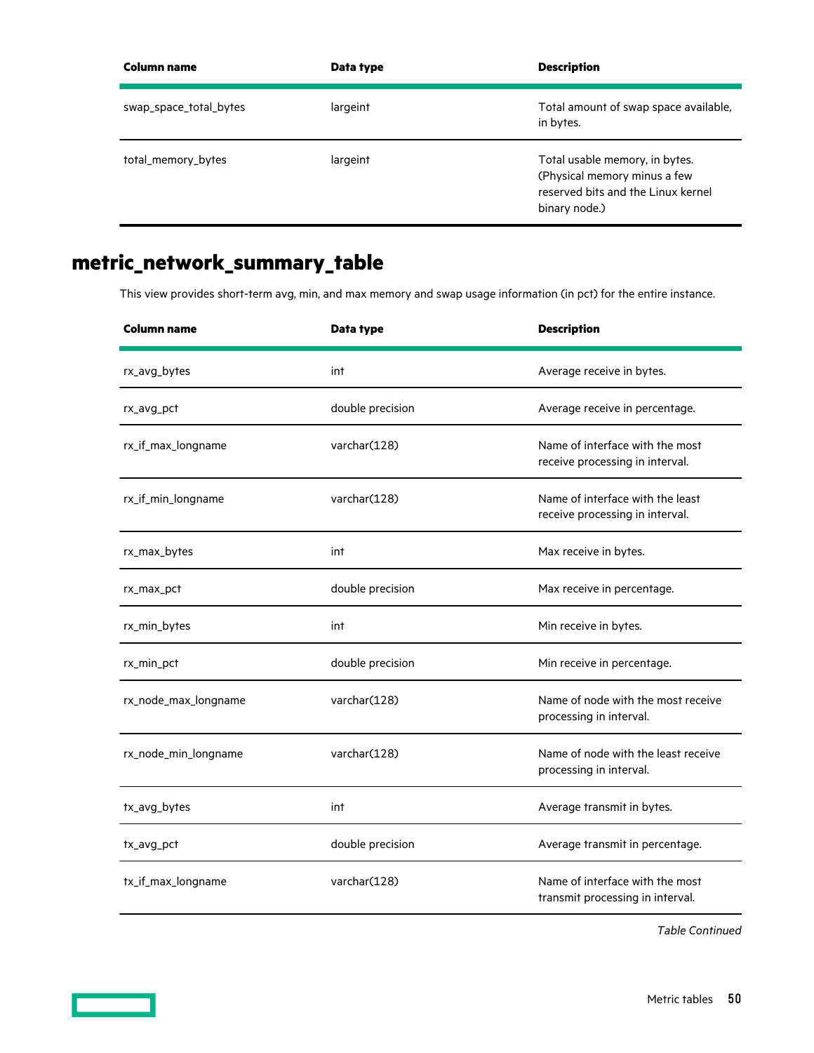| Column name | Data type | Description |
|---|---|---|
| swap_space_total_bytes | largeint | Total amount of swap space available, in bytes. |
| total_memory_bytes | largeint | Total usable memory, in bytes. (Physical memory minus a few reserved bits and the Linux kernel binary node.) |

## metric_network_summary_table

This view provides short-term avg, min, and max memory and swap usage information (in pct) for the entire instance.

| Column name | Data type | Description |
|---|---|---|
| rx_avg_bytes | int | Average receive in bytes. |
| rx_avg_pct | double precision | Average receive in percentage. |
| rx_if_max_longname | varchar(128) | Name of interface with the most receive processing in interval. |
| rx_if_min_longname | varchar(128) | Name of interface with the least receive processing in interval. |
| rx_max_bytes | int | Max receive in bytes. |
| rx_max_pct | double precision | Max receive in percentage. |
| rx_min_bytes | int | Min receive in bytes. |
| rx_min_pct | double precision | Min receive in percentage. |
| rx_node_max_longname | varchar(128) | Name of node with the most receive processing in interval. |
| rx_node_min_longname | varchar(128) | Name of node with the least receive processing in interval. |
| tx_avg_bytes | int | Average transmit in bytes. |
| tx_avg_pct | double precision | Average transmit in percentage. |
| tx_if_max_longname | varchar(128) | Name of interface with the most transmit processing in interval. |

*Table Continued*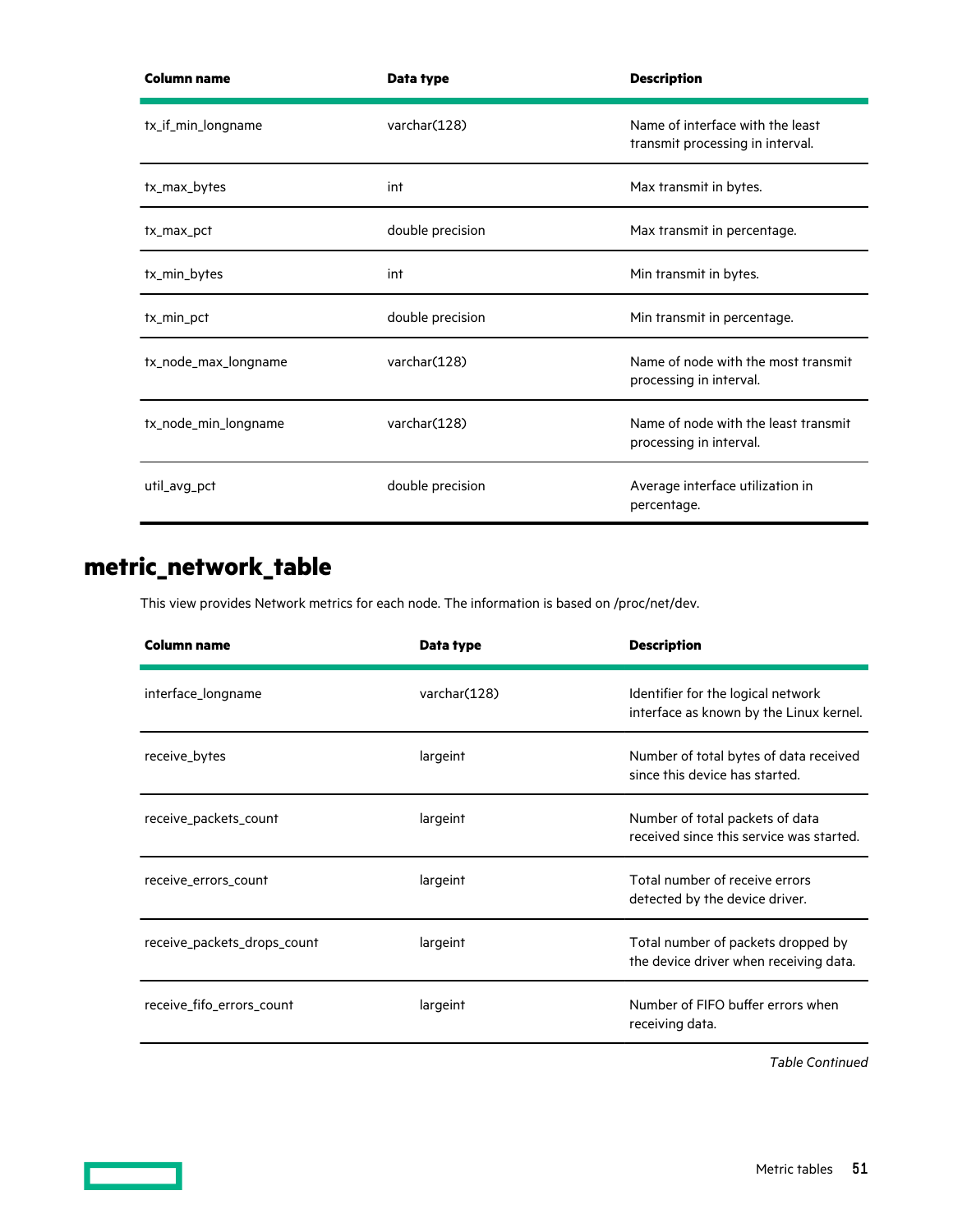| Column name | Data type | Description |
|---|---|---|
| tx_if_min_longname | varchar(128) | Name of interface with the least transmit processing in interval. |
| tx_max_bytes | int | Max transmit in bytes. |
| tx_max_pct | double precision | Max transmit in percentage. |
| tx_min_bytes | int | Min transmit in bytes. |
| tx_min_pct | double precision | Min transmit in percentage. |
| tx_node_max_longname | varchar(128) | Name of node with the most transmit processing in interval. |
| tx_node_min_longname | varchar(128) | Name of node with the least transmit processing in interval. |
| util_avg_pct | double precision | Average interface utilization in percentage. |

## metric_network_table

This view provides Network metrics for each node. The information is based on /proc/net/dev.

| Column name | Data type | Description |
|---|---|---|
| interface_longname | varchar(128) | Identifier for the logical network interface as known by the Linux kernel. |
| receive_bytes | largeint | Number of total bytes of data received since this device has started. |
| receive_packets_count | largeint | Number of total packets of data received since this service was started. |
| receive_errors_count | largeint | Total number of receive errors detected by the device driver. |
| receive_packets_drops_count | largeint | Total number of packets dropped by the device driver when receiving data. |
| receive_fifo_errors_count | largeint | Number of FIFO buffer errors when receiving data. |

*Table Continued*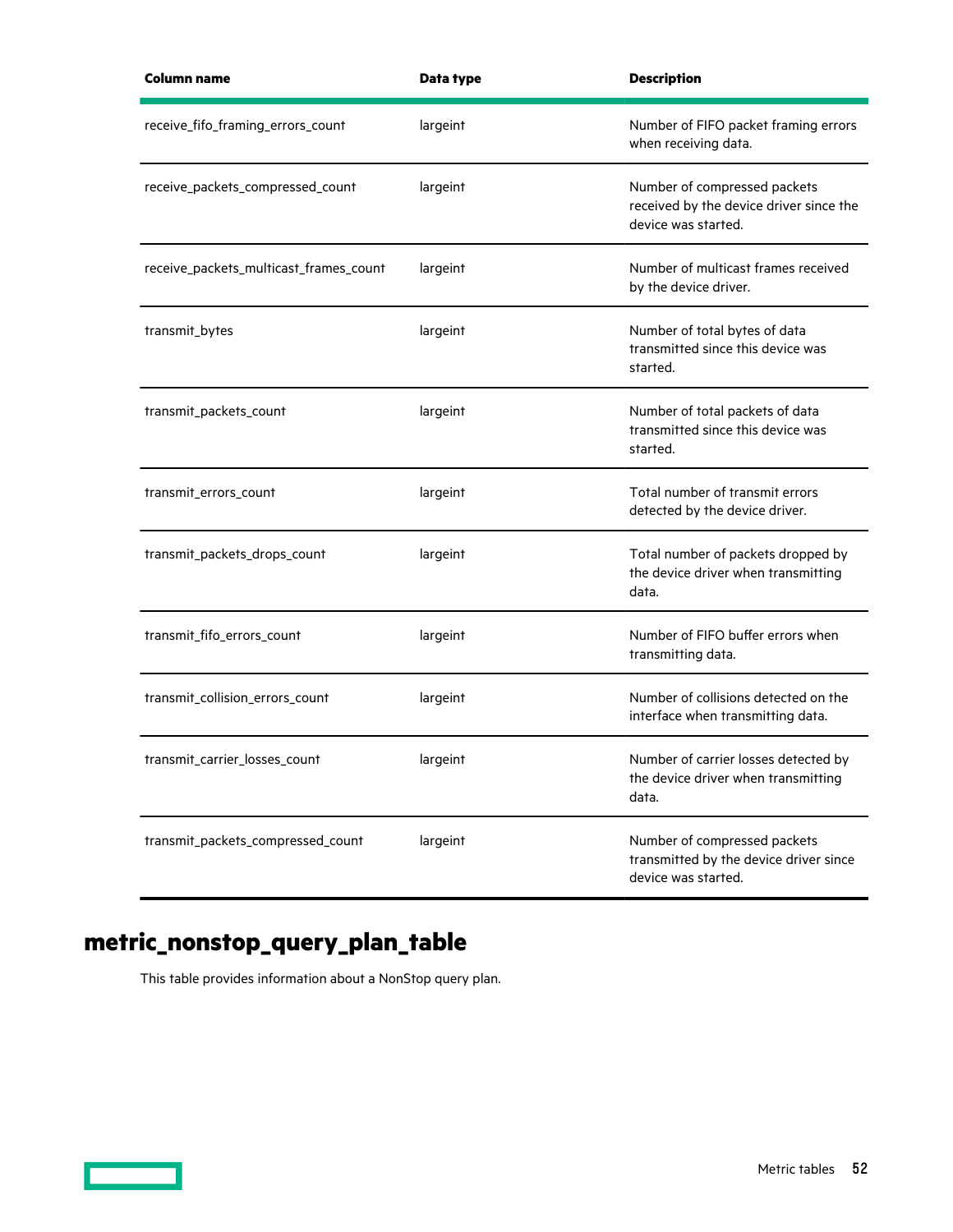| Column name | Data type | Description |
| --- | --- | --- |
| receive_fifo_framing_errors_count | largeint | Number of FIFO packet framing errors when receiving data. |
| receive_packets_compressed_count | largeint | Number of compressed packets received by the device driver since the device was started. |
| receive_packets_multicast_frames_count | largeint | Number of multicast frames received by the device driver. |
| transmit_bytes | largeint | Number of total bytes of data transmitted since this device was started. |
| transmit_packets_count | largeint | Number of total packets of data transmitted since this device was started. |
| transmit_errors_count | largeint | Total number of transmit errors detected by the device driver. |
| transmit_packets_drops_count | largeint | Total number of packets dropped by the device driver when transmitting data. |
| transmit_fifo_errors_count | largeint | Number of FIFO buffer errors when transmitting data. |
| transmit_collision_errors_count | largeint | Number of collisions detected on the interface when transmitting data. |
| transmit_carrier_losses_count | largeint | Number of carrier losses detected by the device driver when transmitting data. |
| transmit_packets_compressed_count | largeint | Number of compressed packets transmitted by the device driver since device was started. |

# metric_nonstop_query_plan_table

This table provides information about a NonStop query plan.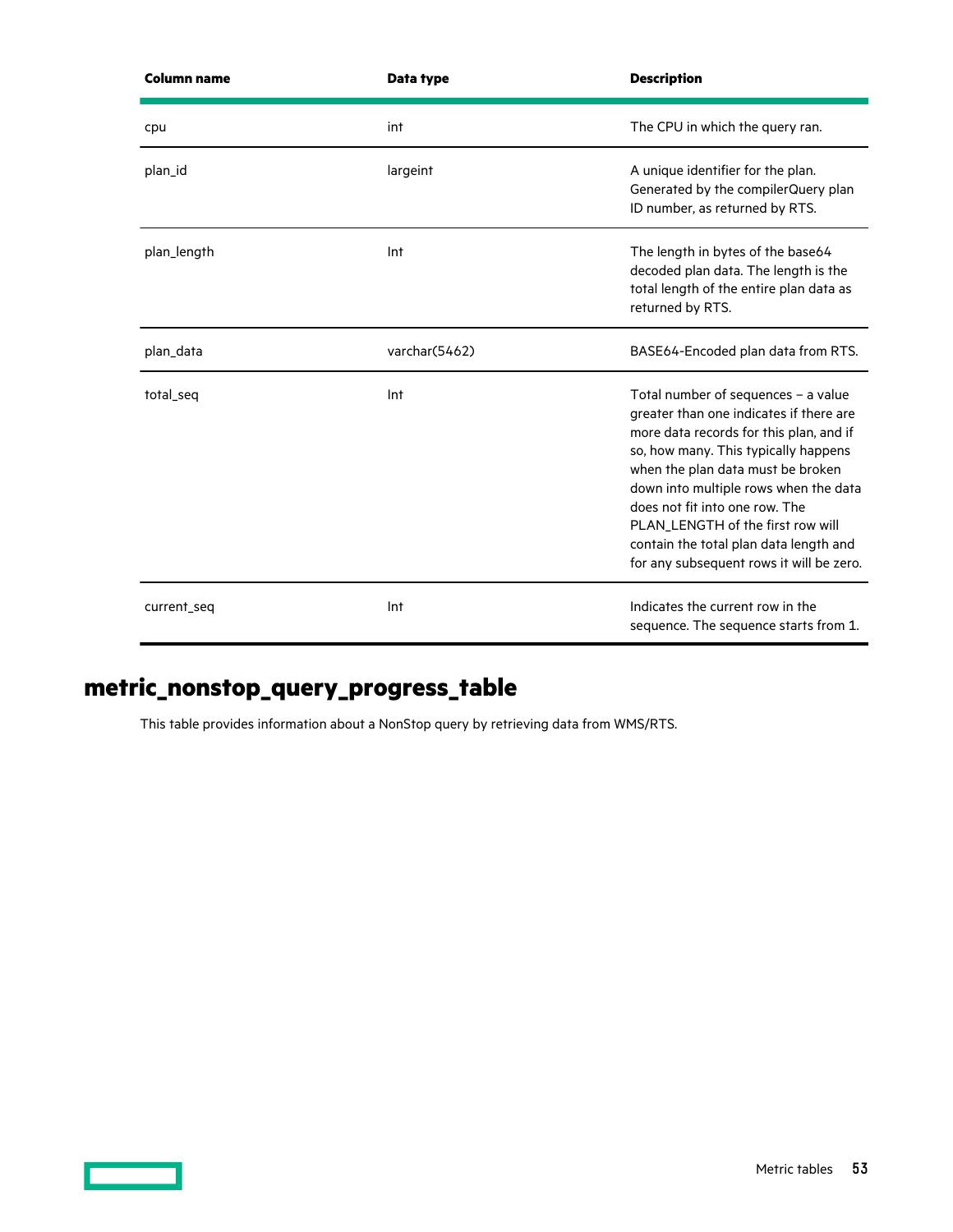| Column name | Data type | Description |
| --- | --- | --- |
| cpu | int | The CPU in which the query ran. |
| plan_id | largeint | A unique identifier for the plan. Generated by the compilerQuery plan ID number, as returned by RTS. |
| plan_length | Int | The length in bytes of the base64 decoded plan data. The length is the total length of the entire plan data as returned by RTS. |
| plan_data | varchar(5462) | BASE64-Encoded plan data from RTS. |
| total_seq | Int | Total number of sequences – a value greater than one indicates if there are more data records for this plan, and if so, how many. This typically happens when the plan data must be broken down into multiple rows when the data does not fit into one row. The PLAN_LENGTH of the first row will contain the total plan data length and for any subsequent rows it will be zero. |
| current_seq | Int | Indicates the current row in the sequence. The sequence starts from 1. |

## metric_nonstop_query_progress_table

This table provides information about a NonStop query by retrieving data from WMS/RTS.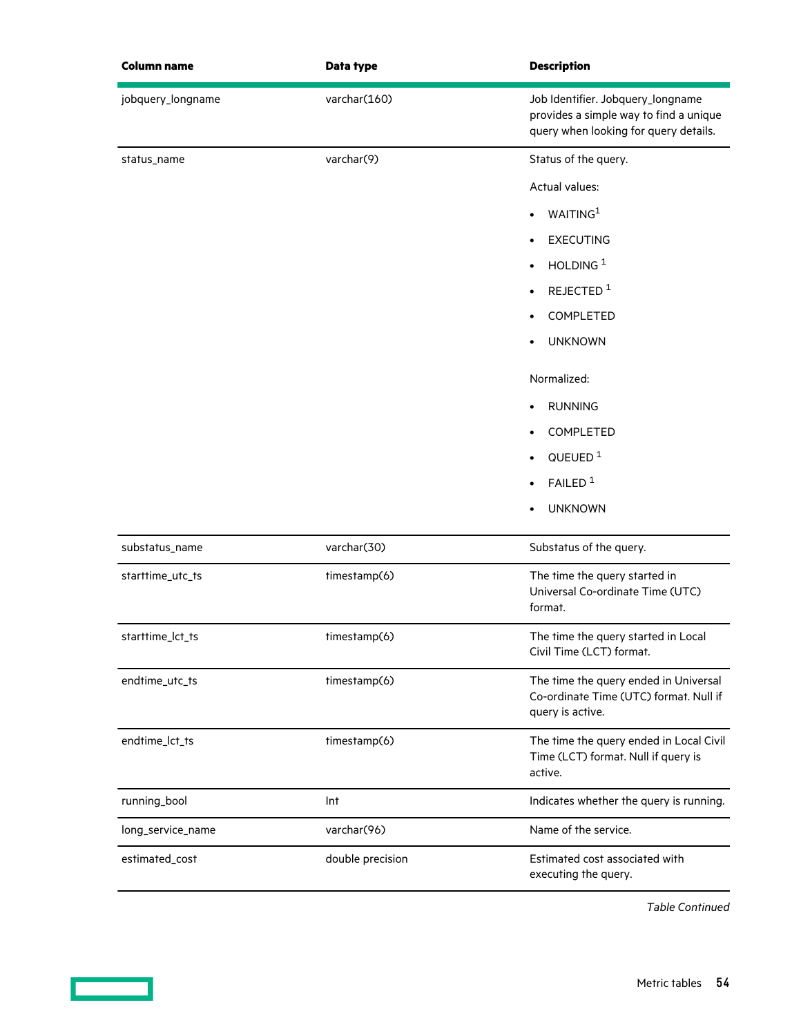| Column name | Data type | Description |
| --- | --- | --- |
| jobquery_longname | varchar(160) | Job Identifier. Jobquery_longname provides a simple way to find a unique query when looking for query details. |
| status_name | varchar(9) | Status of the query.<br><br>Actual values:<br><br>• WAITING[1]<br>• EXECUTING<br>• HOLDING [1]<br>• REJECTED [1]<br>• COMPLETED<br>• UNKNOWN<br><br>Normalized:<br><br>• RUNNING<br>• COMPLETED<br>• QUEUED [1]<br>• FAILED [1]<br>• UNKNOWN |
| substatus_name | varchar(30) | Substatus of the query. |
| starttime_utc_ts | timestamp(6) | The time the query started in Universal Co-ordinate Time (UTC) format. |
| starttime_lct_ts | timestamp(6) | The time the query started in Local Civil Time (LCT) format. |
| endtime_utc_ts | timestamp(6) | The time the query ended in Universal Co-ordinate Time (UTC) format. Null if query is active. |
| endtime_lct_ts | timestamp(6) | The time the query ended in Local Civil Time (LCT) format. Null if query is active. |
| running_bool | Int | Indicates whether the query is running. |
| long_service_name | varchar(96) | Name of the service. |
| estimated_cost | double precision | Estimated cost associated with executing the query. |

*Table Continued*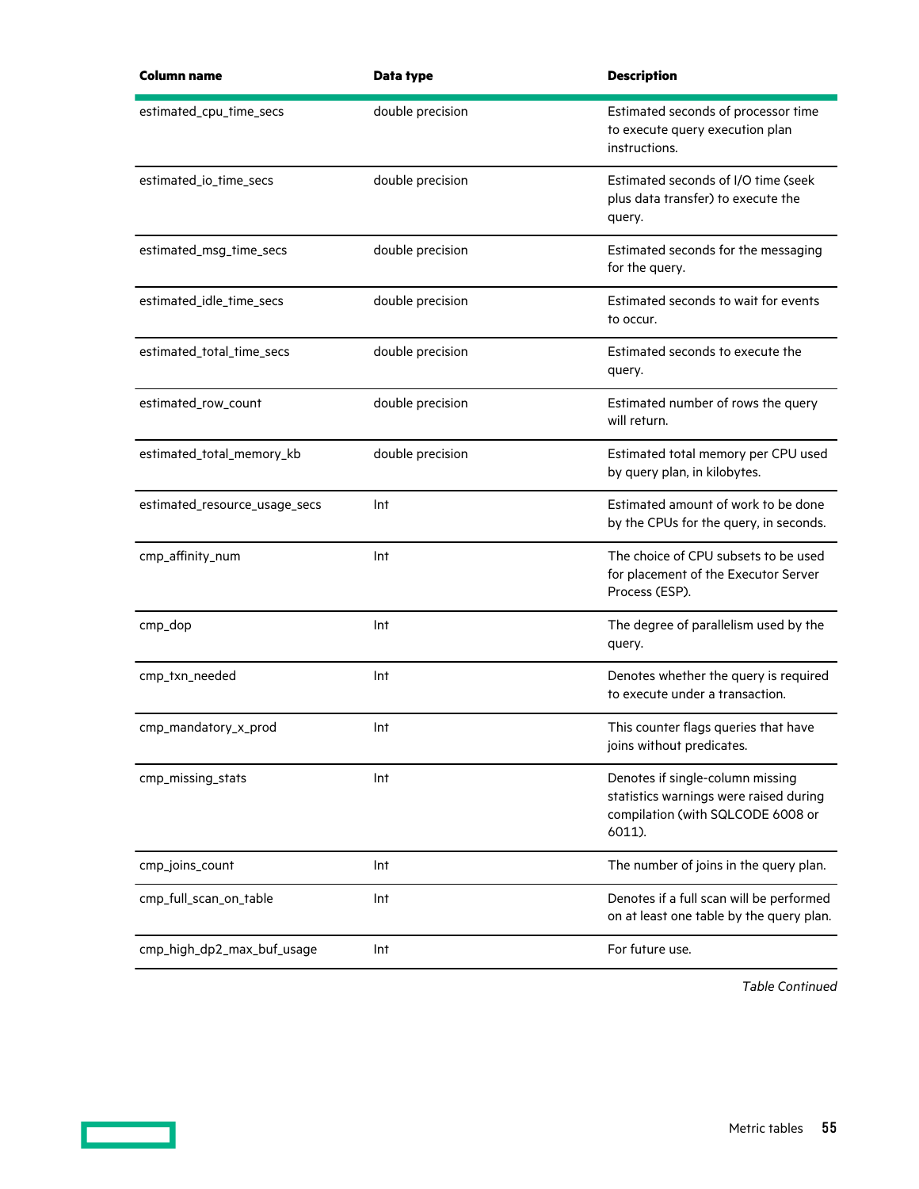| Column name | Data type | Description |
|---|---|---|
| estimated_cpu_time_secs | double precision | Estimated seconds of processor time to execute query execution plan instructions. |
| estimated_io_time_secs | double precision | Estimated seconds of I/O time (seek plus data transfer) to execute the query. |
| estimated_msg_time_secs | double precision | Estimated seconds for the messaging for the query. |
| estimated_idle_time_secs | double precision | Estimated seconds to wait for events to occur. |
| estimated_total_time_secs | double precision | Estimated seconds to execute the query. |
| estimated_row_count | double precision | Estimated number of rows the query will return. |
| estimated_total_memory_kb | double precision | Estimated total memory per CPU used by query plan, in kilobytes. |
| estimated_resource_usage_secs | Int | Estimated amount of work to be done by the CPUs for the query, in seconds. |
| cmp_affinity_num | Int | The choice of CPU subsets to be used for placement of the Executor Server Process (ESP). |
| cmp_dop | Int | The degree of parallelism used by the query. |
| cmp_txn_needed | Int | Denotes whether the query is required to execute under a transaction. |
| cmp_mandatory_x_prod | Int | This counter flags queries that have joins without predicates. |
| cmp_missing_stats | Int | Denotes if single-column missing statistics warnings were raised during compilation (with SQLCODE 6008 or 6011). |
| cmp_joins_count | Int | The number of joins in the query plan. |
| cmp_full_scan_on_table | Int | Denotes if a full scan will be performed on at least one table by the query plan. |
| cmp_high_dp2_max_buf_usage | Int | For future use. |

*Table Continued*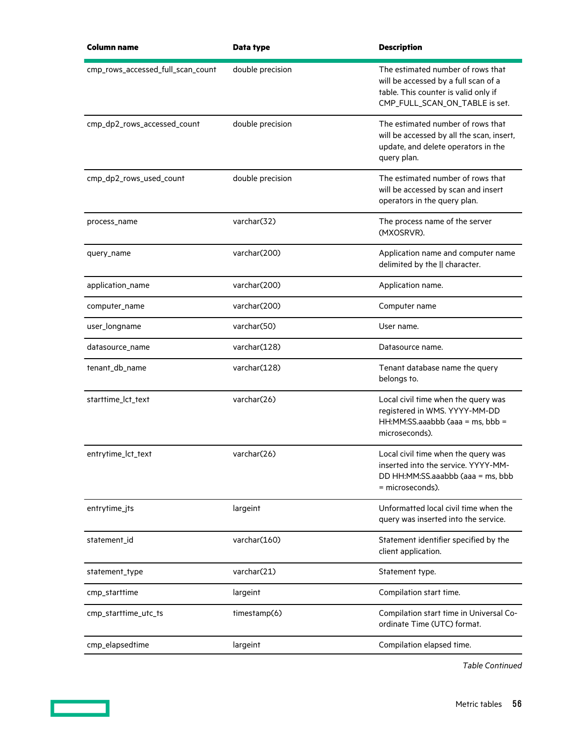| Column name | Data type | Description |
|---|---|---|
| cmp_rows_accessed_full_scan_count | double precision | The estimated number of rows that will be accessed by a full scan of a table. This counter is valid only if CMP_FULL_SCAN_ON_TABLE is set. |
| cmp_dp2_rows_accessed_count | double precision | The estimated number of rows that will be accessed by all the scan, insert, update, and delete operators in the query plan. |
| cmp_dp2_rows_used_count | double precision | The estimated number of rows that will be accessed by scan and insert operators in the query plan. |
| process_name | varchar(32) | The process name of the server (MXOSRVR). |
| query_name | varchar(200) | Application name and computer name delimited by the \|\| character. |
| application_name | varchar(200) | Application name. |
| computer_name | varchar(200) | Computer name |
| user_longname | varchar(50) | User name. |
| datasource_name | varchar(128) | Datasource name. |
| tenant_db_name | varchar(128) | Tenant database name the query belongs to. |
| starttime_lct_text | varchar(26) | Local civil time when the query was registered in WMS. YYYY-MM-DD HH:MM:SS.aaabbb (aaa = ms, bbb = microseconds). |
| entrytime_lct_text | varchar(26) | Local civil time when the query was inserted into the service. YYYY-MM-DD HH:MM:SS.aaabbb (aaa = ms, bbb = microseconds). |
| entrytime_jts | largeint | Unformatted local civil time when the query was inserted into the service. |
| statement_id | varchar(160) | Statement identifier specified by the client application. |
| statement_type | varchar(21) | Statement type. |
| cmp_starttime | largeint | Compilation start time. |
| cmp_starttime_utc_ts | timestamp(6) | Compilation start time in Universal Co-ordinate Time (UTC) format. |
| cmp_elapsedtime | largeint | Compilation elapsed time. |

*Table Continued*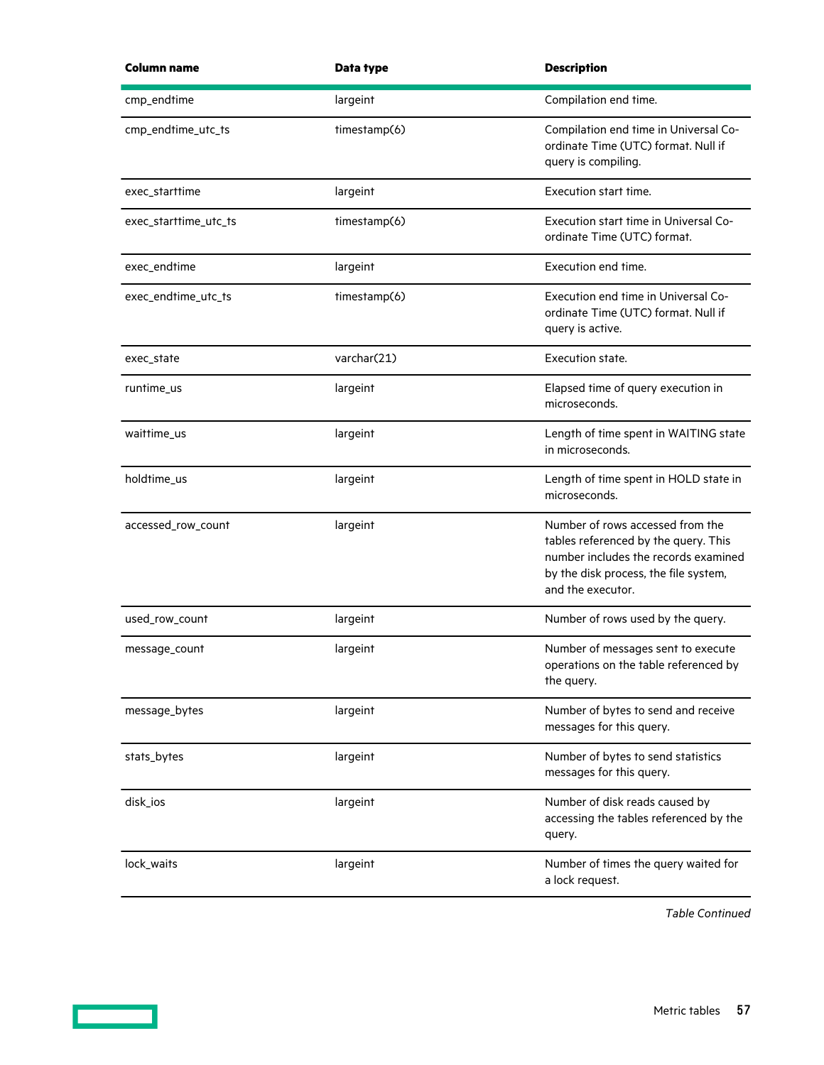| Column name | Data type | Description |
|---|---|---|
| cmp_endtime | largeint | Compilation end time. |
| cmp_endtime_utc_ts | timestamp(6) | Compilation end time in Universal Co-ordinate Time (UTC) format. Null if query is compiling. |
| exec_starttime | largeint | Execution start time. |
| exec_starttime_utc_ts | timestamp(6) | Execution start time in Universal Co-ordinate Time (UTC) format. |
| exec_endtime | largeint | Execution end time. |
| exec_endtime_utc_ts | timestamp(6) | Execution end time in Universal Co-ordinate Time (UTC) format. Null if query is active. |
| exec_state | varchar(21) | Execution state. |
| runtime_us | largeint | Elapsed time of query execution in microseconds. |
| waittime_us | largeint | Length of time spent in WAITING state in microseconds. |
| holdtime_us | largeint | Length of time spent in HOLD state in microseconds. |
| accessed_row_count | largeint | Number of rows accessed from the tables referenced by the query. This number includes the records examined by the disk process, the file system, and the executor. |
| used_row_count | largeint | Number of rows used by the query. |
| message_count | largeint | Number of messages sent to execute operations on the table referenced by the query. |
| message_bytes | largeint | Number of bytes to send and receive messages for this query. |
| stats_bytes | largeint | Number of bytes to send statistics messages for this query. |
| disk_ios | largeint | Number of disk reads caused by accessing the tables referenced by the query. |
| lock_waits | largeint | Number of times the query waited for a lock request. |

*Table Continued*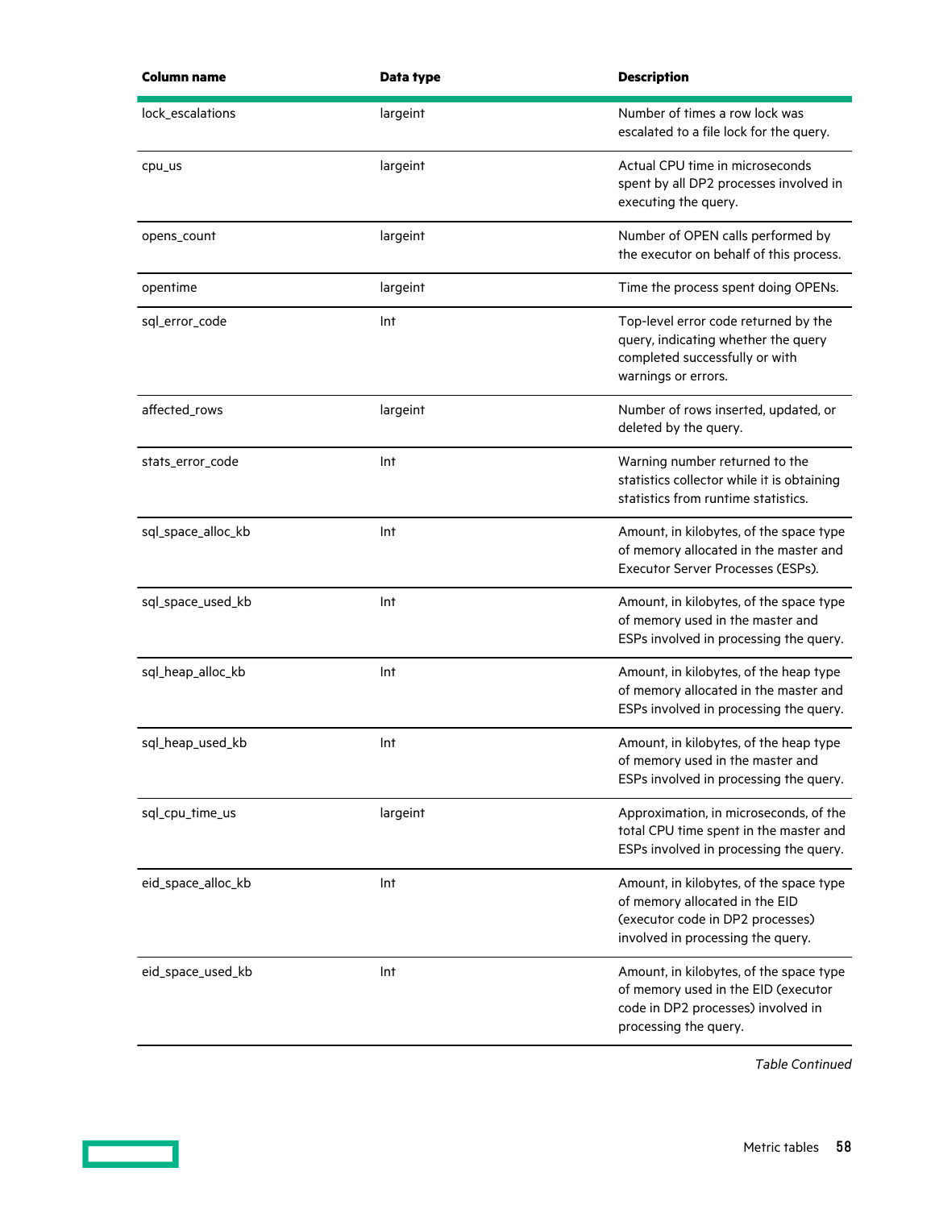| Column name | Data type | Description |
|---|---|---|
| lock_escalations | largeint | Number of times a row lock was escalated to a file lock for the query. |
| cpu_us | largeint | Actual CPU time in microseconds spent by all DP2 processes involved in executing the query. |
| opens_count | largeint | Number of OPEN calls performed by the executor on behalf of this process. |
| opentime | largeint | Time the process spent doing OPENs. |
| sql_error_code | Int | Top-level error code returned by the query, indicating whether the query completed successfully or with warnings or errors. |
| affected_rows | largeint | Number of rows inserted, updated, or deleted by the query. |
| stats_error_code | Int | Warning number returned to the statistics collector while it is obtaining statistics from runtime statistics. |
| sql_space_alloc_kb | Int | Amount, in kilobytes, of the space type of memory allocated in the master and Executor Server Processes (ESPs). |
| sql_space_used_kb | Int | Amount, in kilobytes, of the space type of memory used in the master and ESPs involved in processing the query. |
| sql_heap_alloc_kb | Int | Amount, in kilobytes, of the heap type of memory allocated in the master and ESPs involved in processing the query. |
| sql_heap_used_kb | Int | Amount, in kilobytes, of the heap type of memory used in the master and ESPs involved in processing the query. |
| sql_cpu_time_us | largeint | Approximation, in microseconds, of the total CPU time spent in the master and ESPs involved in processing the query. |
| eid_space_alloc_kb | Int | Amount, in kilobytes, of the space type of memory allocated in the EID (executor code in DP2 processes) involved in processing the query. |
| eid_space_used_kb | Int | Amount, in kilobytes, of the space type of memory used in the EID (executor code in DP2 processes) involved in processing the query. |

*Table Continued*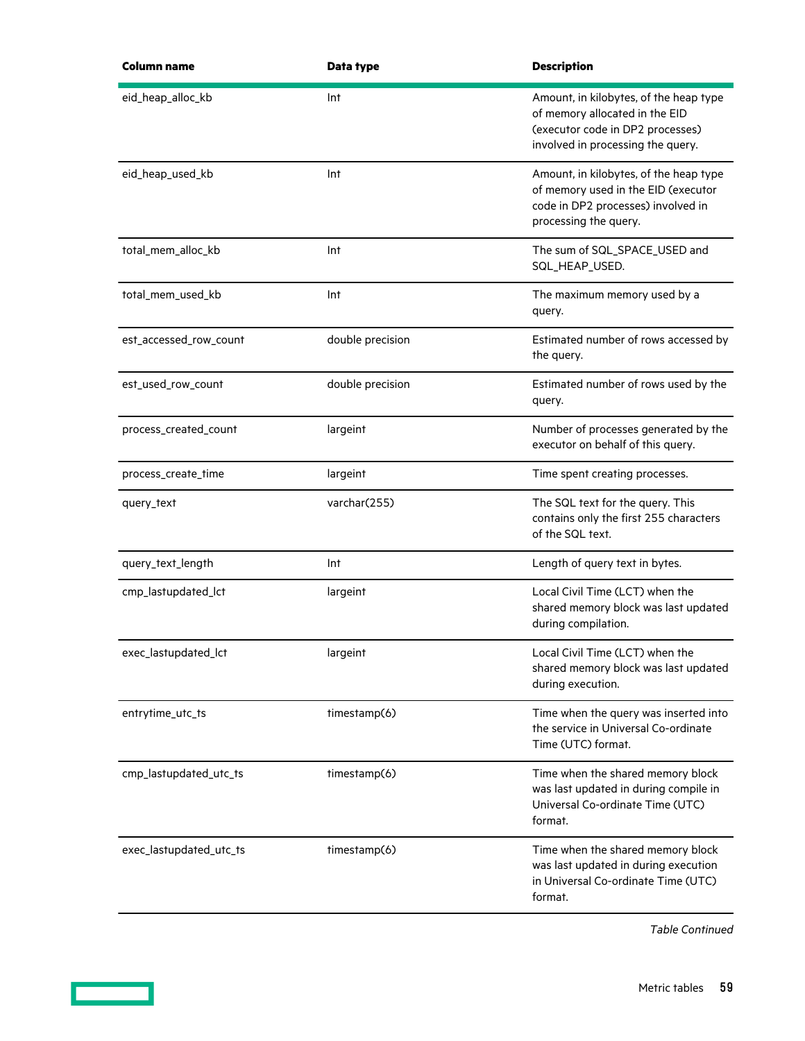| Column name | Data type | Description |
|---|---|---|
| eid_heap_alloc_kb | Int | Amount, in kilobytes, of the heap type of memory allocated in the EID (executor code in DP2 processes) involved in processing the query. |
| eid_heap_used_kb | Int | Amount, in kilobytes, of the heap type of memory used in the EID (executor code in DP2 processes) involved in processing the query. |
| total_mem_alloc_kb | Int | The sum of SQL_SPACE_USED and SQL_HEAP_USED. |
| total_mem_used_kb | Int | The maximum memory used by a query. |
| est_accessed_row_count | double precision | Estimated number of rows accessed by the query. |
| est_used_row_count | double precision | Estimated number of rows used by the query. |
| process_created_count | largeint | Number of processes generated by the executor on behalf of this query. |
| process_create_time | largeint | Time spent creating processes. |
| query_text | varchar(255) | The SQL text for the query. This contains only the first 255 characters of the SQL text. |
| query_text_length | Int | Length of query text in bytes. |
| cmp_lastupdated_lct | largeint | Local Civil Time (LCT) when the shared memory block was last updated during compilation. |
| exec_lastupdated_lct | largeint | Local Civil Time (LCT) when the shared memory block was last updated during execution. |
| entrytime_utc_ts | timestamp(6) | Time when the query was inserted into the service in Universal Co-ordinate Time (UTC) format. |
| cmp_lastupdated_utc_ts | timestamp(6) | Time when the shared memory block was last updated in during compile in Universal Co-ordinate Time (UTC) format. |
| exec_lastupdated_utc_ts | timestamp(6) | Time when the shared memory block was last updated in during execution in Universal Co-ordinate Time (UTC) format. |

*Table Continued*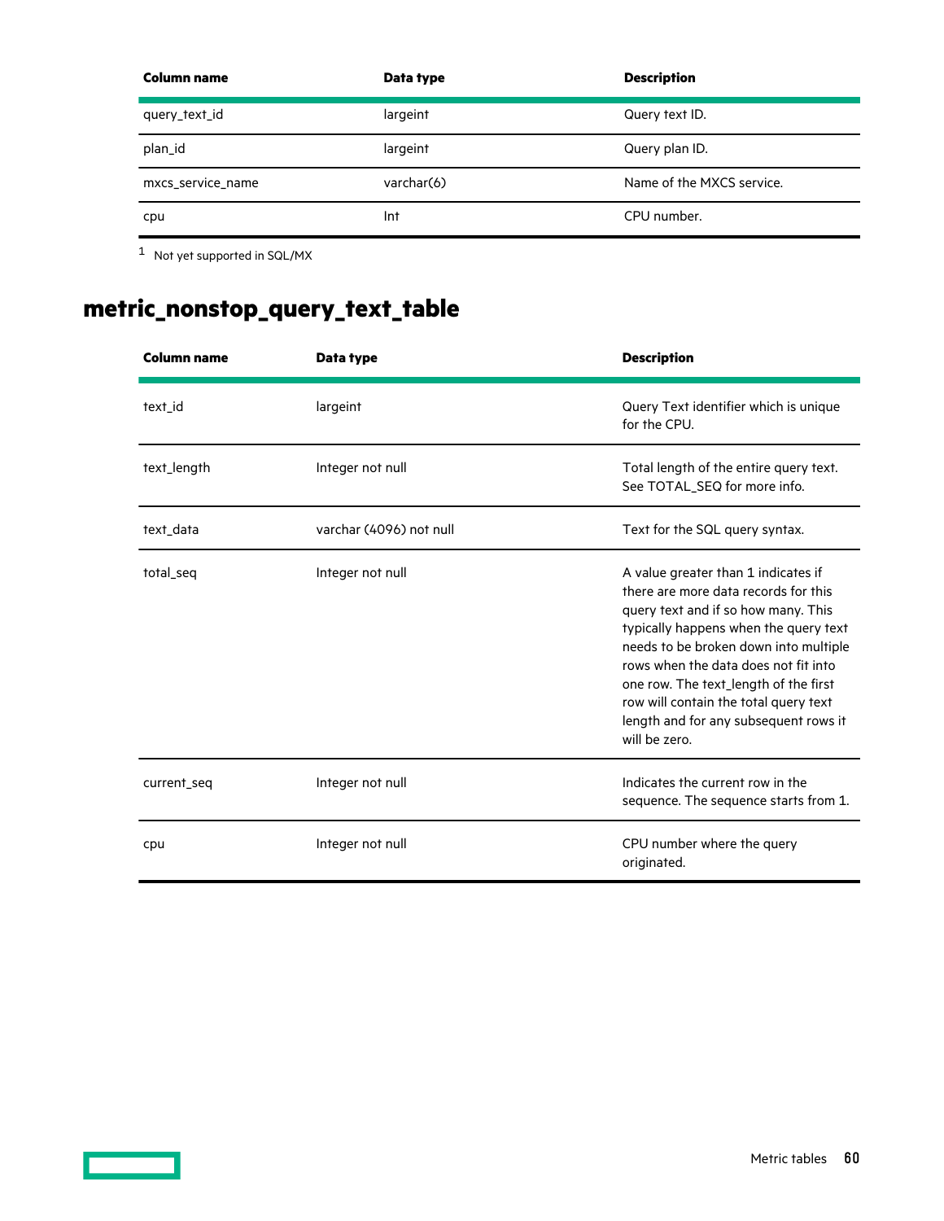| Column name | Data type | Description |
|---|---|---|
| query_text_id | largeint | Query text ID. |
| plan_id | largeint | Query plan ID. |
| mxcs_service_name | varchar(6) | Name of the MXCS service. |
| cpu | Int | CPU number. |

[1] Not yet supported in SQL/MX

## metric_nonstop_query_text_table

| Column name | Data type | Description |
|---|---|---|
| text_id | largeint | Query Text identifier which is unique for the CPU. |
| text_length | Integer not null | Total length of the entire query text. See TOTAL_SEQ for more info. |
| text_data | varchar (4096) not null | Text for the SQL query syntax. |
| total_seq | Integer not null | A value greater than 1 indicates if there are more data records for this query text and if so how many. This typically happens when the query text needs to be broken down into multiple rows when the data does not fit into one row. The text_length of the first row will contain the total query text length and for any subsequent rows it will be zero. |
| current_seq | Integer not null | Indicates the current row in the sequence. The sequence starts from 1. |
| cpu | Integer not null | CPU number where the query originated. |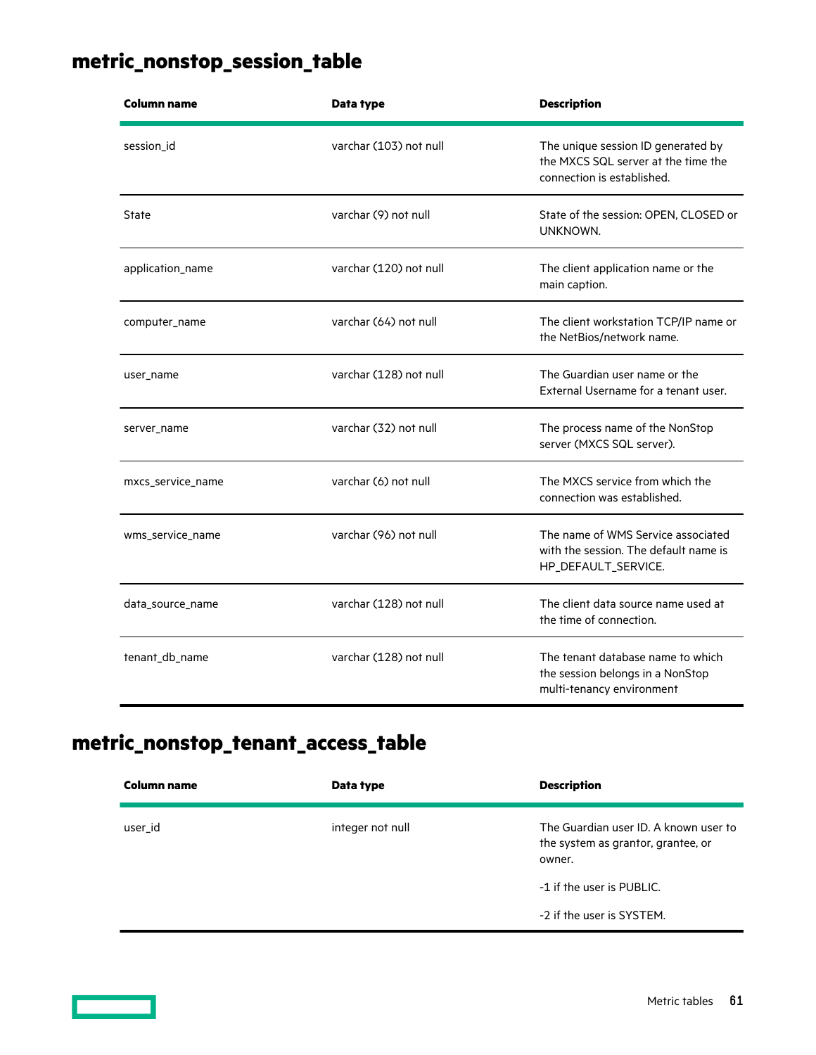## metric_nonstop_session_table

| Column name | Data type | Description |
| --- | --- | --- |
| session_id | varchar (103) not null | The unique session ID generated by the MXCS SQL server at the time the connection is established. |
| State | varchar (9) not null | State of the session: OPEN, CLOSED or UNKNOWN. |
| application_name | varchar (120) not null | The client application name or the main caption. |
| computer_name | varchar (64) not null | The client workstation TCP/IP name or the NetBios/network name. |
| user_name | varchar (128) not null | The Guardian user name or the External Username for a tenant user. |
| server_name | varchar (32) not null | The process name of the NonStop server (MXCS SQL server). |
| mxcs_service_name | varchar (6) not null | The MXCS service from which the connection was established. |
| wms_service_name | varchar (96) not null | The name of WMS Service associated with the session. The default name is HP_DEFAULT_SERVICE. |
| data_source_name | varchar (128) not null | The client data source name used at the time of connection. |
| tenant_db_name | varchar (128) not null | The tenant database name to which the session belongs in a NonStop multi-tenancy environment |

## metric_nonstop_tenant_access_table

| Column name | Data type | Description |
| --- | --- | --- |
| user_id | integer not null | The Guardian user ID. A known user to the system as grantor, grantee, or owner.<br><br>-1 if the user is PUBLIC.<br><br>-2 if the user is SYSTEM. |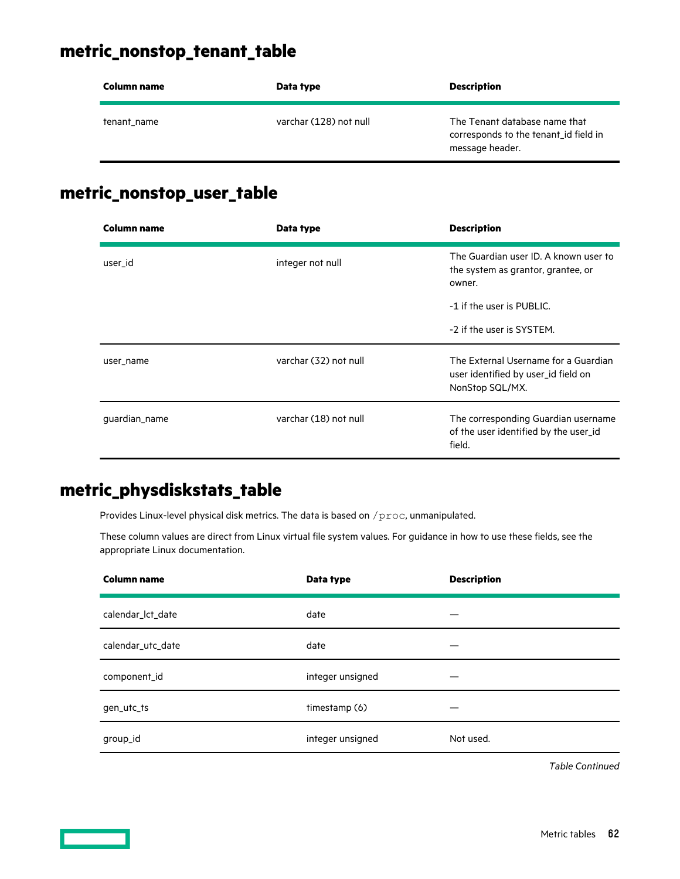## metric_nonstop_tenant_table

| Column name | Data type | Description |
|---|---|---|
| tenant_name | varchar (128) not null | The Tenant database name that corresponds to the tenant_id field in message header. |

## metric_nonstop_user_table

| Column name | Data type | Description |
|---|---|---|
| user_id | integer not null | The Guardian user ID. A known user to the system as grantor, grantee, or owner.<br><br>-1 if the user is PUBLIC.<br><br>-2 if the user is SYSTEM. |
| user_name | varchar (32) not null | The External Username for a Guardian user identified by user_id field on NonStop SQL/MX. |
| guardian_name | varchar (18) not null | The corresponding Guardian username of the user identified by the user_id field. |

## metric_physdiskstats_table

Provides Linux-level physical disk metrics. The data is based on `/proc`, unmanipulated.

These column values are direct from Linux virtual file system values. For guidance in how to use these fields, see the appropriate Linux documentation.

| Column name | Data type | Description |
|---|---|---|
| calendar_lct_date | date | — |
| calendar_utc_date | date | — |
| component_id | integer unsigned | — |
| gen_utc_ts | timestamp (6) | — |
| group_id | integer unsigned | Not used. |

*Table Continued*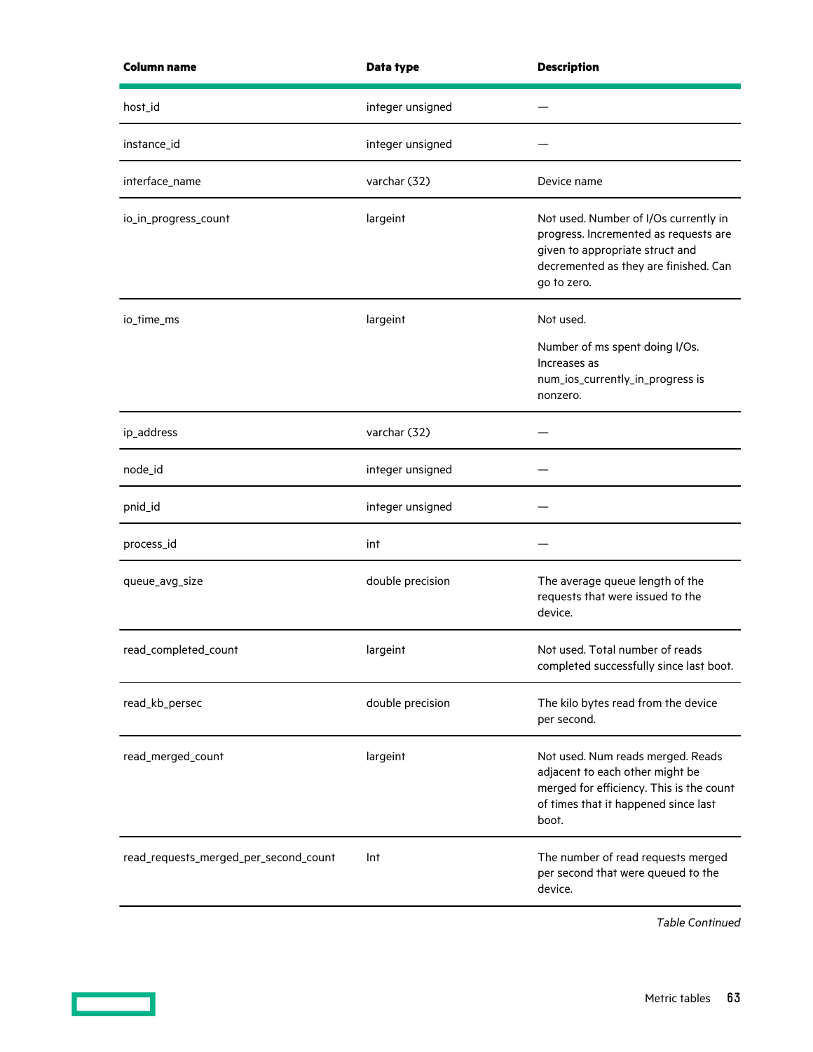| Column name | Data type | Description |
|---|---|---|
| host_id | integer unsigned | — |
| instance_id | integer unsigned | — |
| interface_name | varchar (32) | Device name |
| io_in_progress_count | largeint | Not used. Number of I/Os currently in progress. Incremented as requests are given to appropriate struct and decremented as they are finished. Can go to zero. |
| io_time_ms | largeint | Not used.<br><br>Number of ms spent doing I/Os. Increases as num_ios_currently_in_progress is nonzero. |
| ip_address | varchar (32) | — |
| node_id | integer unsigned | — |
| pnid_id | integer unsigned | — |
| process_id | int | — |
| queue_avg_size | double precision | The average queue length of the requests that were issued to the device. |
| read_completed_count | largeint | Not used. Total number of reads completed successfully since last boot. |
| read_kb_persec | double precision | The kilo bytes read from the device per second. |
| read_merged_count | largeint | Not used. Num reads merged. Reads adjacent to each other might be merged for efficiency. This is the count of times that it happened since last boot. |
| read_requests_merged_per_second_count | Int | The number of read requests merged per second that were queued to the device. |

*Table Continued*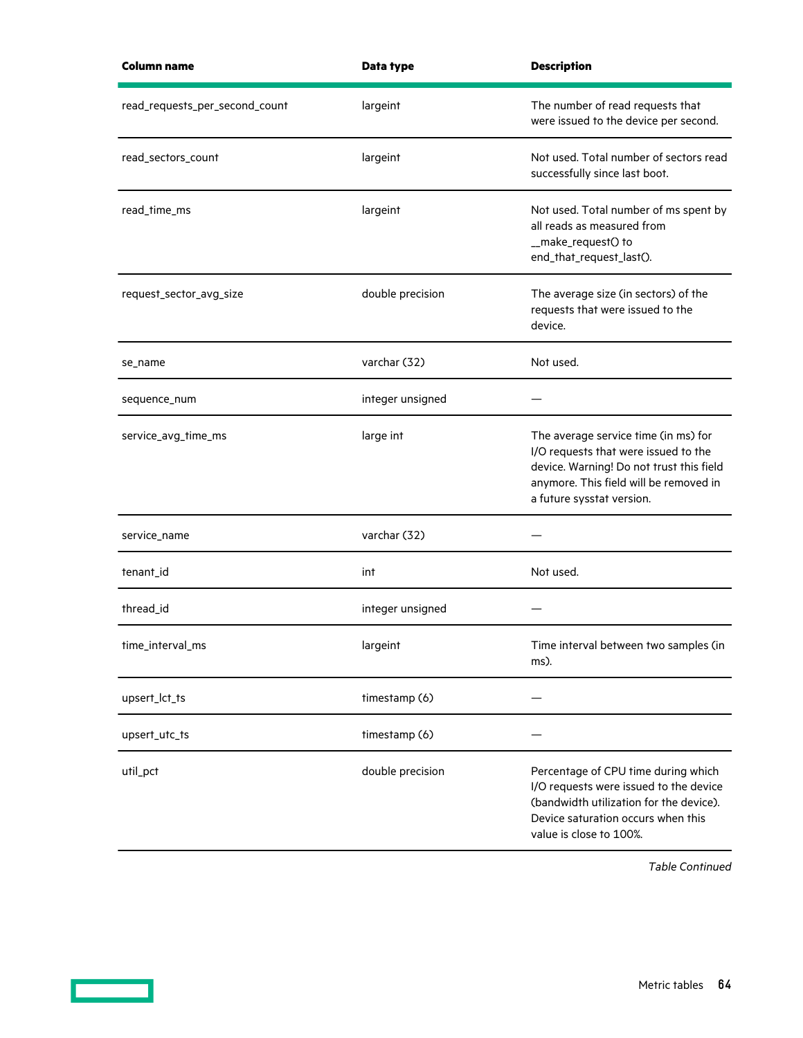| Column name | Data type | Description |
|---|---|---|
| read_requests_per_second_count | largeint | The number of read requests that were issued to the device per second. |
| read_sectors_count | largeint | Not used. Total number of sectors read successfully since last boot. |
| read_time_ms | largeint | Not used. Total number of ms spent by all reads as measured from __make_request() to end_that_request_last(). |
| request_sector_avg_size | double precision | The average size (in sectors) of the requests that were issued to the device. |
| se_name | varchar (32) | Not used. |
| sequence_num | integer unsigned | — |
| service_avg_time_ms | large int | The average service time (in ms) for I/O requests that were issued to the device. Warning! Do not trust this field anymore. This field will be removed in a future sysstat version. |
| service_name | varchar (32) | — |
| tenant_id | int | Not used. |
| thread_id | integer unsigned | — |
| time_interval_ms | largeint | Time interval between two samples (in ms). |
| upsert_lct_ts | timestamp (6) | — |
| upsert_utc_ts | timestamp (6) | — |
| util_pct | double precision | Percentage of CPU time during which I/O requests were issued to the device (bandwidth utilization for the device). Device saturation occurs when this value is close to 100%. |

*Table Continued*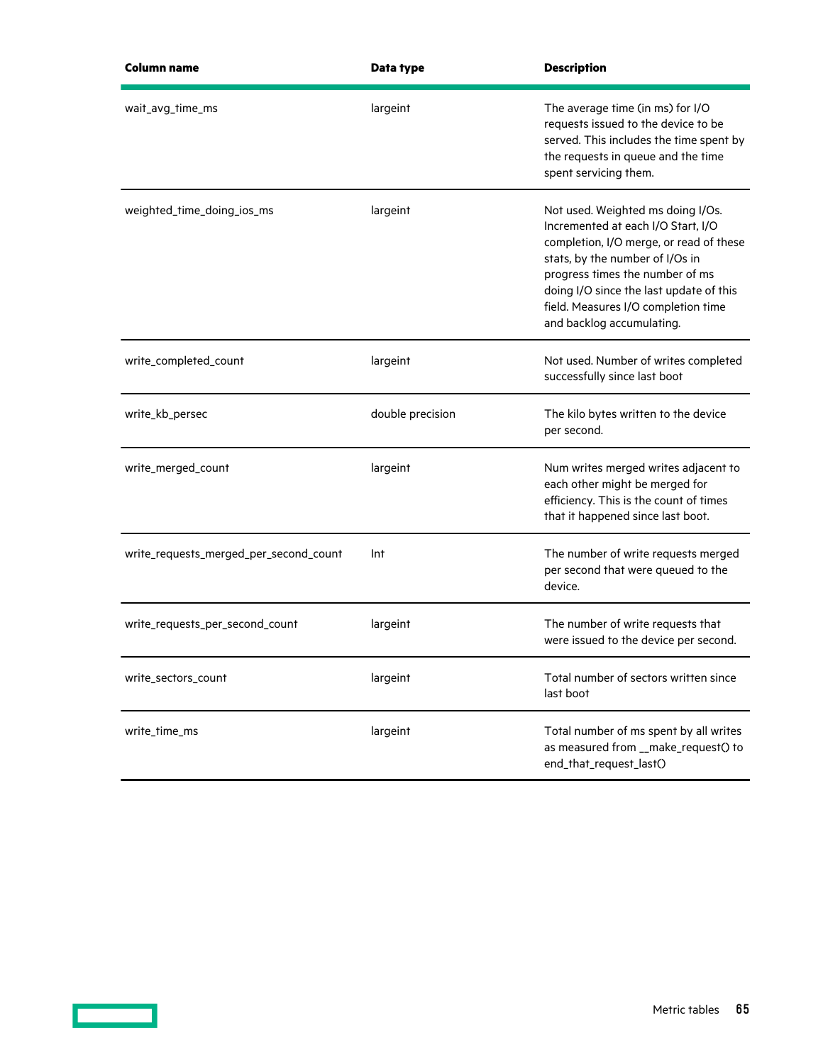| Column name | Data type | Description |
|---|---|---|
| wait_avg_time_ms | largeint | The average time (in ms) for I/O requests issued to the device to be served. This includes the time spent by the requests in queue and the time spent servicing them. |
| weighted_time_doing_ios_ms | largeint | Not used. Weighted ms doing I/Os. Incremented at each I/O Start, I/O completion, I/O merge, or read of these stats, by the number of I/Os in progress times the number of ms doing I/O since the last update of this field. Measures I/O completion time and backlog accumulating. |
| write_completed_count | largeint | Not used. Number of writes completed successfully since last boot |
| write_kb_persec | double precision | The kilo bytes written to the device per second. |
| write_merged_count | largeint | Num writes merged writes adjacent to each other might be merged for efficiency. This is the count of times that it happened since last boot. |
| write_requests_merged_per_second_count | Int | The number of write requests merged per second that were queued to the device. |
| write_requests_per_second_count | largeint | The number of write requests that were issued to the device per second. |
| write_sectors_count | largeint | Total number of sectors written since last boot |
| write_time_ms | largeint | Total number of ms spent by all writes as measured from __make_request() to end_that_request_last() |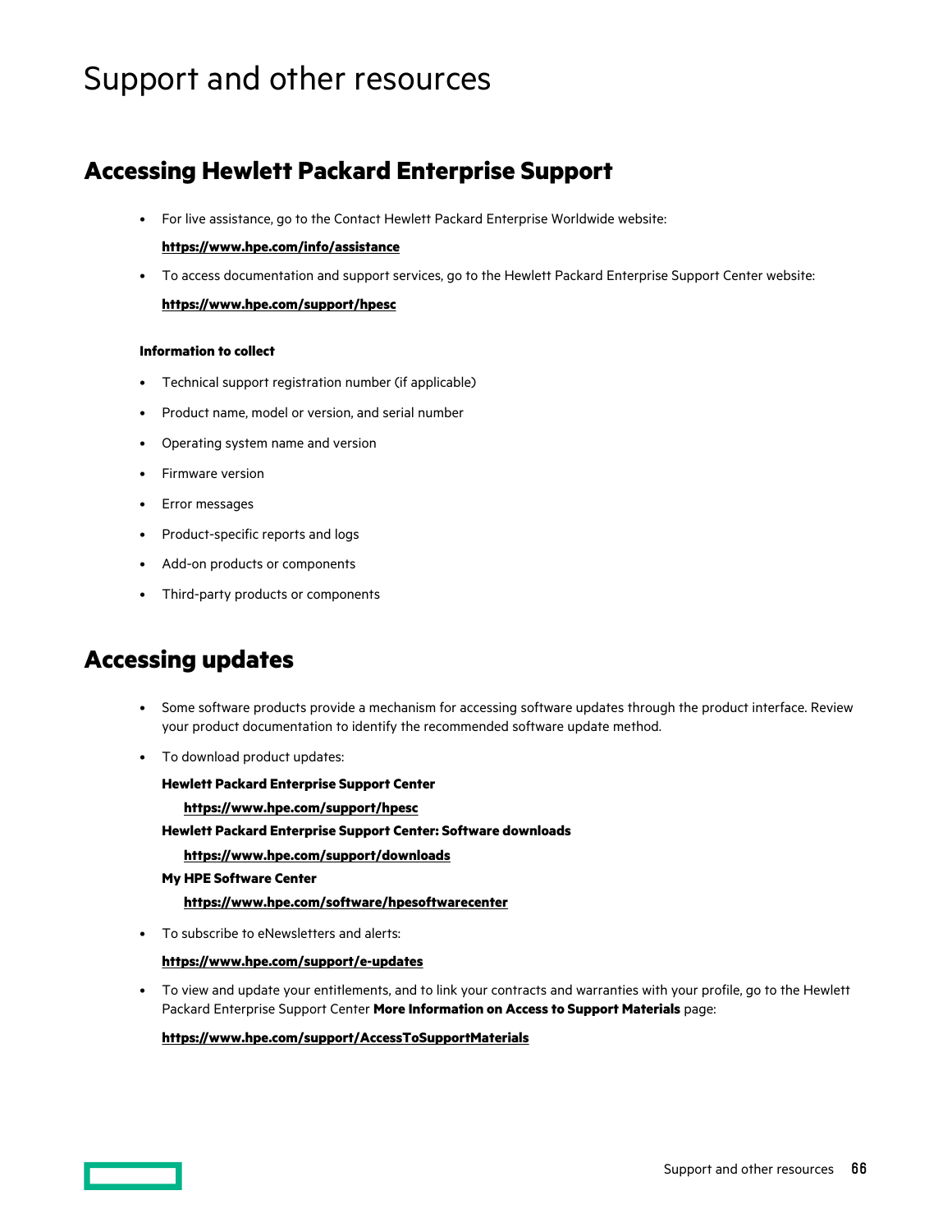# Support and other resources

## Accessing Hewlett Packard Enterprise Support

- For live assistance, go to the Contact Hewlett Packard Enterprise Worldwide website:

  **https://www.hpe.com/info/assistance**

- To access documentation and support services, go to the Hewlett Packard Enterprise Support Center website:

  **https://www.hpe.com/support/hpesc**

### Information to collect

- Technical support registration number (if applicable)
- Product name, model or version, and serial number
- Operating system name and version
- Firmware version
- Error messages
- Product-specific reports and logs
- Add-on products or components
- Third-party products or components

## Accessing updates

- Some software products provide a mechanism for accessing software updates through the product interface. Review your product documentation to identify the recommended software update method.
- To download product updates:

  **Hewlett Packard Enterprise Support Center**

  **https://www.hpe.com/support/hpesc**

  **Hewlett Packard Enterprise Support Center: Software downloads**

  **https://www.hpe.com/support/downloads**

  **My HPE Software Center**

  **https://www.hpe.com/software/hpesoftwarecenter**

- To subscribe to eNewsletters and alerts:

  **https://www.hpe.com/support/e-updates**

- To view and update your entitlements, and to link your contracts and warranties with your profile, go to the Hewlett Packard Enterprise Support Center **More Information on Access to Support Materials** page:

  **https://www.hpe.com/support/AccessToSupportMaterials**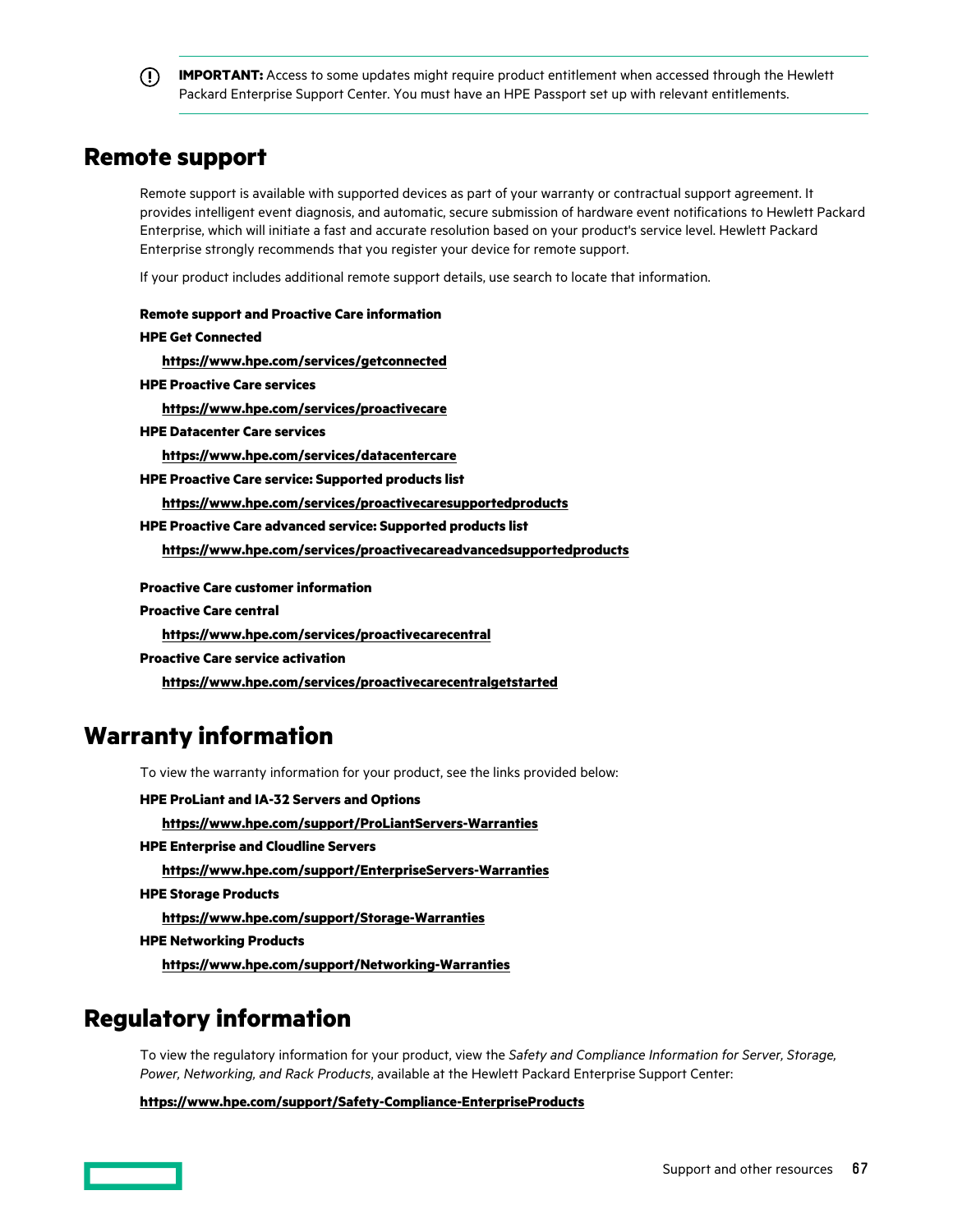**IMPORTANT:** Access to some updates might require product entitlement when accessed through the Hewlett Packard Enterprise Support Center. You must have an HPE Passport set up with relevant entitlements.

# Remote support

Remote support is available with supported devices as part of your warranty or contractual support agreement. It provides intelligent event diagnosis, and automatic, secure submission of hardware event notifications to Hewlett Packard Enterprise, which will initiate a fast and accurate resolution based on your product's service level. Hewlett Packard Enterprise strongly recommends that you register your device for remote support.

If your product includes additional remote support details, use search to locate that information.

**Remote support and Proactive Care information**

**HPE Get Connected**

**https://www.hpe.com/services/getconnected**

**HPE Proactive Care services**

**https://www.hpe.com/services/proactivecare**

**HPE Datacenter Care services**

**https://www.hpe.com/services/datacentercare**

**HPE Proactive Care service: Supported products list**

**https://www.hpe.com/services/proactivecaresupportedproducts**

**HPE Proactive Care advanced service: Supported products list**

**https://www.hpe.com/services/proactivecareadvancedsupportedproducts**

**Proactive Care customer information**

**Proactive Care central**

**https://www.hpe.com/services/proactivecarecentral**

**Proactive Care service activation**

**https://www.hpe.com/services/proactivecarecentralgetstarted**

# Warranty information

To view the warranty information for your product, see the links provided below:

**HPE ProLiant and IA-32 Servers and Options**

**https://www.hpe.com/support/ProLiantServers-Warranties**

**HPE Enterprise and Cloudline Servers**

**https://www.hpe.com/support/EnterpriseServers-Warranties**

**HPE Storage Products**

**https://www.hpe.com/support/Storage-Warranties**

**HPE Networking Products**

**https://www.hpe.com/support/Networking-Warranties**

# Regulatory information

To view the regulatory information for your product, view the *Safety and Compliance Information for Server, Storage, Power, Networking, and Rack Products*, available at the Hewlett Packard Enterprise Support Center:

**https://www.hpe.com/support/Safety-Compliance-EnterpriseProducts**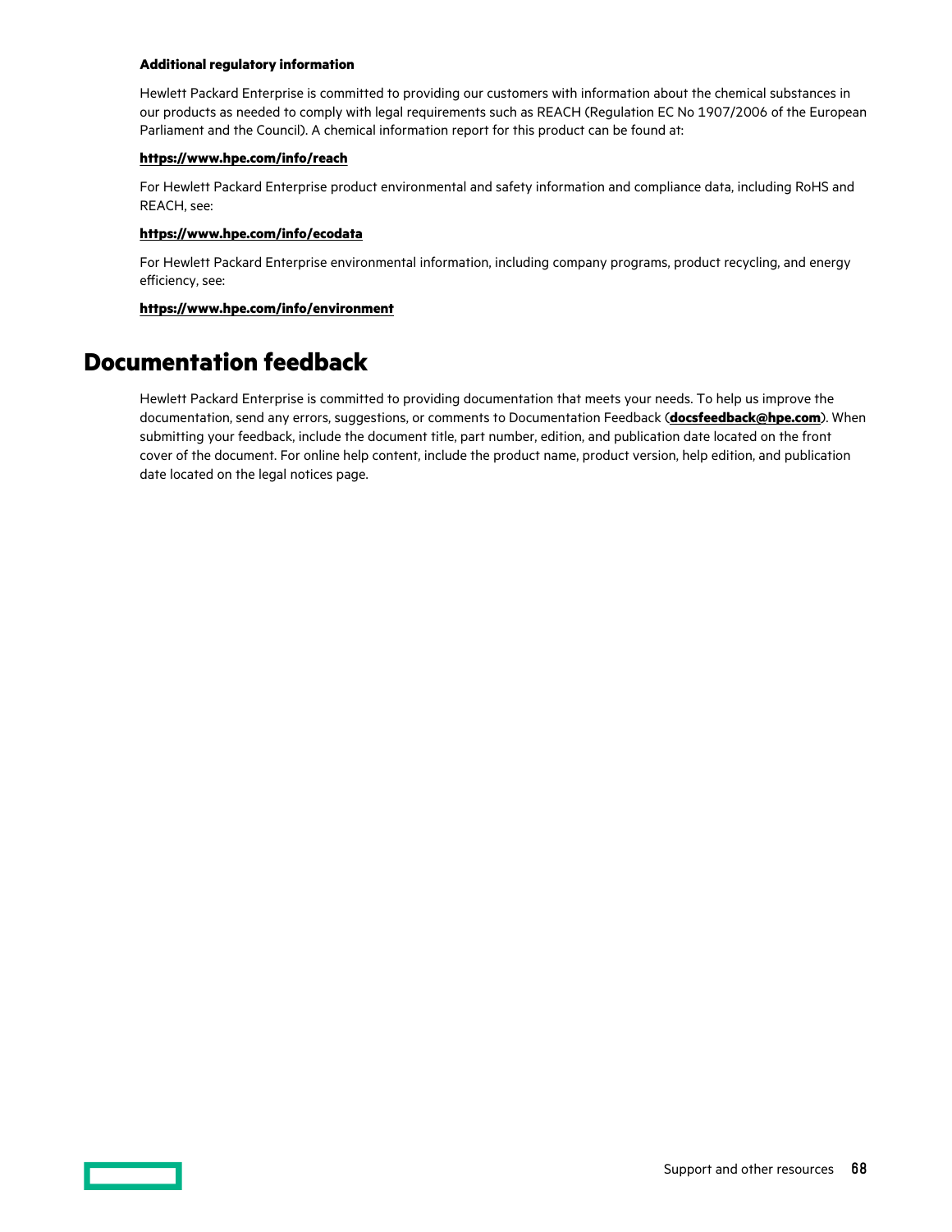### Additional regulatory information

Hewlett Packard Enterprise is committed to providing our customers with information about the chemical substances in our products as needed to comply with legal requirements such as REACH (Regulation EC No 1907/2006 of the European Parliament and the Council). A chemical information report for this product can be found at:

**https://www.hpe.com/info/reach**

For Hewlett Packard Enterprise product environmental and safety information and compliance data, including RoHS and REACH, see:

**https://www.hpe.com/info/ecodata**

For Hewlett Packard Enterprise environmental information, including company programs, product recycling, and energy efficiency, see:

**https://www.hpe.com/info/environment**

## Documentation feedback

Hewlett Packard Enterprise is committed to providing documentation that meets your needs. To help us improve the documentation, send any errors, suggestions, or comments to Documentation Feedback (**docsfeedback@hpe.com**). When submitting your feedback, include the document title, part number, edition, and publication date located on the front cover of the document. For online help content, include the product name, product version, help edition, and publication date located on the legal notices page.